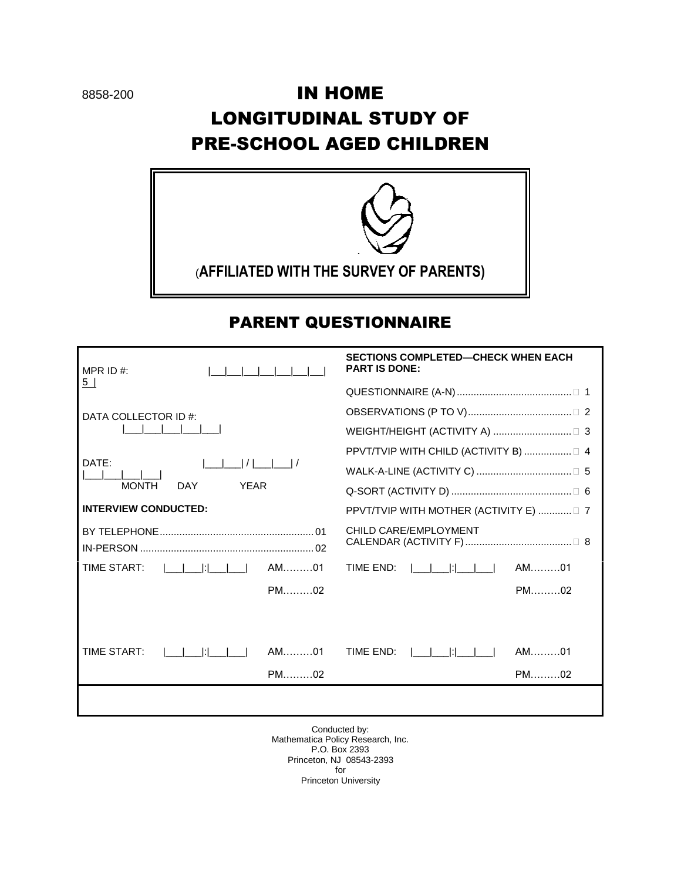8858-200

# IN HOME
# LONGITUDINAL STUDY OF
# PRE-SCHOOL AGED CHILDREN

(AFFILIATED WITH THE SURVEY OF PARENTS)

## PARENT QUESTIONNAIRE

| | |
|---|---|
| MPR ID #: \|\_\_\|\_\_\|\_\_\|\_\_\|\_\_\|\_\_\|\_\_\| 5 \| | **SECTIONS COMPLETED—CHECK WHEN EACH PART IS DONE:** |
| | QUESTIONNAIRE (A-N) .......................................... 1 |
| DATA COLLECTOR ID #: \|\_\_\|\_\_\|\_\_\|\_\_\|\_\_\| | OBSERVATIONS (P TO V) ...................................... 2 |
| | WEIGHT/HEIGHT (ACTIVITY A) ............................ 3 |
| DATE: \|\_\_\|\_\_\| / \|\_\_\|\_\_\| / \|\_\_\|\_\_\|\_\_\|\_\_\| MONTH DAY YEAR | PPVT/TVIP WITH CHILD (ACTIVITY B) ................. 4 |
| | WALK-A-LINE (ACTIVITY C) .................................. 5 |
| | Q-SORT (ACTIVITY D) ........................................... 6 |
| **INTERVIEW CONDUCTED:** | PPVT/TVIP WITH MOTHER (ACTIVITY E) ............ 7 |
| BY TELEPHONE....................................................... 01 | CHILD CARE/EMPLOYMENT CALENDAR (ACTIVITY F) ...................................... 8 |
| IN-PERSON .............................................................. 02 | |
| TIME START: \|\_\_\|\_\_\|:\|\_\_\|\_\_\| AM.........01 PM.........02 | TIME END: \|\_\_\|\_\_\|:\|\_\_\|\_\_\| AM.........01 PM.........02 |
| TIME START: \|\_\_\|\_\_\|:\|\_\_\|\_\_\| AM.........01 PM.........02 | TIME END: \|\_\_\|\_\_\|:\|\_\_\|\_\_\| AM.........01 PM.........02 |

Conducted by:
Mathematica Policy Research, Inc.
P.O. Box 2393
Princeton, NJ 08543-2393
for
Princeton University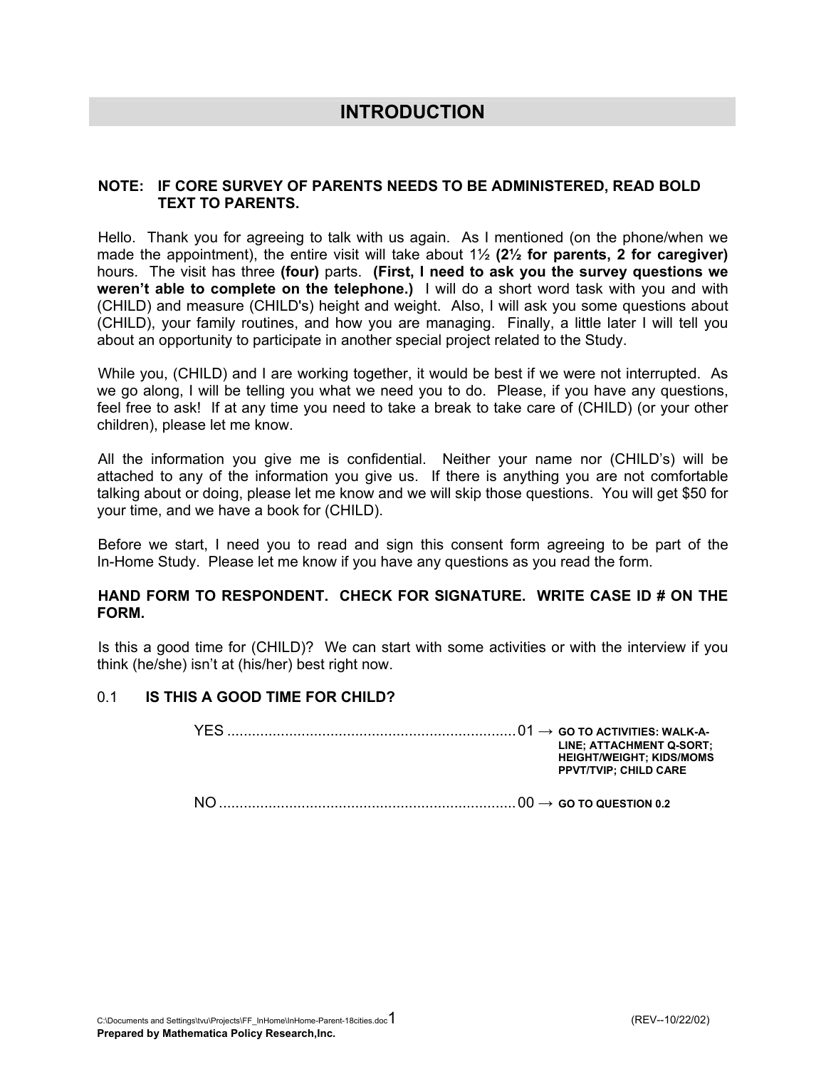# INTRODUCTION

**NOTE: IF CORE SURVEY OF PARENTS NEEDS TO BE ADMINISTERED, READ BOLD TEXT TO PARENTS.**

Hello. Thank you for agreeing to talk with us again. As I mentioned (on the phone/when we made the appointment), the entire visit will take about 1½ **(2½ for parents, 2 for caregiver)** hours. The visit has three **(four)** parts. **(First, I need to ask you the survey questions we weren't able to complete on the telephone.)** I will do a short word task with you and with (CHILD) and measure (CHILD's) height and weight. Also, I will ask you some questions about (CHILD), your family routines, and how you are managing. Finally, a little later I will tell you about an opportunity to participate in another special project related to the Study.

While you, (CHILD) and I are working together, it would be best if we were not interrupted. As we go along, I will be telling you what we need you to do. Please, if you have any questions, feel free to ask! If at any time you need to take a break to take care of (CHILD) (or your other children), please let me know.

All the information you give me is confidential. Neither your name nor (CHILD's) will be attached to any of the information you give us. If there is anything you are not comfortable talking about or doing, please let me know and we will skip those questions. You will get $50 for your time, and we have a book for (CHILD).

Before we start, I need you to read and sign this consent form agreeing to be part of the In-Home Study. Please let me know if you have any questions as you read the form.

**HAND FORM TO RESPONDENT. CHECK FOR SIGNATURE. WRITE CASE ID # ON THE FORM.**

Is this a good time for (CHILD)? We can start with some activities or with the interview if you think (he/she) isn't at (his/her) best right now.

0.1 **IS THIS A GOOD TIME FOR CHILD?**

YES .................................................................... 01 → **GO TO ACTIVITIES: WALK-A-LINE; ATTACHMENT Q-SORT; HEIGHT/WEIGHT; KIDS/MOMS PPVT/TVIP; CHILD CARE**

NO ..................................................................... 00 → **GO TO QUESTION 0.2**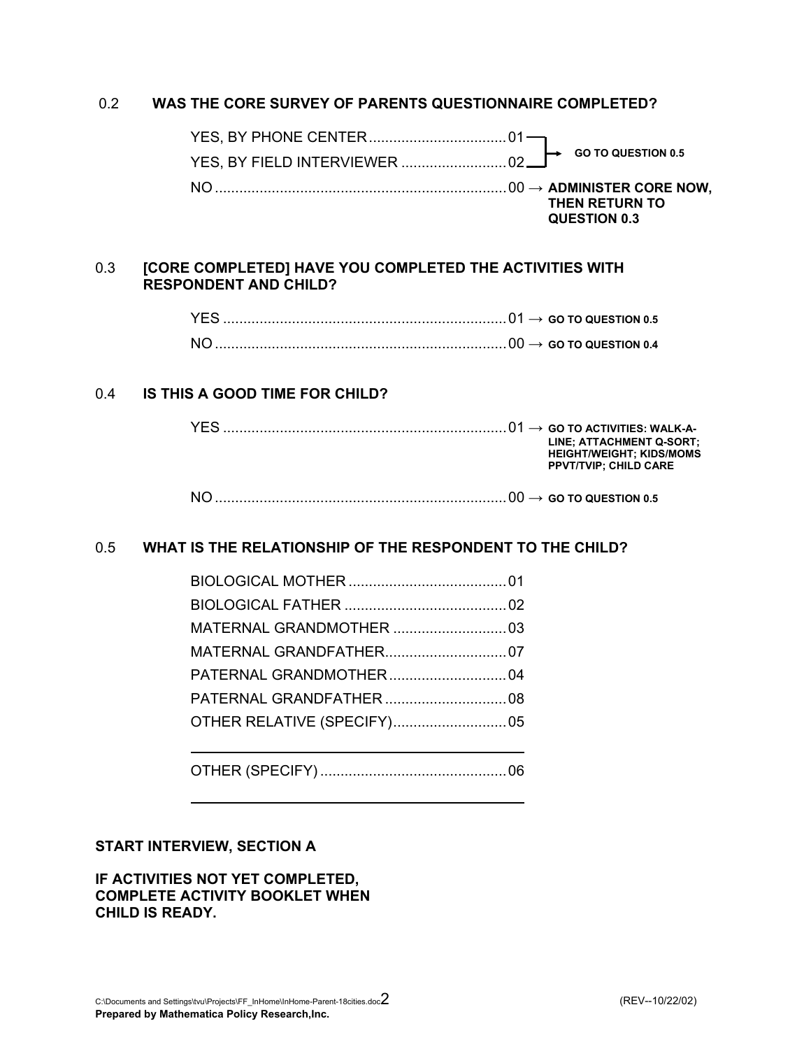0.2 **WAS THE CORE SURVEY OF PARENTS QUESTIONNAIRE COMPLETED?**

YES, BY PHONE CENTER .................................. 01 → **GO TO QUESTION 0.5**
YES, BY FIELD INTERVIEWER .......................... 02 → **GO TO QUESTION 0.5**
NO ........................................................................ 00 → **ADMINISTER CORE NOW, THEN RETURN TO QUESTION 0.3**

0.3 **[CORE COMPLETED] HAVE YOU COMPLETED THE ACTIVITIES WITH RESPONDENT AND CHILD?**

YES ...................................................................... 01 → **GO TO QUESTION 0.5**
NO ........................................................................ 00 → **GO TO QUESTION 0.4**

0.4 **IS THIS A GOOD TIME FOR CHILD?**

YES ...................................................................... 01 → **GO TO ACTIVITIES: WALK-A-LINE; ATTACHMENT Q-SORT; HEIGHT/WEIGHT; KIDS/MOMS PPVT/TVIP; CHILD CARE**

NO ........................................................................ 00 → **GO TO QUESTION 0.5**

0.5 **WHAT IS THE RELATIONSHIP OF THE RESPONDENT TO THE CHILD?**

BIOLOGICAL MOTHER ....................................... 01
BIOLOGICAL FATHER ........................................ 02
MATERNAL GRANDMOTHER ............................ 03
MATERNAL GRANDFATHER.............................. 07
PATERNAL GRANDMOTHER............................. 04
PATERNAL GRANDFATHER .............................. 08
OTHER RELATIVE (SPECIFY)............................ 05

______________________________________

OTHER (SPECIFY) .............................................. 06

______________________________________

**START INTERVIEW, SECTION A**

**IF ACTIVITIES NOT YET COMPLETED, COMPLETE ACTIVITY BOOKLET WHEN CHILD IS READY.**

C:\Documents and Settings\tvu\Projects\FF_InHome\InHome-Parent-18cities.doc (REV--10/22/02)
**Prepared by Mathematica Policy Research,Inc.**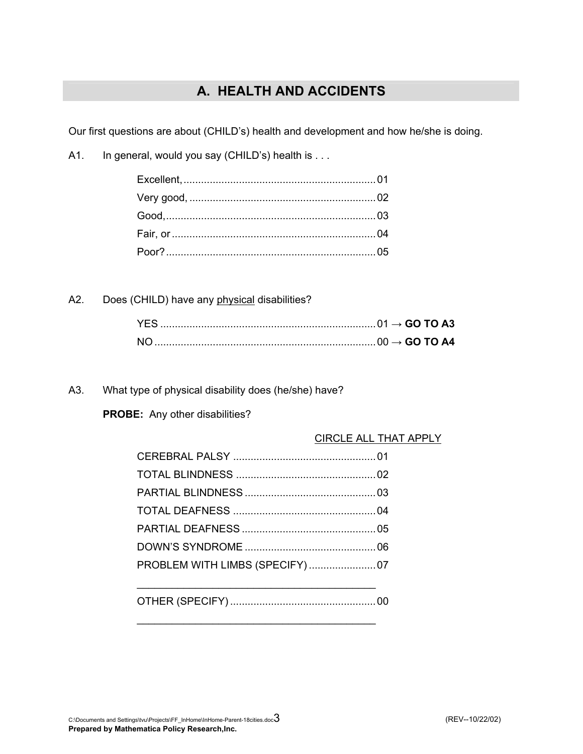## A. HEALTH AND ACCIDENTS

Our first questions are about (CHILD's) health and development and how he/she is doing.

A1. In general, would you say (CHILD's) health is . . .

| | |
|---|---|
| Excellent, | 01 |
| Very good, | 02 |
| Good, | 03 |
| Fair, or | 04 |
| Poor? | 05 |

A2. Does (CHILD) have any physical disabilities?

| | |
|---|---|
| YES | 01 → **GO TO A3** |
| NO | 00 → **GO TO A4** |

A3. What type of physical disability does (he/she) have?

**PROBE:** Any other disabilities?

CIRCLE ALL THAT APPLY

| | |
|---|---|
| CEREBRAL PALSY | 01 |
| TOTAL BLINDNESS | 02 |
| PARTIAL BLINDNESS | 03 |
| TOTAL DEAFNESS | 04 |
| PARTIAL DEAFNESS | 05 |
| DOWN'S SYNDROME | 06 |
| PROBLEM WITH LIMBS (SPECIFY) ________________ | 07 |
| OTHER (SPECIFY) ________________ | 00 |

Prepared by Mathematica Policy Research,Inc.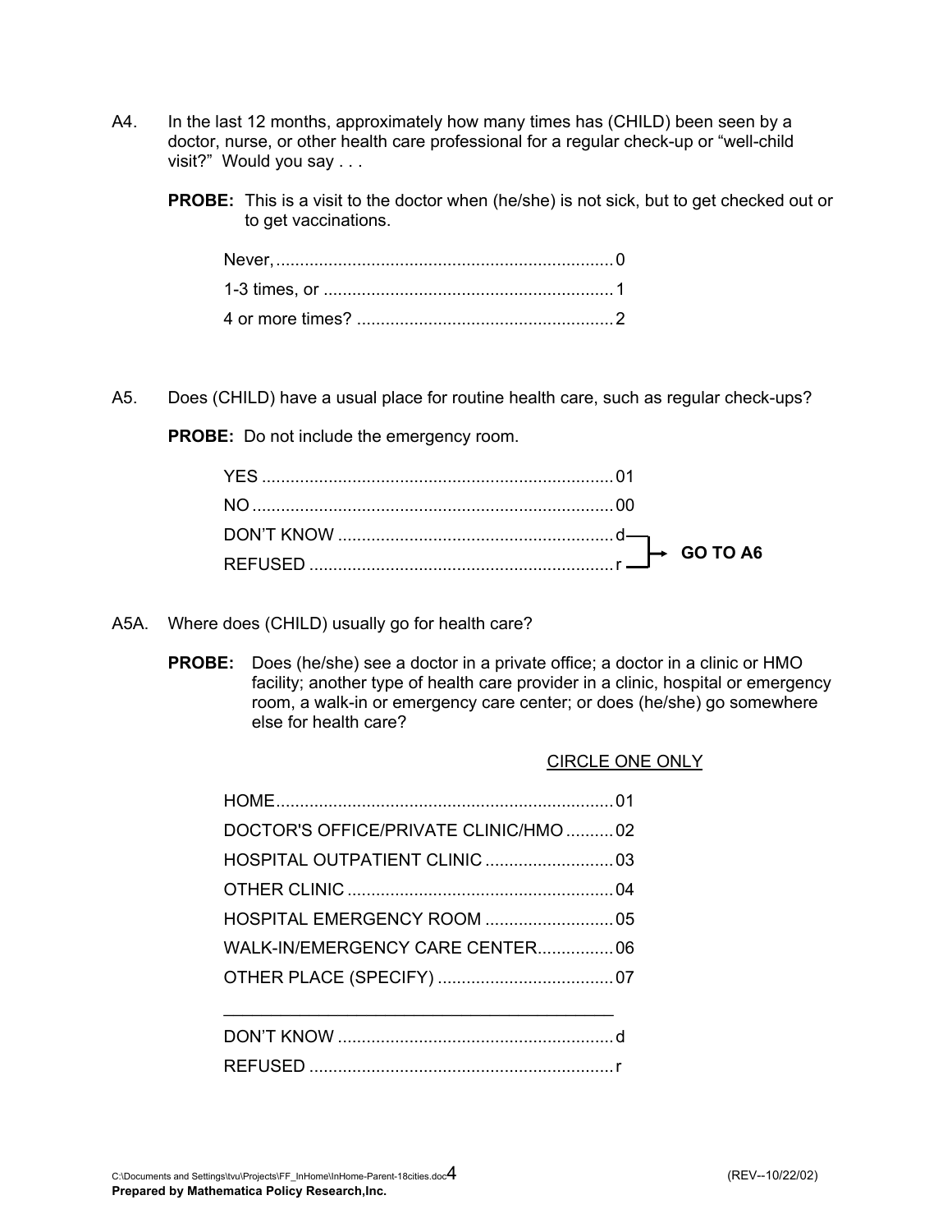A4. In the last 12 months, approximately how many times has (CHILD) been seen by a doctor, nurse, or other health care professional for a regular check-up or "well-child visit?" Would you say . . .

**PROBE:** This is a visit to the doctor when (he/she) is not sick, but to get checked out or to get vaccinations.

| | |
|---|---|
| Never, | 0 |
| 1-3 times, or | 1 |
| 4 or more times? | 2 |

A5. Does (CHILD) have a usual place for routine health care, such as regular check-ups?

**PROBE:** Do not include the emergency room.

| | | |
|---|---|---|
| YES | 01 | |
| NO | 00 | |
| DON'T KNOW | d | **GO TO A6** |
| REFUSED | r | **GO TO A6** |

A5A. Where does (CHILD) usually go for health care?

**PROBE:** Does (he/she) see a doctor in a private office; a doctor in a clinic or HMO facility; another type of health care provider in a clinic, hospital or emergency room, a walk-in or emergency care center; or does (he/she) go somewhere else for health care?

CIRCLE ONE ONLY

| | |
|---|---|
| HOME | 01 |
| DOCTOR'S OFFICE/PRIVATE CLINIC/HMO | 02 |
| HOSPITAL OUTPATIENT CLINIC | 03 |
| OTHER CLINIC | 04 |
| HOSPITAL EMERGENCY ROOM | 05 |
| WALK-IN/EMERGENCY CARE CENTER | 06 |
| OTHER PLACE (SPECIFY) | 07 |
| ________________________________________ | |
| DON'T KNOW | d |
| REFUSED | r |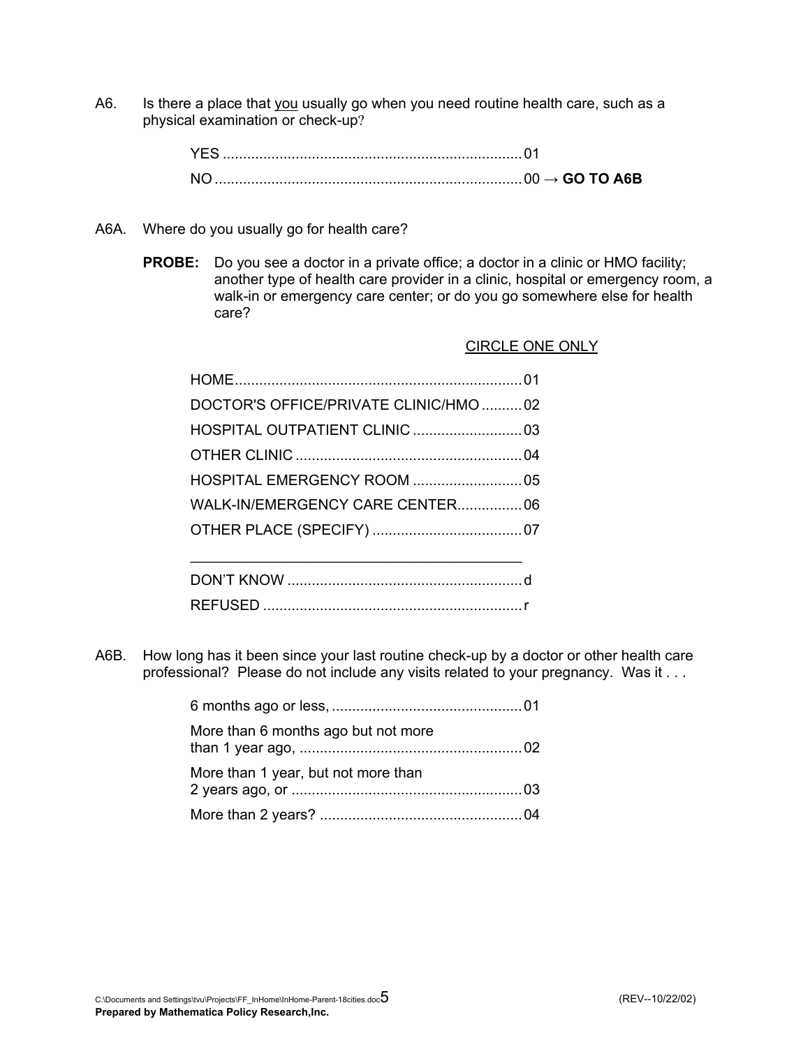A6. Is there a place that <u>you</u> usually go when you need routine health care, such as a physical examination or check-up?

- YES .......... 01
- NO .......... 00 → **GO TO A6B**

A6A. Where do you usually go for health care?

**PROBE:** Do you see a doctor in a private office; a doctor in a clinic or HMO facility; another type of health care provider in a clinic, hospital or emergency room, a walk-in or emergency care center; or do you go somewhere else for health care?

<u>CIRCLE ONE ONLY</u>

- HOME .......... 01
- DOCTOR'S OFFICE/PRIVATE CLINIC/HMO .......... 02
- HOSPITAL OUTPATIENT CLINIC .......... 03
- OTHER CLINIC .......... 04
- HOSPITAL EMERGENCY ROOM .......... 05
- WALK-IN/EMERGENCY CARE CENTER .......... 06
- OTHER PLACE (SPECIFY) .......... 07

  ________________________________________

- DON'T KNOW .......... d
- REFUSED .......... r

A6B. How long has it been since your last routine check-up by a doctor or other health care professional? Please do not include any visits related to your pregnancy. Was it . . .

- 6 months ago or less, .......... 01
- More than 6 months ago but not more than 1 year ago, .......... 02
- More than 1 year, but not more than 2 years ago, or .......... 03
- More than 2 years? .......... 04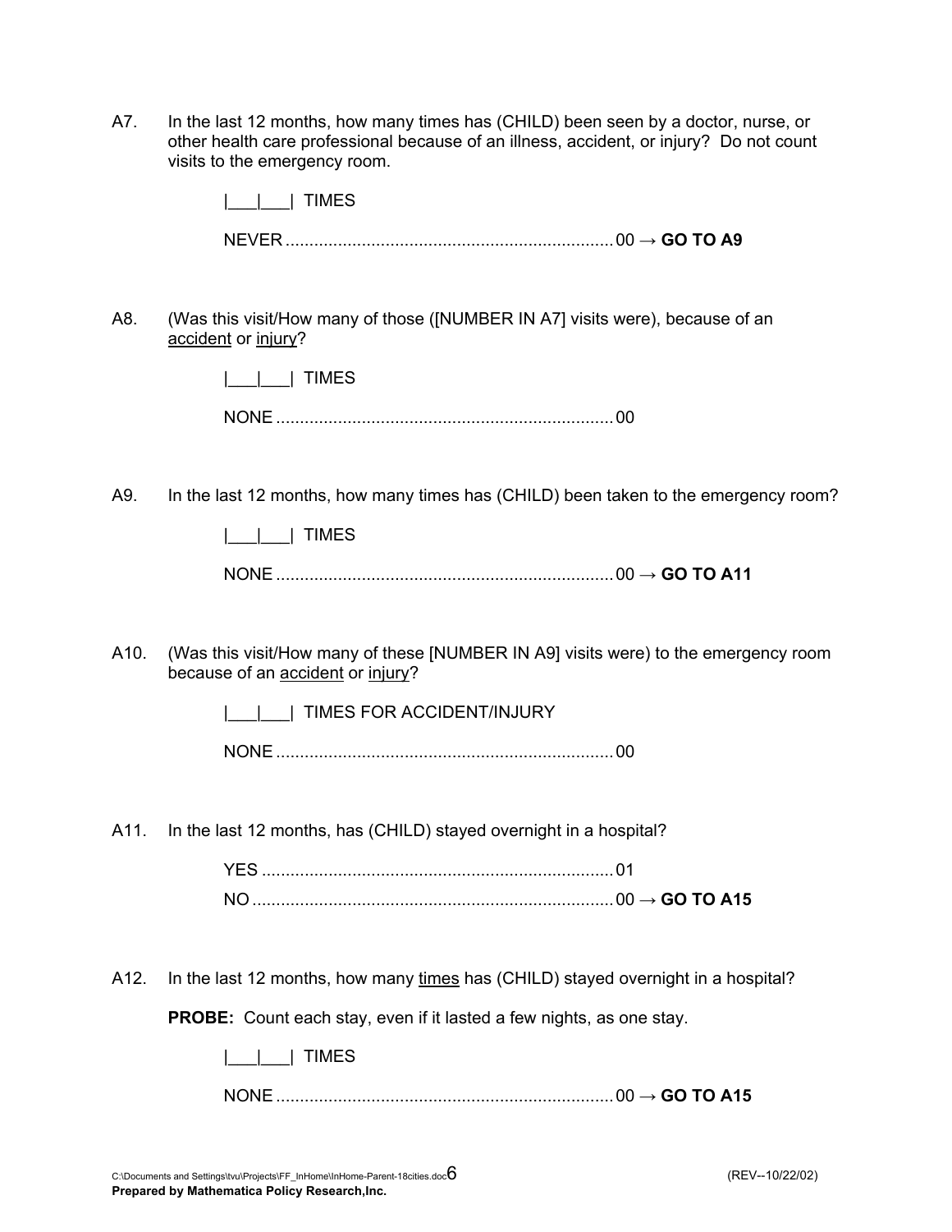A7. In the last 12 months, how many times has (CHILD) been seen by a doctor, nurse, or other health care professional because of an illness, accident, or injury? Do not count visits to the emergency room.

|___|___| TIMES

NEVER .................................................................... 00 → **GO TO A9**

A8. (Was this visit/How many of those ([NUMBER IN A7] visits were), because of an accident or injury?

|___|___| TIMES

NONE ...................................................................... 00

A9. In the last 12 months, how many times has (CHILD) been taken to the emergency room?

|___|___| TIMES

NONE ...................................................................... 00 → **GO TO A11**

A10. (Was this visit/How many of these [NUMBER IN A9] visits were) to the emergency room because of an accident or injury?

|___|___| TIMES FOR ACCIDENT/INJURY

NONE ...................................................................... 00

A11. In the last 12 months, has (CHILD) stayed overnight in a hospital?

YES ......................................................................... 01
NO ........................................................................... 00 → **GO TO A15**

A12. In the last 12 months, how many times has (CHILD) stayed overnight in a hospital?

**PROBE:** Count each stay, even if it lasted a few nights, as one stay.

|___|___| TIMES

NONE ...................................................................... 00 → **GO TO A15**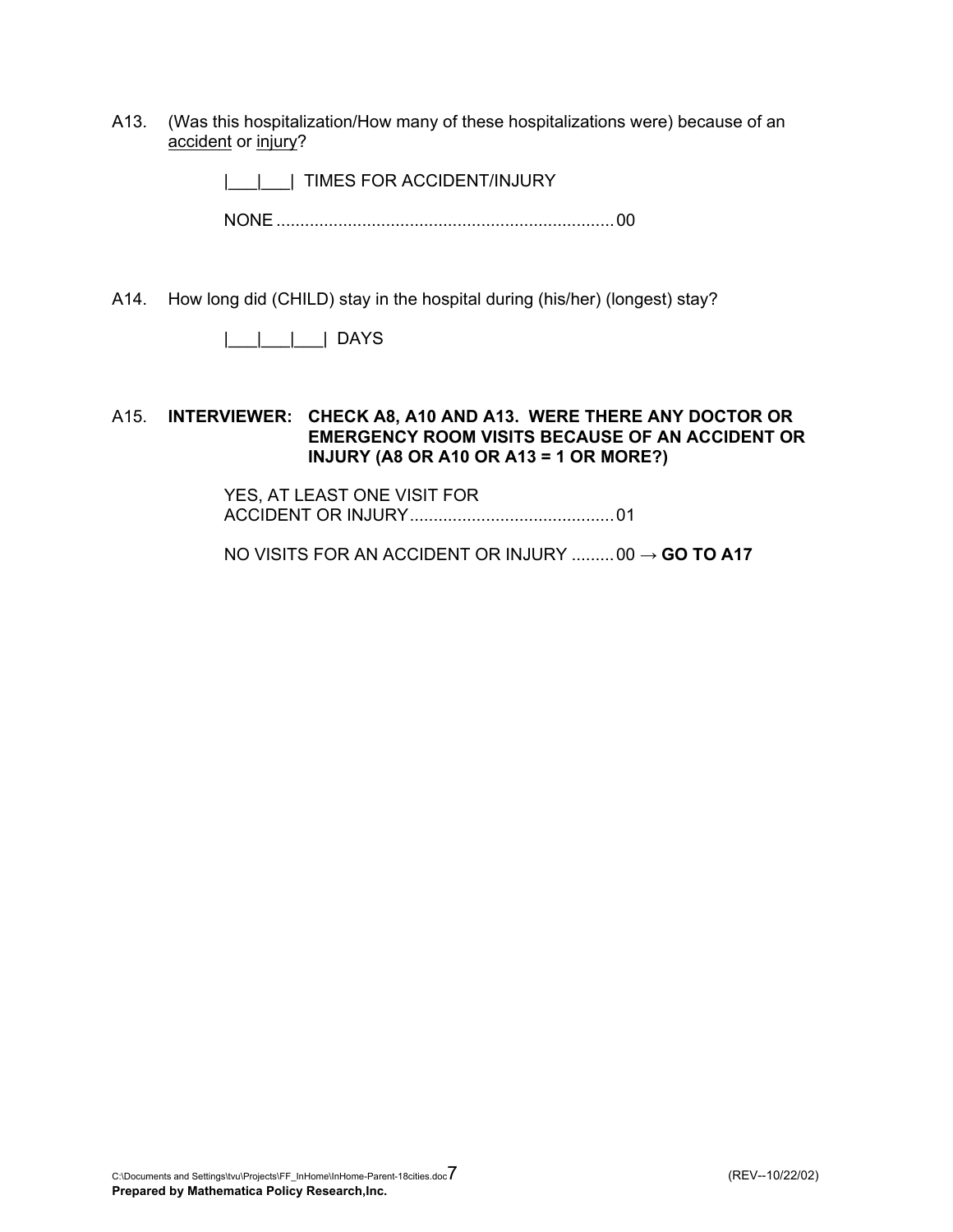A13. (Was this hospitalization/How many of these hospitalizations were) because of an accident or injury?

|___|___| TIMES FOR ACCIDENT/INJURY

NONE ....................................................................... 00

A14. How long did (CHILD) stay in the hospital during (his/her) (longest) stay?

|___|___|___| DAYS

A15. **INTERVIEWER: CHECK A8, A10 AND A13. WERE THERE ANY DOCTOR OR EMERGENCY ROOM VISITS BECAUSE OF AN ACCIDENT OR INJURY (A8 OR A10 OR A13 = 1 OR MORE?)**

YES, AT LEAST ONE VISIT FOR ACCIDENT OR INJURY........................................... 01

NO VISITS FOR AN ACCIDENT OR INJURY ......... 00 → **GO TO A17**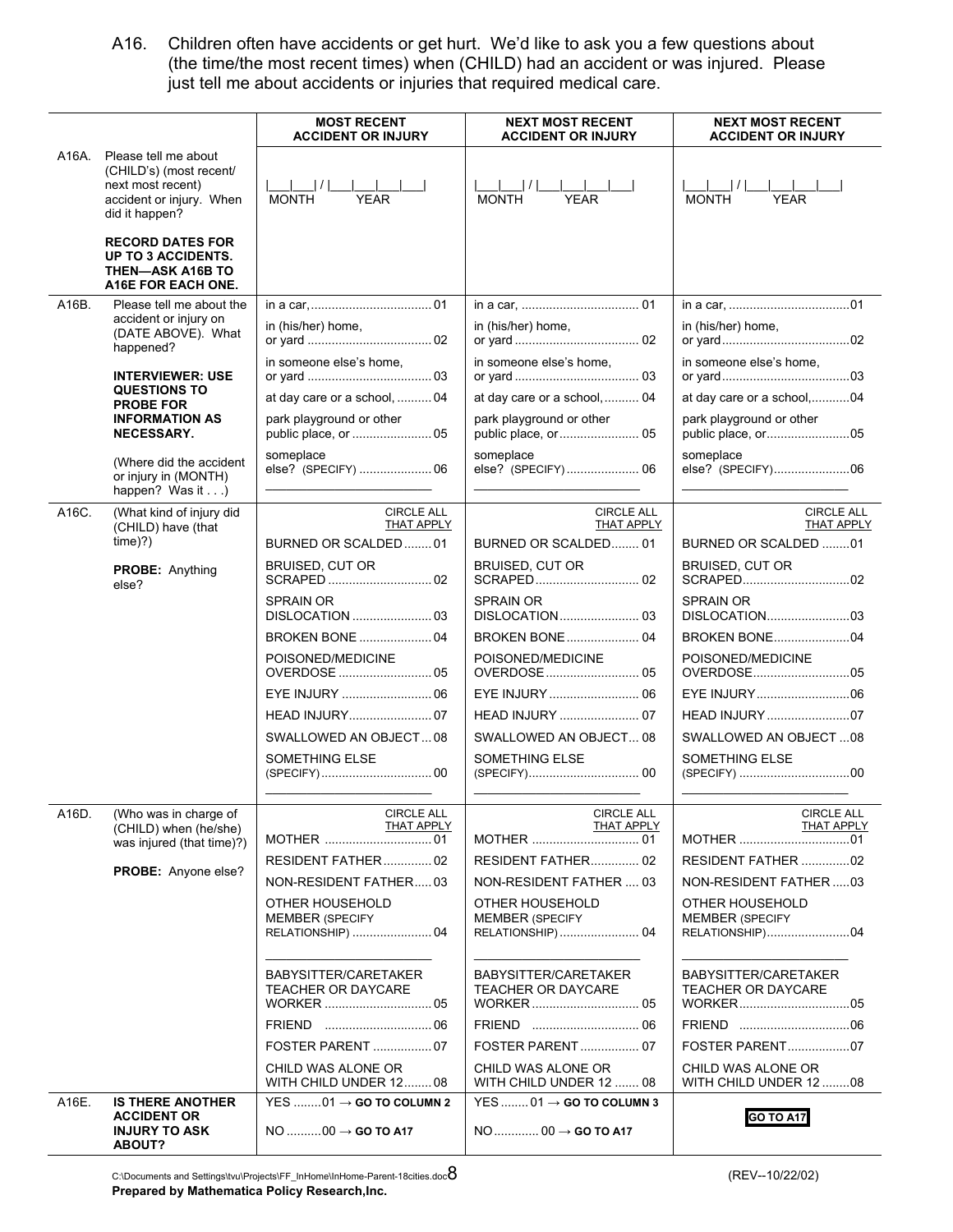A16. Children often have accidents or get hurt. We'd like to ask you a few questions about (the time/the most recent times) when (CHILD) had an accident or was injured. Please just tell me about accidents or injuries that required medical care.

| | | MOST RECENT ACCIDENT OR INJURY | NEXT MOST RECENT ACCIDENT OR INJURY | NEXT MOST RECENT ACCIDENT OR INJURY |
|---|---|---|---|---|
| A16A. | Please tell me about (CHILD's) (most recent/ next most recent) accident or injury. When did it happen?<br><br>**RECORD DATES FOR UP TO 3 ACCIDENTS. THEN—ASK A16B TO A16E FOR EACH ONE.** | \|___\|___\| / \|___\|___\|___\|___\|<br>MONTH YEAR | \|___\|___\| / \|___\|___\|___\|___\|<br>MONTH YEAR | \|___\|___\| / \|___\|___\|___\|___\|<br>MONTH YEAR |
| A16B. | Please tell me about the accident or injury on (DATE ABOVE). What happened?<br><br>**INTERVIEWER: USE QUESTIONS TO PROBE FOR INFORMATION AS NECESSARY.**<br><br>(Where did the accident or injury in (MONTH) happen? Was it . . .) | in a car, .......... 01<br>in (his/her) home, or yard .......... 02<br>in someone else's home, or yard .......... 03<br>at day care or a school, .......... 04<br>park playground or other public place, or .......... 05<br>someplace else? (SPECIFY) .......... 06<br>________________________ | in a car, .......... 01<br>in (his/her) home, or yard .......... 02<br>in someone else's home, or yard .......... 03<br>at day care or a school, .......... 04<br>park playground or other public place, or .......... 05<br>someplace else? (SPECIFY) .......... 06<br>________________________ | in a car, .......... 01<br>in (his/her) home, or yard .......... 02<br>in someone else's home, or yard .......... 03<br>at day care or a school, .......... 04<br>park playground or other public place, or .......... 05<br>someplace else? (SPECIFY) .......... 06<br>________________________ |
| A16C. | (What kind of injury did (CHILD) have (that time)?)<br><br>**PROBE:** Anything else? | CIRCLE ALL THAT APPLY<br>BURNED OR SCALDED .......... 01<br>BRUISED, CUT OR SCRAPED .......... 02<br>SPRAIN OR DISLOCATION .......... 03<br>BROKEN BONE .......... 04<br>POISONED/MEDICINE OVERDOSE .......... 05<br>EYE INJURY .......... 06<br>HEAD INJURY .......... 07<br>SWALLOWED AN OBJECT .......... 08<br>SOMETHING ELSE (SPECIFY) .......... 00<br>________________________ | CIRCLE ALL THAT APPLY<br>BURNED OR SCALDED .......... 01<br>BRUISED, CUT OR SCRAPED .......... 02<br>SPRAIN OR DISLOCATION .......... 03<br>BROKEN BONE .......... 04<br>POISONED/MEDICINE OVERDOSE .......... 05<br>EYE INJURY .......... 06<br>HEAD INJURY .......... 07<br>SWALLOWED AN OBJECT .......... 08<br>SOMETHING ELSE (SPECIFY) .......... 00<br>________________________ | CIRCLE ALL THAT APPLY<br>BURNED OR SCALDED .......... 01<br>BRUISED, CUT OR SCRAPED .......... 02<br>SPRAIN OR DISLOCATION .......... 03<br>BROKEN BONE .......... 04<br>POISONED/MEDICINE OVERDOSE .......... 05<br>EYE INJURY .......... 06<br>HEAD INJURY .......... 07<br>SWALLOWED AN OBJECT .......... 08<br>SOMETHING ELSE (SPECIFY) .......... 00<br>________________________ |
| A16D. | (Who was in charge of (CHILD) when (he/she) was injured (that time)?)<br><br>**PROBE:** Anyone else? | CIRCLE ALL THAT APPLY<br>MOTHER .......... 01<br>RESIDENT FATHER .......... 02<br>NON-RESIDENT FATHER .......... 03<br>OTHER HOUSEHOLD MEMBER (SPECIFY RELATIONSHIP) .......... 04<br>________________________<br>BABYSITTER/CARETAKER TEACHER OR DAYCARE WORKER .......... 05<br>FRIEND .......... 06<br>FOSTER PARENT .......... 07<br>CHILD WAS ALONE OR WITH CHILD UNDER 12 .......... 08 | CIRCLE ALL THAT APPLY<br>MOTHER .......... 01<br>RESIDENT FATHER .......... 02<br>NON-RESIDENT FATHER .......... 03<br>OTHER HOUSEHOLD MEMBER (SPECIFY RELATIONSHIP) .......... 04<br>________________________<br>BABYSITTER/CARETAKER TEACHER OR DAYCARE WORKER .......... 05<br>FRIEND .......... 06<br>FOSTER PARENT .......... 07<br>CHILD WAS ALONE OR WITH CHILD UNDER 12 .......... 08 | CIRCLE ALL THAT APPLY<br>MOTHER .......... 01<br>RESIDENT FATHER .......... 02<br>NON-RESIDENT FATHER .......... 03<br>OTHER HOUSEHOLD MEMBER (SPECIFY RELATIONSHIP) .......... 04<br>________________________<br>BABYSITTER/CARETAKER TEACHER OR DAYCARE WORKER .......... 05<br>FRIEND .......... 06<br>FOSTER PARENT .......... 07<br>CHILD WAS ALONE OR WITH CHILD UNDER 12 .......... 08 |
| A16E. | **IS THERE ANOTHER ACCIDENT OR INJURY TO ASK ABOUT?** | YES .......... 01 → **GO TO COLUMN 2**<br>NO .......... 00 → **GO TO A17** | YES .......... 01 → **GO TO COLUMN 3**<br>NO .......... 00 → **GO TO A17** | **GO TO A17** |

C:\Documents and Settings\tvu\Projects\FF_InHome\InHome-Parent-18cities.doc
**Prepared by Mathematica Policy Research,Inc.**

(REV--10/22/02)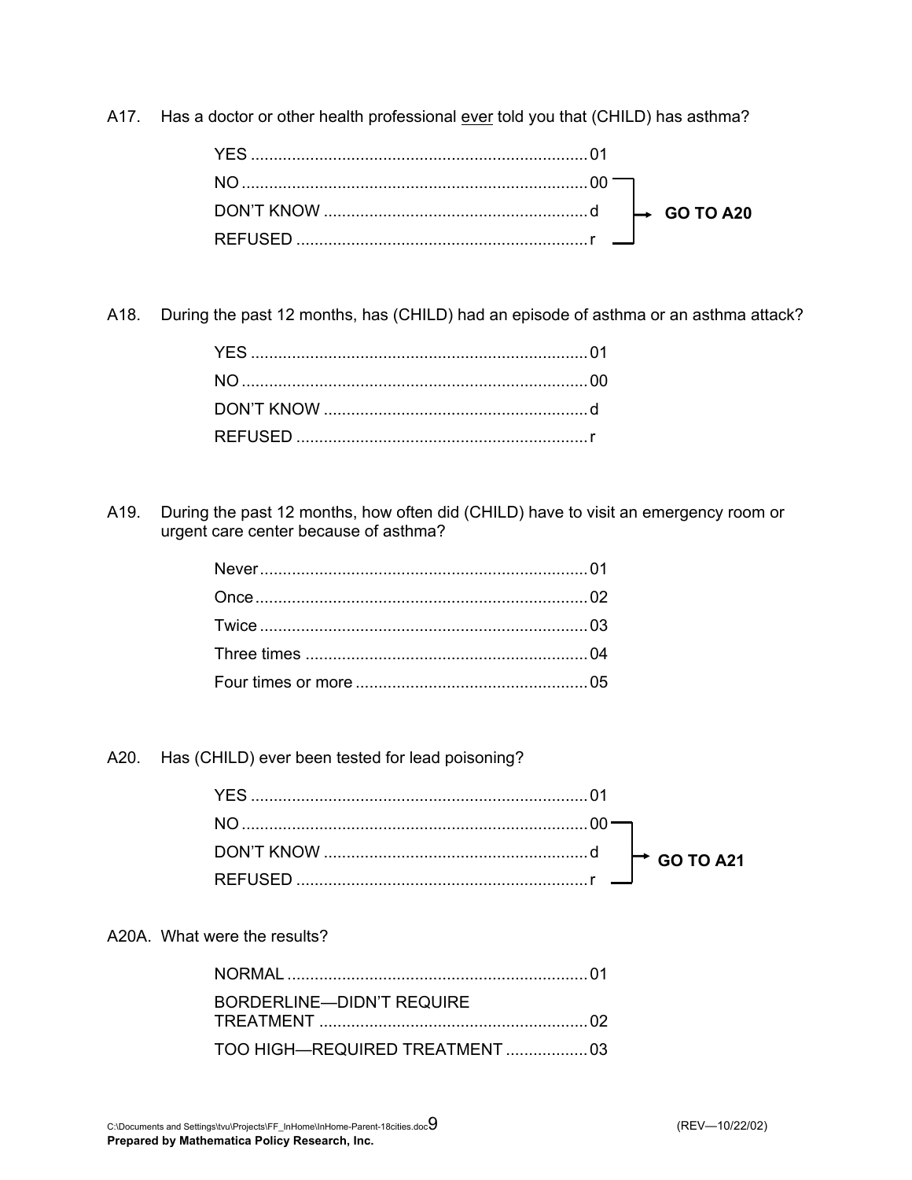A17. Has a doctor or other health professional <u>ever</u> told you that (CHILD) has asthma?

- YES .......... 01
- NO .......... 00 → **GO TO A20**
- DON'T KNOW .......... d → **GO TO A20**
- REFUSED .......... r → **GO TO A20**

A18. During the past 12 months, has (CHILD) had an episode of asthma or an asthma attack?

- YES .......... 01
- NO .......... 00
- DON'T KNOW .......... d
- REFUSED .......... r

A19. During the past 12 months, how often did (CHILD) have to visit an emergency room or urgent care center because of asthma?

- Never .......... 01
- Once .......... 02
- Twice .......... 03
- Three times .......... 04
- Four times or more .......... 05

A20. Has (CHILD) ever been tested for lead poisoning?

- YES .......... 01
- NO .......... 00 → **GO TO A21**
- DON'T KNOW .......... d → **GO TO A21**
- REFUSED .......... r → **GO TO A21**

A20A. What were the results?

- NORMAL .......... 01
- BORDERLINE—DIDN'T REQUIRE TREATMENT .......... 02
- TOO HIGH—REQUIRED TREATMENT .......... 03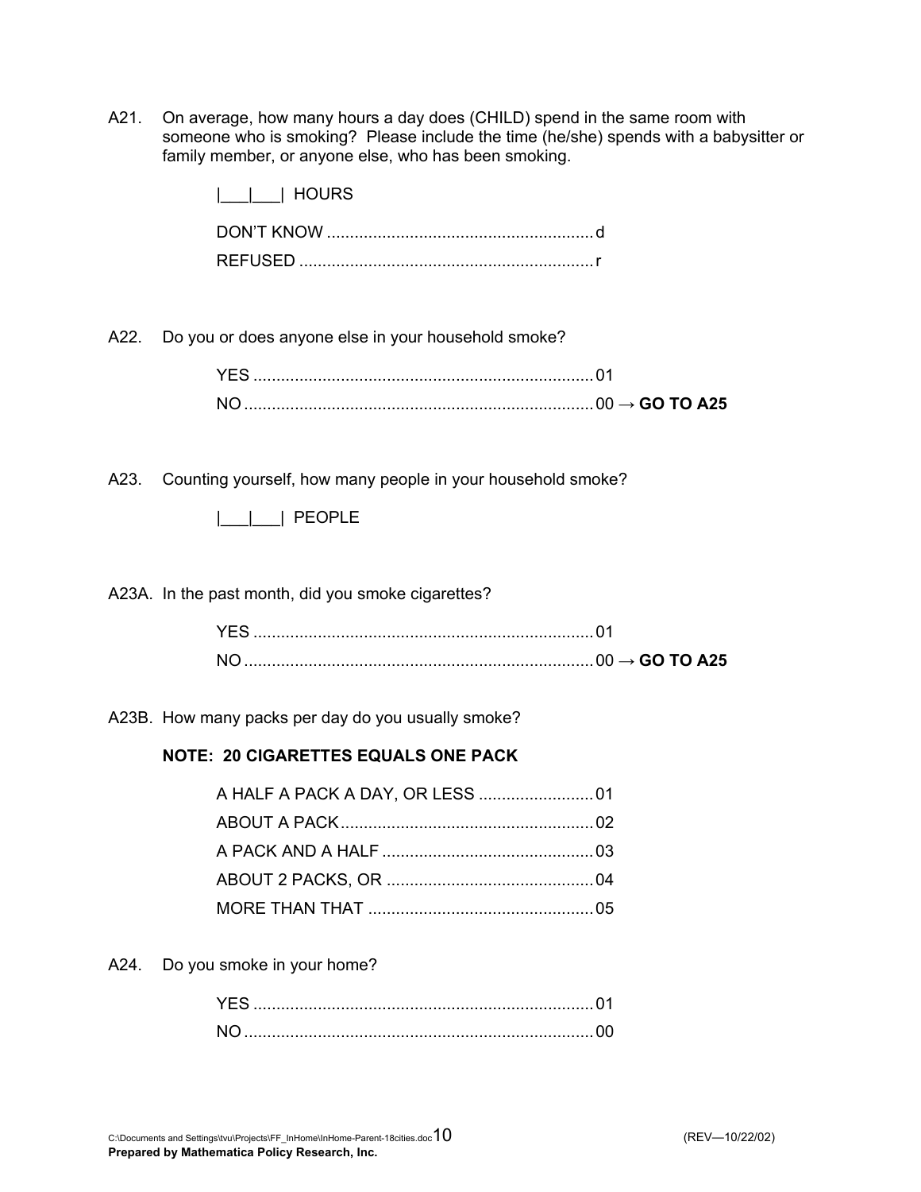A21. On average, how many hours a day does (CHILD) spend in the same room with someone who is smoking? Please include the time (he/she) spends with a babysitter or family member, or anyone else, who has been smoking.

|___|___| HOURS

DON'T KNOW ........................................................ d
REFUSED ............................................................... r

A22. Do you or does anyone else in your household smoke?

YES ........................................................................ 01
NO .......................................................................... 00 → **GO TO A25**

A23. Counting yourself, how many people in your household smoke?

|___|___| PEOPLE

A23A. In the past month, did you smoke cigarettes?

YES ........................................................................ 01
NO .......................................................................... 00 → **GO TO A25**

A23B. How many packs per day do you usually smoke?

**NOTE: 20 CIGARETTES EQUALS ONE PACK**

A HALF A PACK A DAY, OR LESS ......................... 01
ABOUT A PACK ...................................................... 02
A PACK AND A HALF ............................................. 03
ABOUT 2 PACKS, OR ............................................ 04
MORE THAN THAT ................................................ 05

A24. Do you smoke in your home?

YES ........................................................................ 01
NO .......................................................................... 00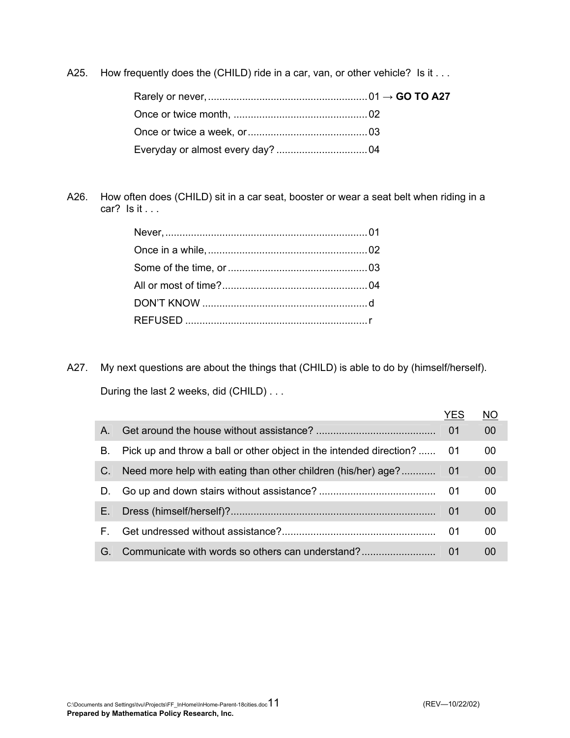A25. How frequently does the (CHILD) ride in a car, van, or other vehicle? Is it . . .

Rarely or never, .......................................................... 01 → **GO TO A27**
Once or twice month, ................................................ 02
Once or twice a week, or .......................................... 03
Everyday or almost every day? ................................ 04

A26. How often does (CHILD) sit in a car seat, booster or wear a seat belt when riding in a car? Is it . . .

Never, ........................................................................ 01
Once in a while, ......................................................... 02
Some of the time, or .................................................. 03
All or most of time? .................................................... 04
DON'T KNOW ............................................................ d
REFUSED .................................................................. r

A27. My next questions are about the things that (CHILD) is able to do by (himself/herself).

During the last 2 weeks, did (CHILD) . . .

| | | YES | NO |
|---|---|---|---|
| A. | Get around the house without assistance? | 01 | 00 |
| B. | Pick up and throw a ball or other object in the intended direction? | 01 | 00 |
| C. | Need more help with eating than other children (his/her) age? | 01 | 00 |
| D. | Go up and down stairs without assistance? | 01 | 00 |
| E. | Dress (himself/herself)? | 01 | 00 |
| F. | Get undressed without assistance? | 01 | 00 |
| G. | Communicate with words so others can understand? | 01 | 00 |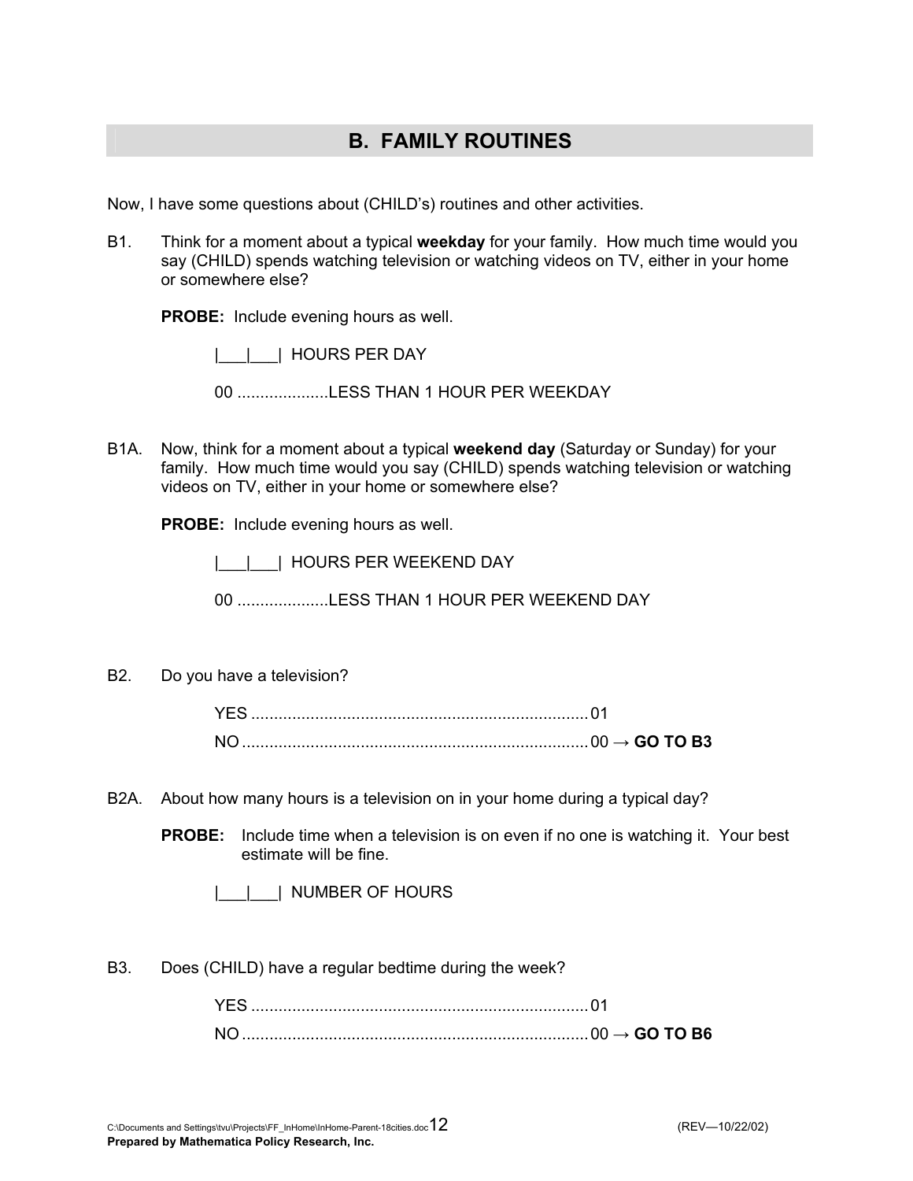## B. FAMILY ROUTINES

Now, I have some questions about (CHILD's) routines and other activities.

B1. Think for a moment about a typical **weekday** for your family. How much time would you say (CHILD) spends watching television or watching videos on TV, either in your home or somewhere else?

**PROBE:** Include evening hours as well.

|___|___| HOURS PER DAY

00 ....................LESS THAN 1 HOUR PER WEEKDAY

B1A. Now, think for a moment about a typical **weekend day** (Saturday or Sunday) for your family. How much time would you say (CHILD) spends watching television or watching videos on TV, either in your home or somewhere else?

**PROBE:** Include evening hours as well.

|___|___| HOURS PER WEEKEND DAY

00 ....................LESS THAN 1 HOUR PER WEEKEND DAY

B2. Do you have a television?

YES ........................................................................... 01

NO ............................................................................ 00 → **GO TO B3**

B2A. About how many hours is a television on in your home during a typical day?

**PROBE:** Include time when a television is on even if no one is watching it. Your best estimate will be fine.

|___|___| NUMBER OF HOURS

B3. Does (CHILD) have a regular bedtime during the week?

YES ........................................................................... 01

NO ............................................................................ 00 → **GO TO B6**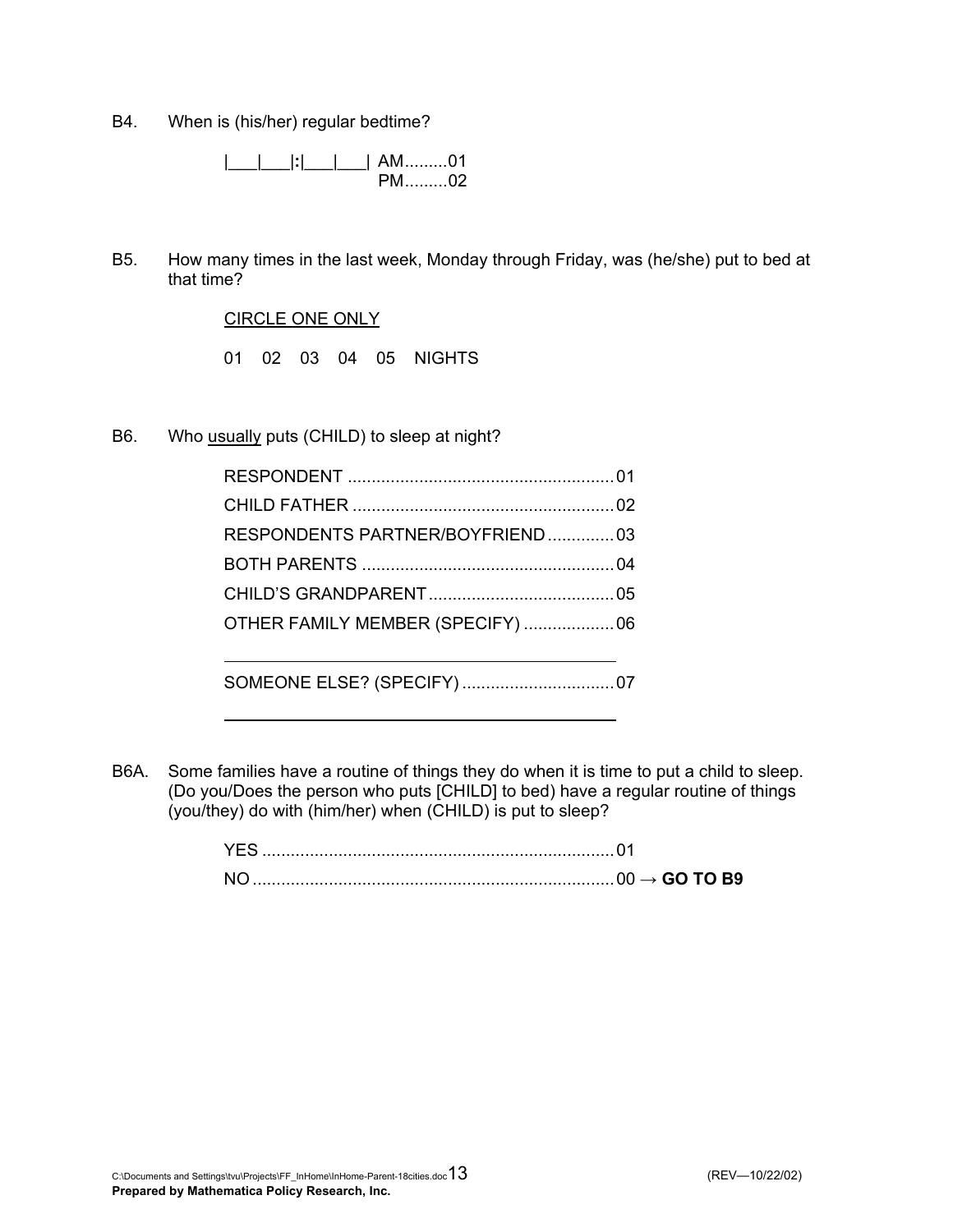B4. When is (his/her) regular bedtime?

|___|___|:|___|___| AM.........01
PM.........02

B5. How many times in the last week, Monday through Friday, was (he/she) put to bed at that time?

CIRCLE ONE ONLY

01 02 03 04 05 NIGHTS

B6. Who usually puts (CHILD) to sleep at night?

RESPONDENT .......................................................01
CHILD FATHER ......................................................02
RESPONDENTS PARTNER/BOYFRIEND.............03
BOTH PARENTS ....................................................04
CHILD'S GRANDPARENT......................................05
OTHER FAMILY MEMBER (SPECIFY) ...................06

_____________________________________________

SOMEONE ELSE? (SPECIFY) ................................07

_____________________________________________

B6A. Some families have a routine of things they do when it is time to put a child to sleep. (Do you/Does the person who puts [CHILD] to bed) have a regular routine of things (you/they) do with (him/her) when (CHILD) is put to sleep?

YES ..........................................................................01
NO ...........................................................................00 → **GO TO B9**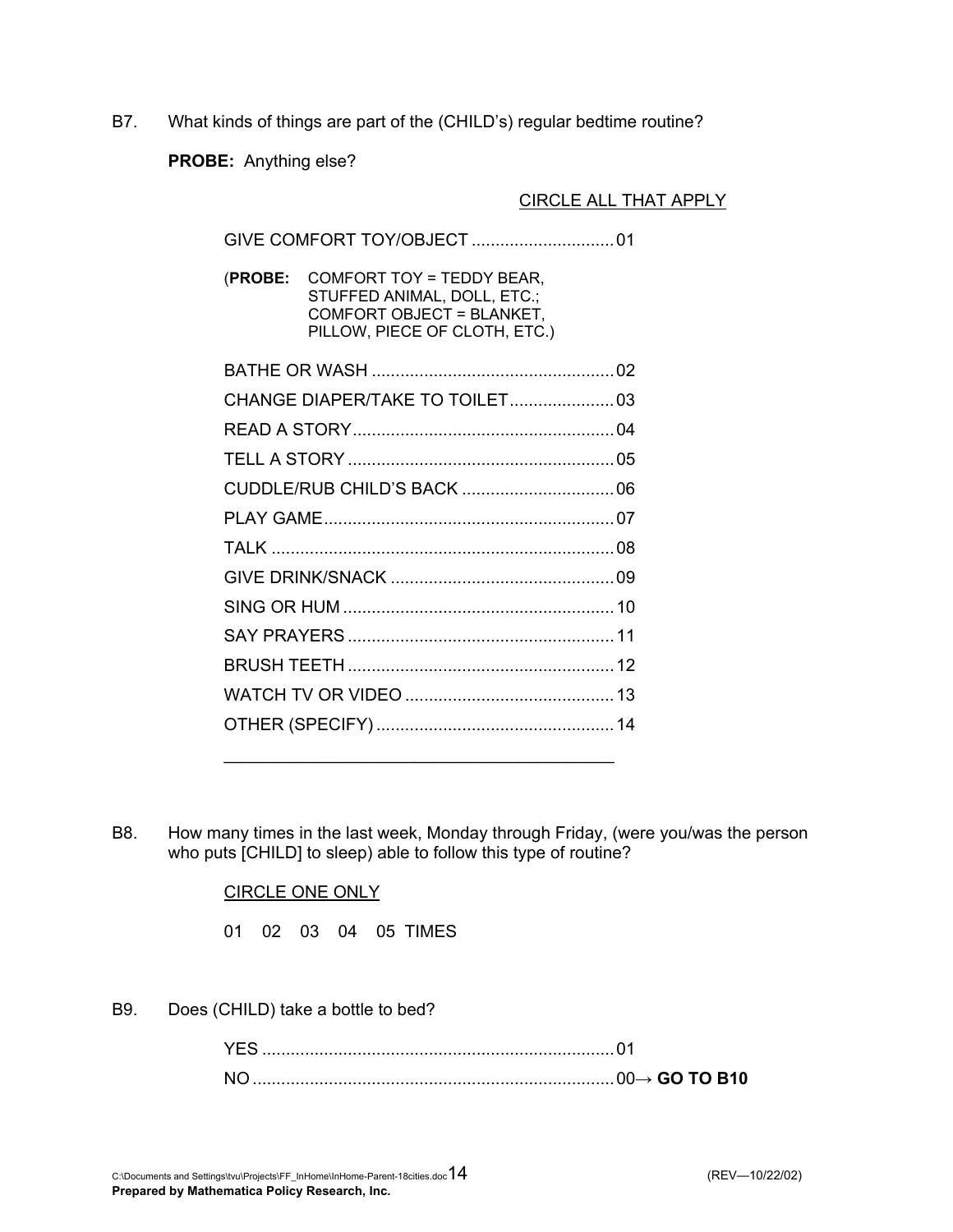B7. What kinds of things are part of the (CHILD's) regular bedtime routine?

**PROBE:** Anything else?

CIRCLE ALL THAT APPLY

GIVE COMFORT TOY/OBJECT .............................. 01

(**PROBE:** COMFORT TOY = TEDDY BEAR, STUFFED ANIMAL, DOLL, ETC.; COMFORT OBJECT = BLANKET, PILLOW, PIECE OF CLOTH, ETC.)

BATHE OR WASH .................................................. 02

CHANGE DIAPER/TAKE TO TOILET...................... 03

READ A STORY...................................................... 04

TELL A STORY ....................................................... 05

CUDDLE/RUB CHILD'S BACK ................................ 06

PLAY GAME............................................................ 07

TALK ....................................................................... 08

GIVE DRINK/SNACK ............................................... 09

SING OR HUM ........................................................ 10

SAY PRAYERS ....................................................... 11

BRUSH TEETH ....................................................... 12

WATCH TV OR VIDEO ............................................ 13

OTHER (SPECIFY) ................................................. 14

________________________________________

B8. How many times in the last week, Monday through Friday, (were you/was the person who puts [CHILD] to sleep) able to follow this type of routine?

CIRCLE ONE ONLY

01 02 03 04 05 TIMES

B9. Does (CHILD) take a bottle to bed?

YES .......................................................................... 01

NO ............................................................................ 00→ **GO TO B10**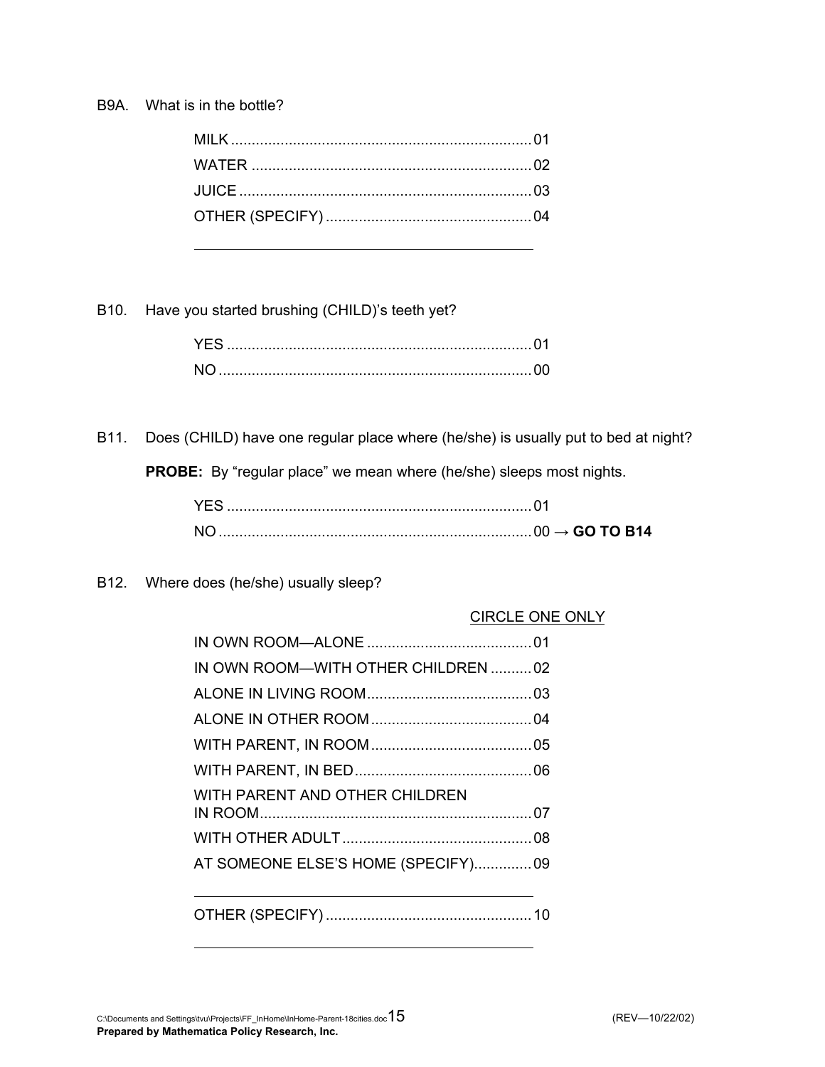B9A. What is in the bottle?

MILK .......................................................................... 01
WATER ....................................................................... 02
JUICE ......................................................................... 03
OTHER (SPECIFY) .................................................... 04

_____________________________________________

B10. Have you started brushing (CHILD)'s teeth yet?

YES ............................................................................ 01
NO .............................................................................. 00

B11. Does (CHILD) have one regular place where (he/she) is usually put to bed at night?

**PROBE:** By "regular place" we mean where (he/she) sleeps most nights.

YES ............................................................................ 01
NO .............................................................................. 00 → **GO TO B14**

B12. Where does (he/she) usually sleep?

CIRCLE ONE ONLY

IN OWN ROOM—ALONE ........................................ 01
IN OWN ROOM—WITH OTHER CHILDREN .......... 02
ALONE IN LIVING ROOM........................................ 03
ALONE IN OTHER ROOM....................................... 04
WITH PARENT, IN ROOM....................................... 05
WITH PARENT, IN BED........................................... 06
WITH PARENT AND OTHER CHILDREN IN ROOM.................................................................. 07
WITH OTHER ADULT.............................................. 08
AT SOMEONE ELSE'S HOME (SPECIFY).............. 09

_____________________________________________

OTHER (SPECIFY) .................................................... 10

_____________________________________________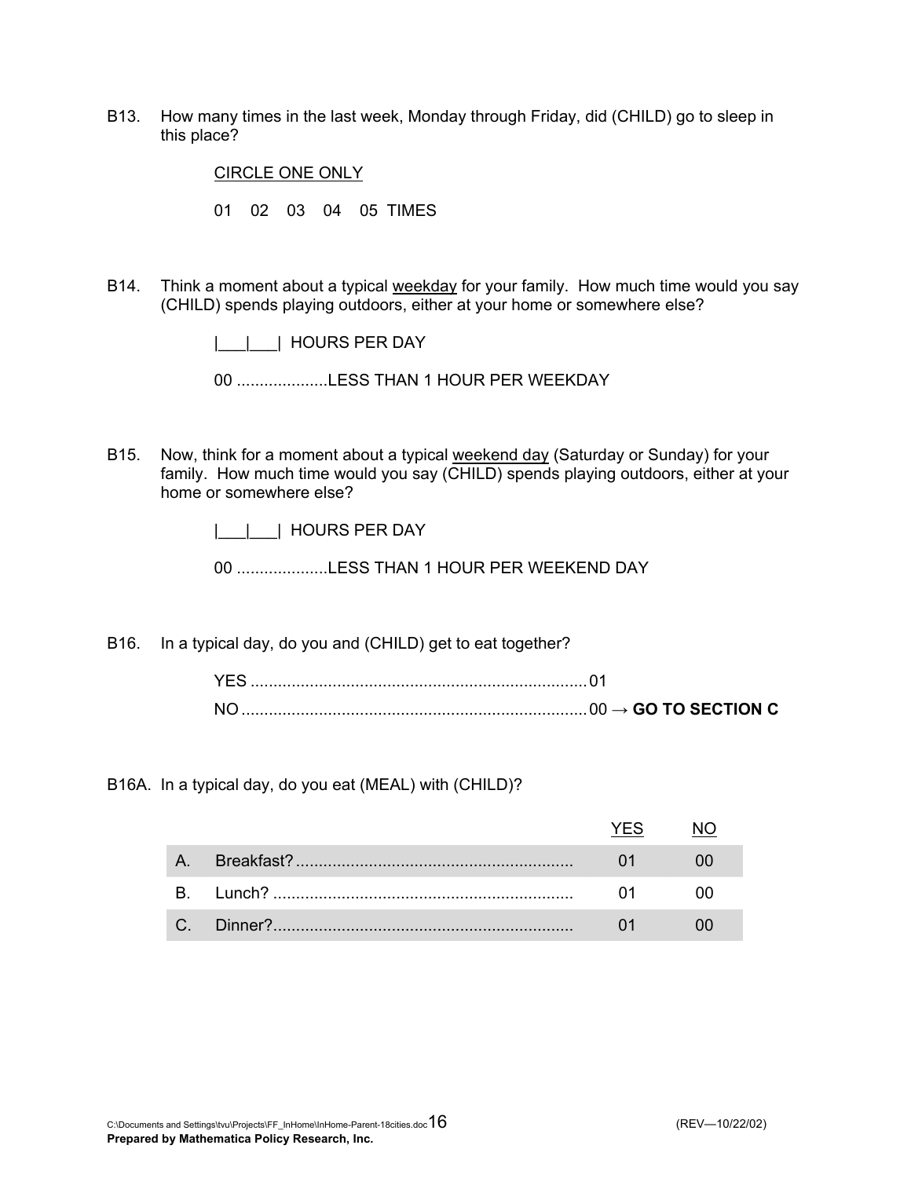B13. How many times in the last week, Monday through Friday, did (CHILD) go to sleep in this place?

CIRCLE ONE ONLY

01 02 03 04 05 TIMES

B14. Think a moment about a typical weekday for your family. How much time would you say (CHILD) spends playing outdoors, either at your home or somewhere else?

|___|___| HOURS PER DAY

00 ....................LESS THAN 1 HOUR PER WEEKDAY

B15. Now, think for a moment about a typical weekend day (Saturday or Sunday) for your family. How much time would you say (CHILD) spends playing outdoors, either at your home or somewhere else?

|___|___| HOURS PER DAY

00 ....................LESS THAN 1 HOUR PER WEEKEND DAY

B16. In a typical day, do you and (CHILD) get to eat together?

YES ..........................................................................01
NO ...........................................................................00 → **GO TO SECTION C**

B16A. In a typical day, do you eat (MEAL) with (CHILD)?

| | | YES | NO |
|---|---|---|---|
| A. | Breakfast? ............................................................ | 01 | 00 |
| B. | Lunch? .................................................................. | 01 | 00 |
| C. | Dinner?................................................................. | 01 | 00 |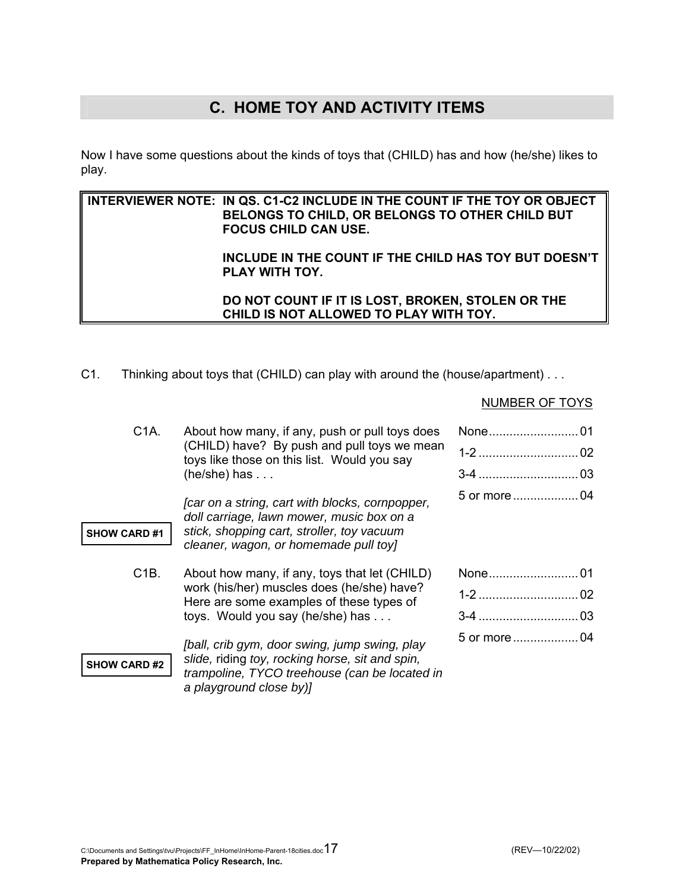## C. HOME TOY AND ACTIVITY ITEMS

Now I have some questions about the kinds of toys that (CHILD) has and how (he/she) likes to play.

| INTERVIEWER NOTE: | IN QS. C1-C2 INCLUDE IN THE COUNT IF THE TOY OR OBJECT BELONGS TO CHILD, OR BELONGS TO OTHER CHILD BUT FOCUS CHILD CAN USE. <br><br> INCLUDE IN THE COUNT IF THE CHILD HAS TOY BUT DOESN'T PLAY WITH TOY. <br><br> DO NOT COUNT IF IT IS LOST, BROKEN, STOLEN OR THE CHILD IS NOT ALLOWED TO PLAY WITH TOY. |
|---|---|

C1. Thinking about toys that (CHILD) can play with around the (house/apartment) . . .

NUMBER OF TOYS

C1A. About how many, if any, push or pull toys does (CHILD) have? By push and pull toys we mean toys like those on this list. Would you say (he/she) has . . .

SHOW CARD #1

*[car on a string, cart with blocks, cornpopper, doll carriage, lawn mower, music box on a stick, shopping cart, stroller, toy vacuum cleaner, wagon, or homemade pull toy]*

- None.......................... 01
- 1-2 ............................. 02
- 3-4 ............................. 03
- 5 or more ................... 04

C1B. About how many, if any, toys that let (CHILD) work (his/her) muscles does (he/she) have? Here are some examples of these types of toys. Would you say (he/she) has . . .

SHOW CARD #2

*[ball, crib gym, door swing, jump swing, play slide,* riding *toy, rocking horse, sit and spin, trampoline, TYCO treehouse (can be located in a playground close by)]*

- None.......................... 01
- 1-2 ............................. 02
- 3-4 ............................. 03
- 5 or more ................... 04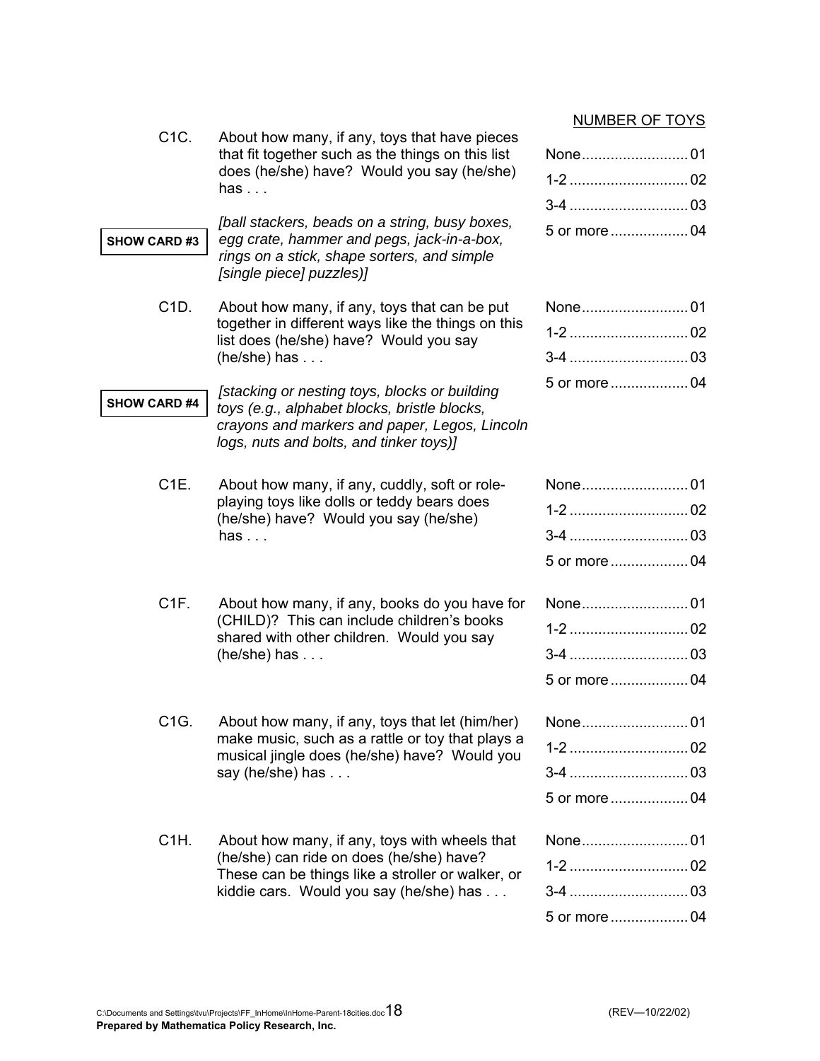NUMBER OF TOYS

C1C. About how many, if any, toys that have pieces that fit together such as the things on this list does (he/she) have? Would you say (he/she) has . . .

**SHOW CARD #3**

*[ball stackers, beads on a string, busy boxes, egg crate, hammer and pegs, jack-in-a-box, rings on a stick, shape sorters, and simple [single piece] puzzles)]*

- None.......................... 01
- 1-2 ............................ 02
- 3-4 ............................ 03
- 5 or more ................... 04

C1D. About how many, if any, toys that can be put together in different ways like the things on this list does (he/she) have? Would you say (he/she) has . . .

**SHOW CARD #4**

*[stacking or nesting toys, blocks or building toys (e.g., alphabet blocks, bristle blocks, crayons and markers and paper, Legos, Lincoln logs, nuts and bolts, and tinker toys)]*

- None.......................... 01
- 1-2 ............................ 02
- 3-4 ............................ 03
- 5 or more ................... 04

C1E. About how many, if any, cuddly, soft or role-playing toys like dolls or teddy bears does (he/she) have? Would you say (he/she) has . . .

- None.......................... 01
- 1-2 ............................ 02
- 3-4 ............................ 03
- 5 or more ................... 04

C1F. About how many, if any, books do you have for (CHILD)? This can include children's books shared with other children. Would you say (he/she) has . . .

- None.......................... 01
- 1-2 ............................ 02
- 3-4 ............................ 03
- 5 or more ................... 04

C1G. About how many, if any, toys that let (him/her) make music, such as a rattle or toy that plays a musical jingle does (he/she) have? Would you say (he/she) has . . .

- None.......................... 01
- 1-2 ............................ 02
- 3-4 ............................ 03
- 5 or more ................... 04

C1H. About how many, if any, toys with wheels that (he/she) can ride on does (he/she) have? These can be things like a stroller or walker, or kiddie cars. Would you say (he/she) has . . .

- None.......................... 01
- 1-2 ............................ 02
- 3-4 ............................ 03
- 5 or more ................... 04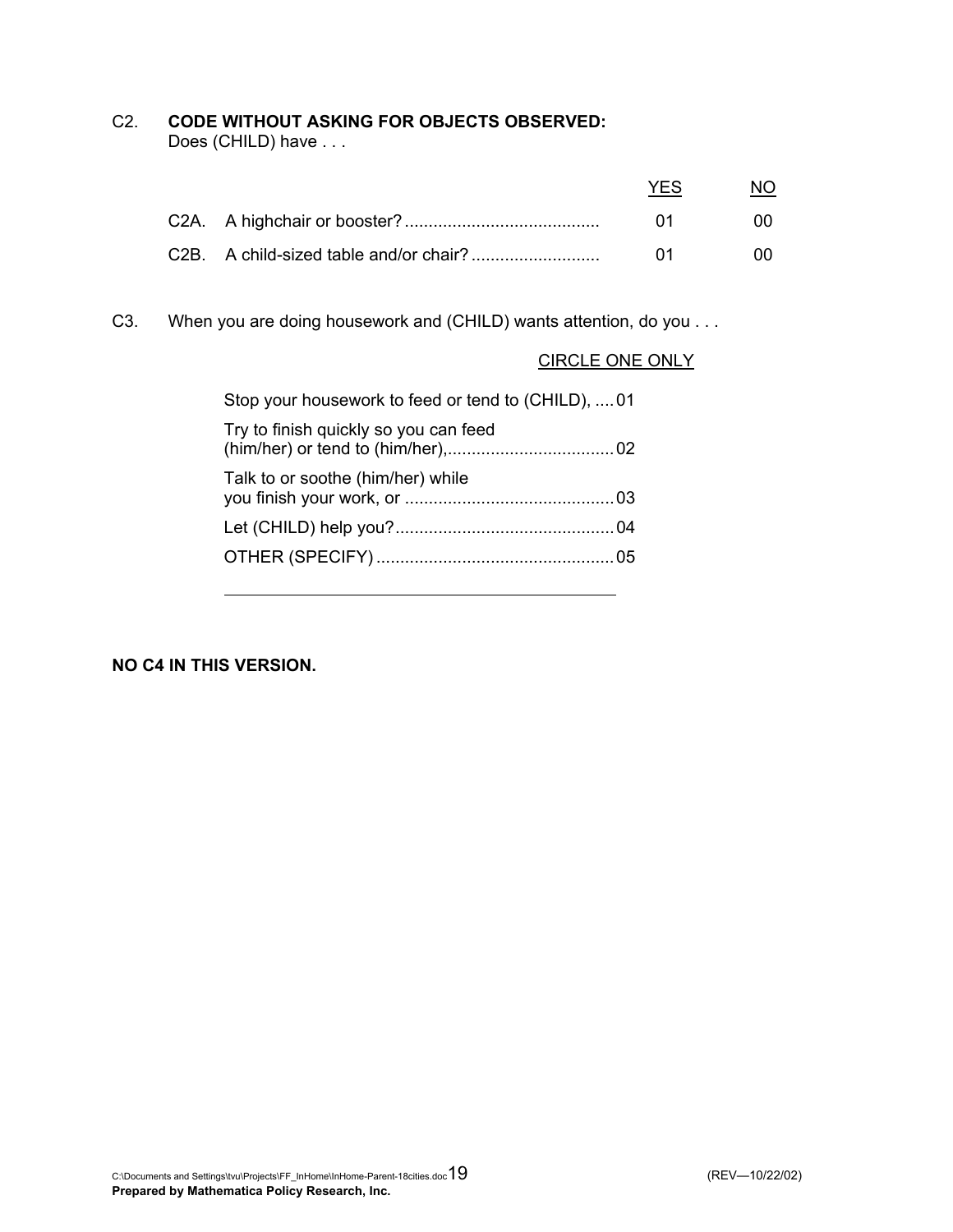C2. **CODE WITHOUT ASKING FOR OBJECTS OBSERVED:**
Does (CHILD) have . . .

| | YES | NO |
|---|---|---|
| C2A. A highchair or booster? | 01 | 00 |
| C2B. A child-sized table and/or chair? | 01 | 00 |

C3. When you are doing housework and (CHILD) wants attention, do you . . .

CIRCLE ONE ONLY

| | |
|---|---|
| Stop your housework to feed or tend to (CHILD), | 01 |
| Try to finish quickly so you can feed (him/her) or tend to (him/her), | 02 |
| Talk to or soothe (him/her) while you finish your work, or | 03 |
| Let (CHILD) help you? | 04 |
| OTHER (SPECIFY) | 05 |

_______________________________________________

**NO C4 IN THIS VERSION.**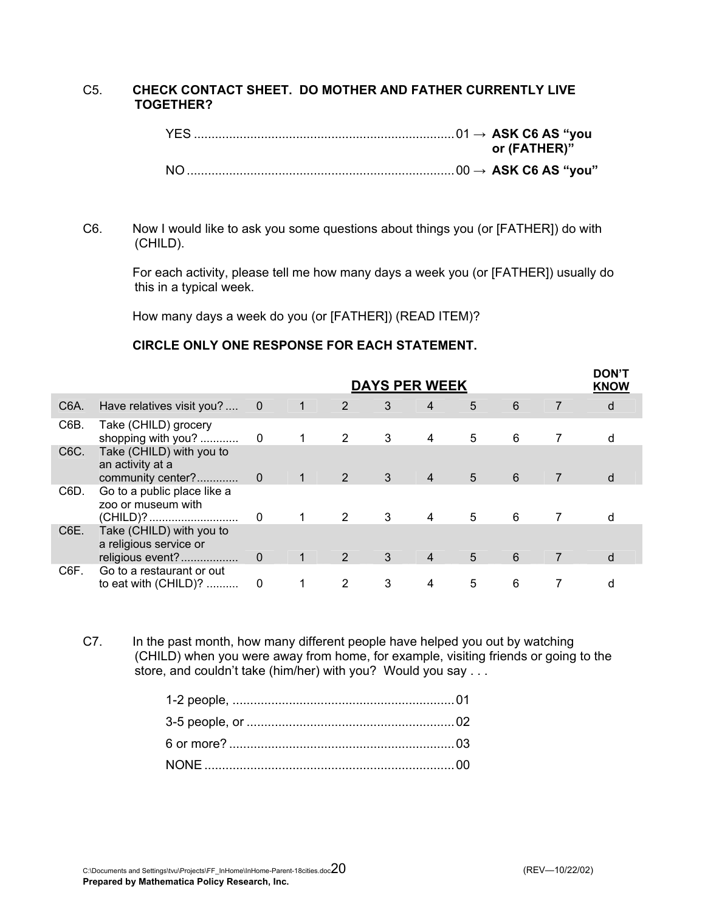C5. **CHECK CONTACT SHEET. DO MOTHER AND FATHER CURRENTLY LIVE TOGETHER?**

YES ........................................................................ 01 → **ASK C6 AS "you or (FATHER)"**

NO .......................................................................... 00 → **ASK C6 AS "you"**

C6. Now I would like to ask you some questions about things you (or [FATHER]) do with (CHILD).

For each activity, please tell me how many days a week you (or [FATHER]) usually do this in a typical week.

How many days a week do you (or [FATHER]) (READ ITEM)?

**CIRCLE ONLY ONE RESPONSE FOR EACH STATEMENT.**

| | | **DAYS PER WEEK** | | | | | | | | **DON'T KNOW** |
|---|---|---|---|---|---|---|---|---|---|---|
| C6A. | Have relatives visit you? .... | 0 | 1 | 2 | 3 | 4 | 5 | 6 | 7 | d |
| C6B. | Take (CHILD) grocery shopping with you? ........... | 0 | 1 | 2 | 3 | 4 | 5 | 6 | 7 | d |
| C6C. | Take (CHILD) with you to an activity at a community center?............ | 0 | 1 | 2 | 3 | 4 | 5 | 6 | 7 | d |
| C6D. | Go to a public place like a zoo or museum with (CHILD)?........................... | 0 | 1 | 2 | 3 | 4 | 5 | 6 | 7 | d |
| C6E. | Take (CHILD) with you to a religious service or religious event?................. | 0 | 1 | 2 | 3 | 4 | 5 | 6 | 7 | d |
| C6F. | Go to a restaurant or out to eat with (CHILD)? ......... | 0 | 1 | 2 | 3 | 4 | 5 | 6 | 7 | d |

C7. In the past month, how many different people have helped you out by watching (CHILD) when you were away from home, for example, visiting friends or going to the store, and couldn't take (him/her) with you? Would you say . . .

1-2 people, ............................................................... 01

3-5 people, or .......................................................... 02

6 or more? ................................................................ 03

NONE ....................................................................... 00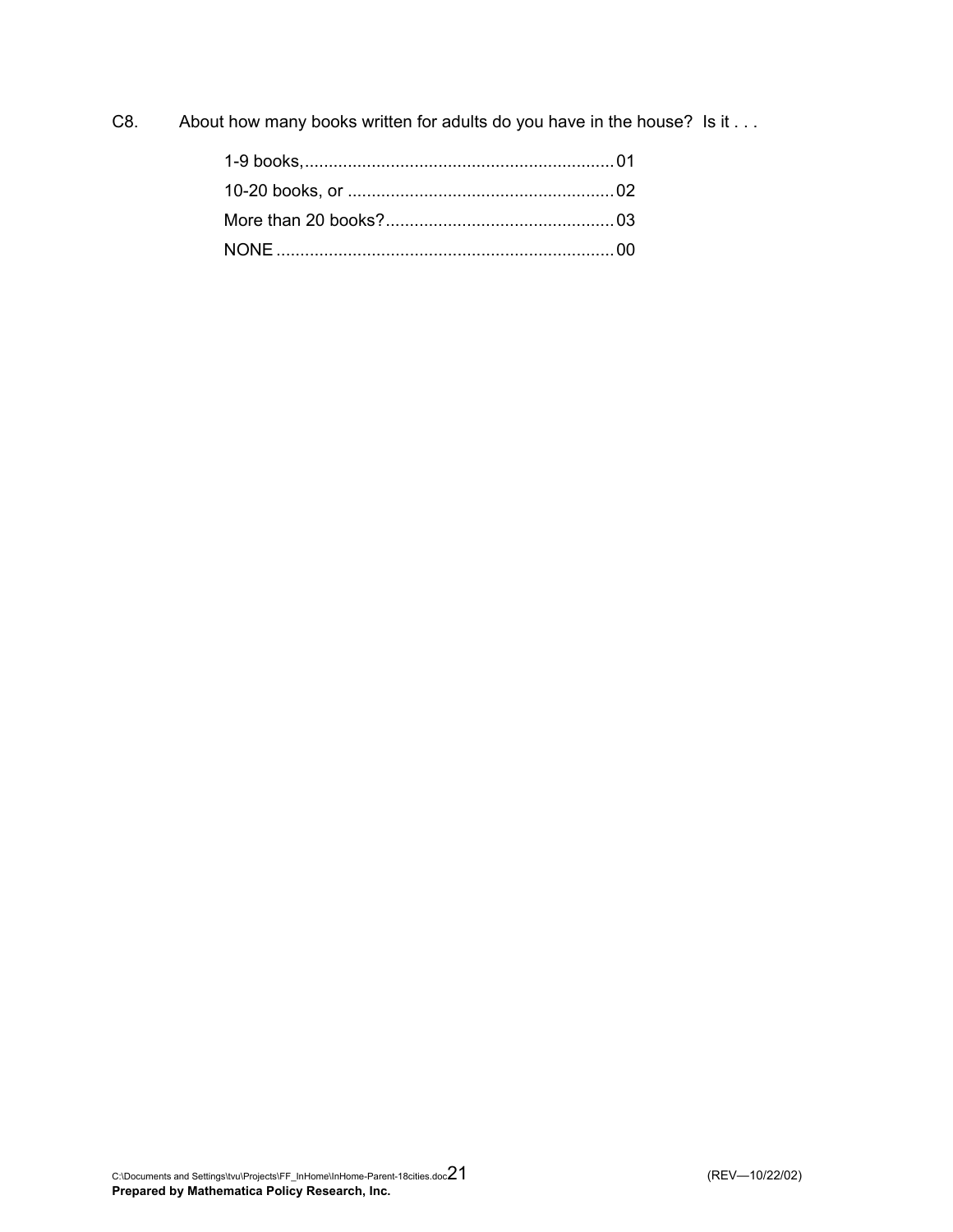C8. About how many books written for adults do you have in the house? Is it . . .

1-9 books,....................................................................01
10-20 books, or ........................................................02
More than 20 books?................................................03
NONE ......................................................................00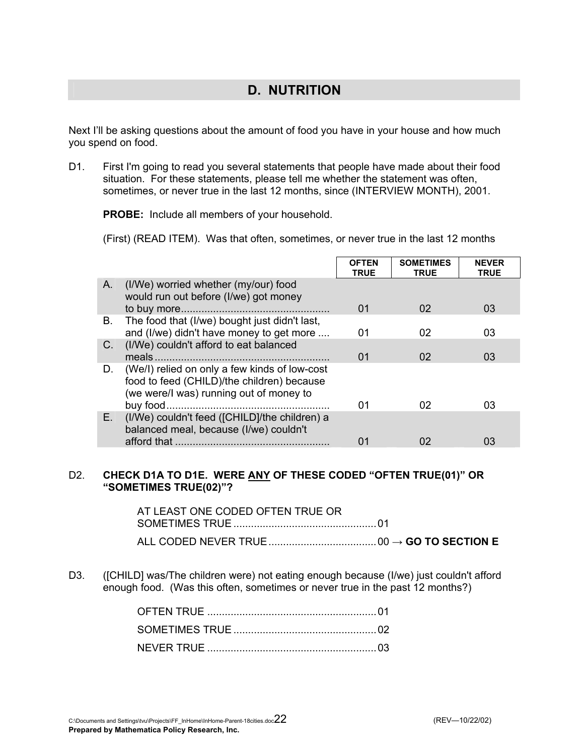## D. NUTRITION

Next I'll be asking questions about the amount of food you have in your house and how much you spend on food.

D1. First I'm going to read you several statements that people have made about their food situation. For these statements, please tell me whether the statement was often, sometimes, or never true in the last 12 months, since (INTERVIEW MONTH), 2001.

**PROBE:** Include all members of your household.

(First) (READ ITEM). Was that often, sometimes, or never true in the last 12 months

| | OFTEN TRUE | SOMETIMES TRUE | NEVER TRUE |
|---|---|---|---|
| A. (I/We) worried whether (my/our) food would run out before (I/we) got money to buy more | 01 | 02 | 03 |
| B. The food that (I/we) bought just didn't last, and (I/we) didn't have money to get more | 01 | 02 | 03 |
| C. (I/We) couldn't afford to eat balanced meals | 01 | 02 | 03 |
| D. (We/I) relied on only a few kinds of low-cost food to feed (CHILD)/the children) because (we were/I was) running out of money to buy food | 01 | 02 | 03 |
| E. (I/We) couldn't feed ([CHILD]/the children) a balanced meal, because (I/we) couldn't afford that | 01 | 02 | 03 |

D2. **CHECK D1A TO D1E. WERE ANY OF THESE CODED "OFTEN TRUE(01)" OR "SOMETIMES TRUE(02)"?**

AT LEAST ONE CODED OFTEN TRUE OR SOMETIMES TRUE ........ 01
ALL CODED NEVER TRUE ........ 00 → **GO TO SECTION E**

D3. ([CHILD] was/The children were) not eating enough because (I/we) just couldn't afford enough food. (Was this often, sometimes or never true in the past 12 months?)

OFTEN TRUE ........ 01
SOMETIMES TRUE ........ 02
NEVER TRUE ........ 03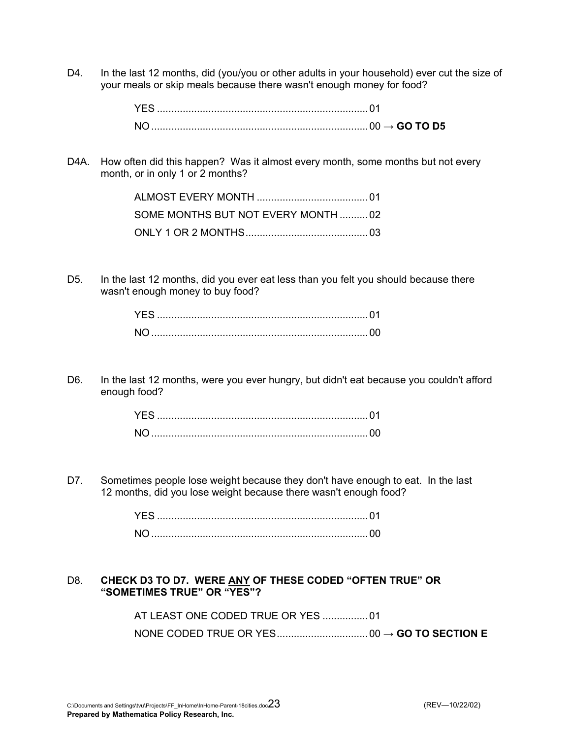D4. In the last 12 months, did (you/you or other adults in your household) ever cut the size of your meals or skip meals because there wasn't enough money for food?

YES ........................................................................ 01
NO .......................................................................... 00 → **GO TO D5**

D4A. How often did this happen? Was it almost every month, some months but not every month, or in only 1 or 2 months?

ALMOST EVERY MONTH ....................................... 01
SOME MONTHS BUT NOT EVERY MONTH .......... 02
ONLY 1 OR 2 MONTHS.......................................... 03

D5. In the last 12 months, did you ever eat less than you felt you should because there wasn't enough money to buy food?

YES ........................................................................ 01
NO .......................................................................... 00

D6. In the last 12 months, were you ever hungry, but didn't eat because you couldn't afford enough food?

YES ........................................................................ 01
NO .......................................................................... 00

D7. Sometimes people lose weight because they don't have enough to eat. In the last 12 months, did you lose weight because there wasn't enough food?

YES ........................................................................ 01
NO .......................................................................... 00

D8. **CHECK D3 TO D7. WERE <u>ANY</u> OF THESE CODED "OFTEN TRUE" OR "SOMETIMES TRUE" OR "YES"?**

AT LEAST ONE CODED TRUE OR YES ................ 01
NONE CODED TRUE OR YES................................ 00 → **GO TO SECTION E**

C:\Documents and Settings\tvu\Projects\FF_InHome\InHome-Parent-18cities.doc (REV—10/22/02)
**Prepared by Mathematica Policy Research, Inc.**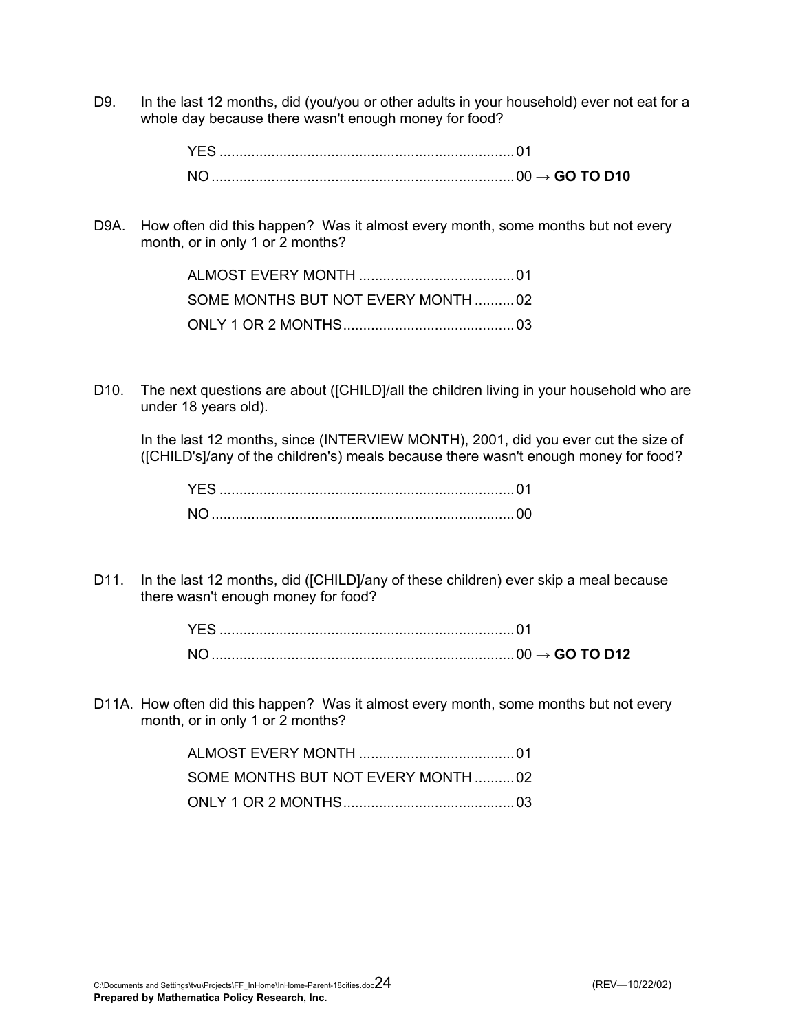D9. In the last 12 months, did (you/you or other adults in your household) ever not eat for a whole day because there wasn't enough money for food?

YES .......................................................................... 01
NO ............................................................................ 00 → **GO TO D10**

D9A. How often did this happen? Was it almost every month, some months but not every month, or in only 1 or 2 months?

ALMOST EVERY MONTH ....................................... 01
SOME MONTHS BUT NOT EVERY MONTH .......... 02
ONLY 1 OR 2 MONTHS........................................... 03

D10. The next questions are about ([CHILD]/all the children living in your household who are under 18 years old).

In the last 12 months, since (INTERVIEW MONTH), 2001, did you ever cut the size of ([CHILD's]/any of the children's) meals because there wasn't enough money for food?

YES .......................................................................... 01
NO ............................................................................ 00

D11. In the last 12 months, did ([CHILD]/any of these children) ever skip a meal because there wasn't enough money for food?

YES .......................................................................... 01
NO ............................................................................ 00 → **GO TO D12**

D11A. How often did this happen? Was it almost every month, some months but not every month, or in only 1 or 2 months?

ALMOST EVERY MONTH ....................................... 01
SOME MONTHS BUT NOT EVERY MONTH .......... 02
ONLY 1 OR 2 MONTHS........................................... 03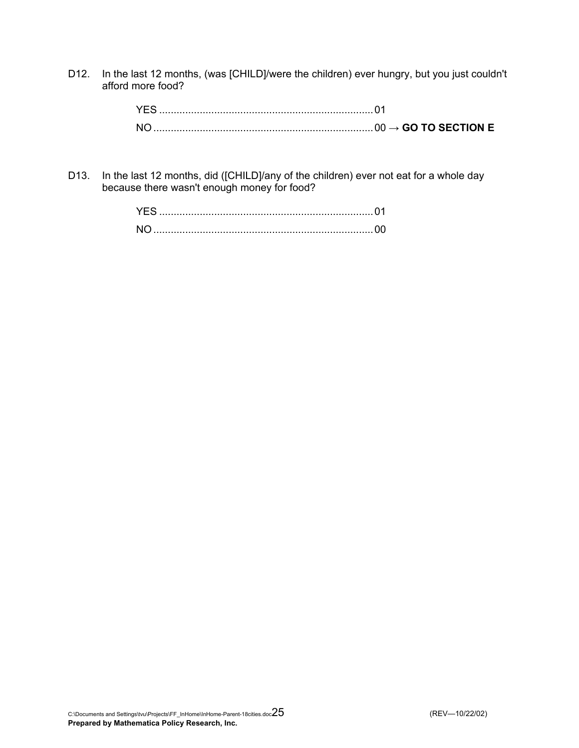D12. In the last 12 months, (was [CHILD]/were the children) ever hungry, but you just couldn't afford more food?

YES ........................................................................... 01
NO ............................................................................. 00 → **GO TO SECTION E**

D13. In the last 12 months, did ([CHILD]/any of the children) ever not eat for a whole day because there wasn't enough money for food?

YES ........................................................................... 01
NO ............................................................................. 00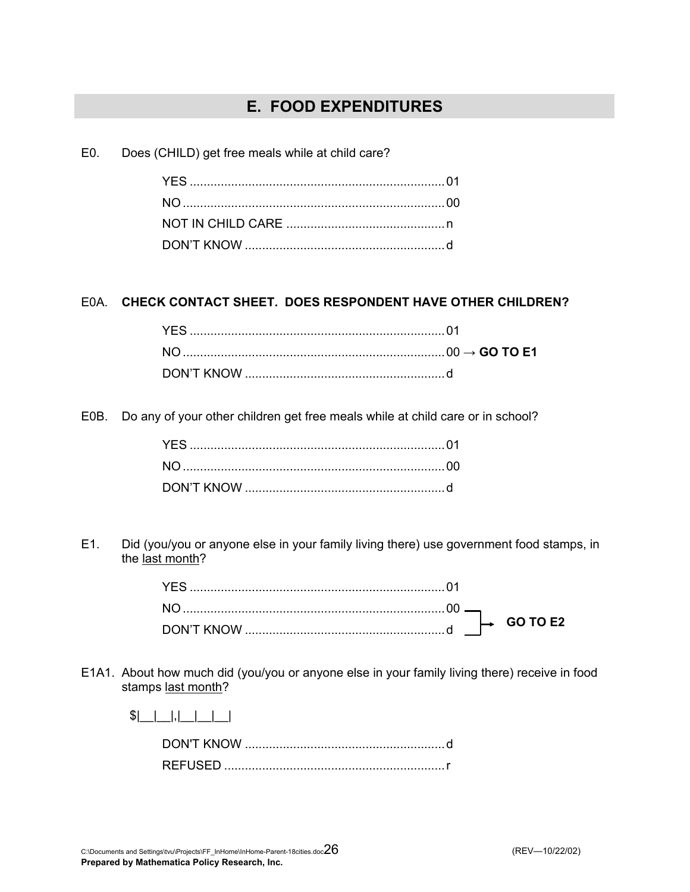## E. FOOD EXPENDITURES

E0. Does (CHILD) get free meals while at child care?

YES .......................................................................... 01
NO ............................................................................ 00
NOT IN CHILD CARE .............................................. n
DON'T KNOW .......................................................... d

E0A. **CHECK CONTACT SHEET. DOES RESPONDENT HAVE OTHER CHILDREN?**

YES .......................................................................... 01
NO ............................................................................ 00 → **GO TO E1**
DON'T KNOW .......................................................... d

E0B. Do any of your other children get free meals while at child care or in school?

YES .......................................................................... 01
NO ............................................................................ 00
DON'T KNOW .......................................................... d

E1. Did (you/you or anyone else in your family living there) use government food stamps, in the last month?

YES .......................................................................... 01
NO ............................................................................ 00 → **GO TO E2**
DON'T KNOW .......................................................... d → **GO TO E2**

E1A1. About how much did (you/you or anyone else in your family living there) receive in food stamps last month?

$|__|__|,|__|__|__|

DON'T KNOW .......................................................... d
REFUSED ................................................................ r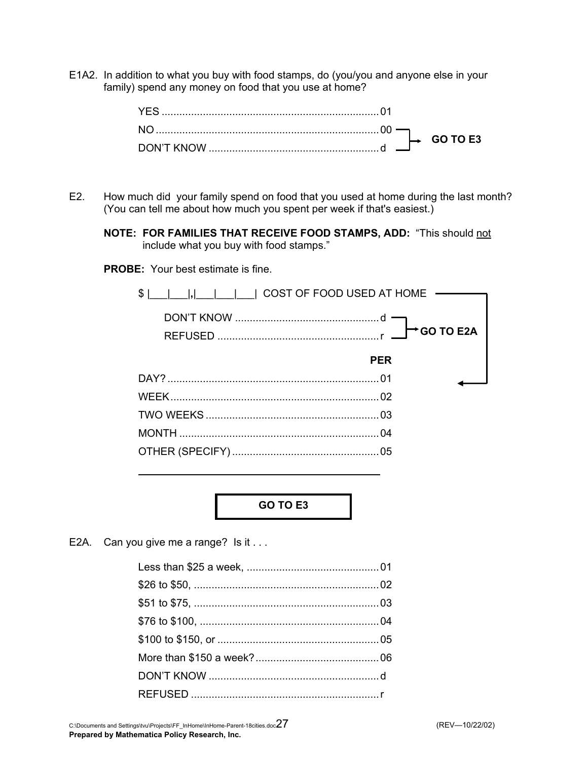E1A2. In addition to what you buy with food stamps, do (you/you and anyone else in your family) spend any money on food that you use at home?

| | | |
|---|---|---|
| YES | 01 | |
| NO | 00 | GO TO E3 |
| DON'T KNOW | d | GO TO E3 |

E2. How much did your family spend on food that you used at home during the last month? (You can tell me about how much you spent per week if that's easiest.)

**NOTE: FOR FAMILIES THAT RECEIVE FOOD STAMPS, ADD:** "This should not include what you buy with food stamps."

**PROBE:** Your best estimate is fine.

$ |___|___|,|___|___|___| COST OF FOOD USED AT HOME

| | | |
|---|---|---|
| DON'T KNOW | d | GO TO E2A |
| REFUSED | r | GO TO E2A |

**PER**

| | |
|---|---|
| DAY? | 01 |
| WEEK | 02 |
| TWO WEEKS | 03 |
| MONTH | 04 |
| OTHER (SPECIFY) | 05 |

_______________________________________

**GO TO E3**

E2A. Can you give me a range? Is it . . .

| | |
|---|---|
| Less than $25 a week, | 01 |
| $26 to $50, | 02 |
| $51 to $75, | 03 |
| $76 to $100, | 04 |
| $100 to $150, or | 05 |
| More than $150 a week? | 06 |
| DON'T KNOW | d |
| REFUSED | r |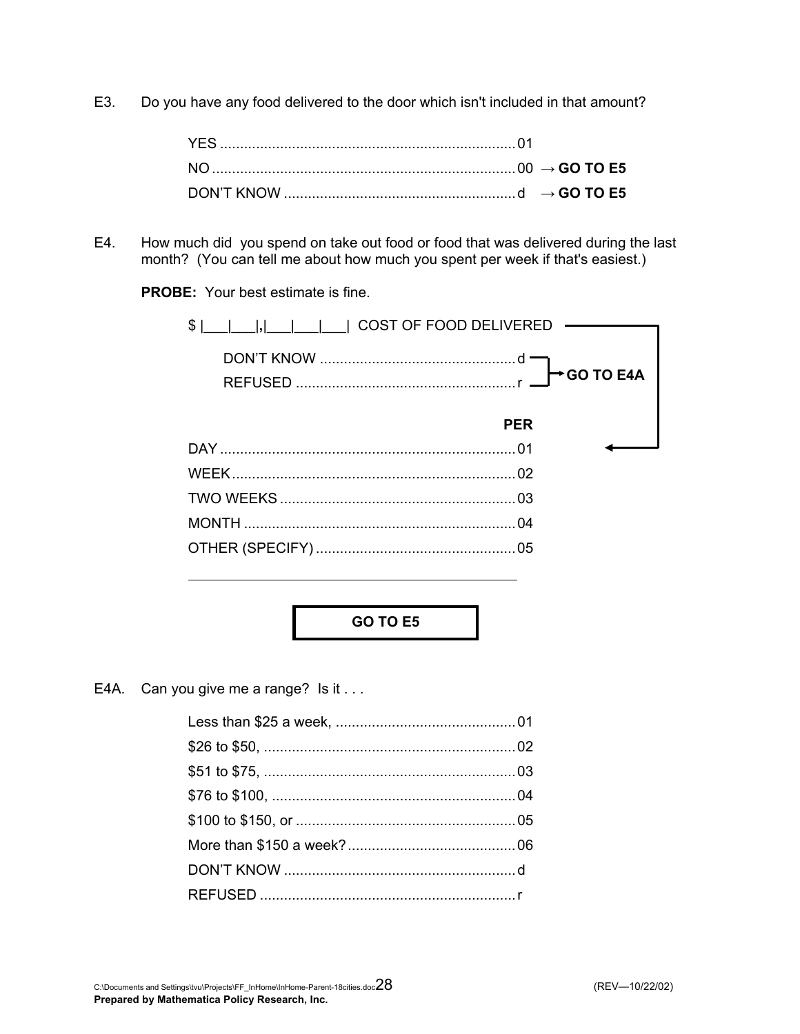E3. Do you have any food delivered to the door which isn't included in that amount?

| | | |
|---|---|---|
| YES | 01 | |
| NO | 00 | → **GO TO E5** |
| DON'T KNOW | d | → **GO TO E5** |

E4. How much did you spend on take out food or food that was delivered during the last month? (You can tell me about how much you spent per week if that's easiest.)

**PROBE:** Your best estimate is fine.

$ |___|___|,|___|___|___| COST OF FOOD DELIVERED

| | | |
|---|---|---|
| DON'T KNOW | d | → **GO TO E4A** |
| REFUSED | r | → **GO TO E4A** |

| **PER** | |
|---|---|
| DAY | 01 |
| WEEK | 02 |
| TWO WEEKS | 03 |
| MONTH | 04 |
| OTHER (SPECIFY) | 05 |

_______________________________________________

**GO TO E5**

E4A. Can you give me a range? Is it . . .

| | |
|---|---|
| Less than $25 a week, | 01 |
| $26 to $50, | 02 |
| $51 to $75, | 03 |
| $76 to $100, | 04 |
| $100 to $150, or | 05 |
| More than $150 a week? | 06 |
| DON'T KNOW | d |
| REFUSED | r |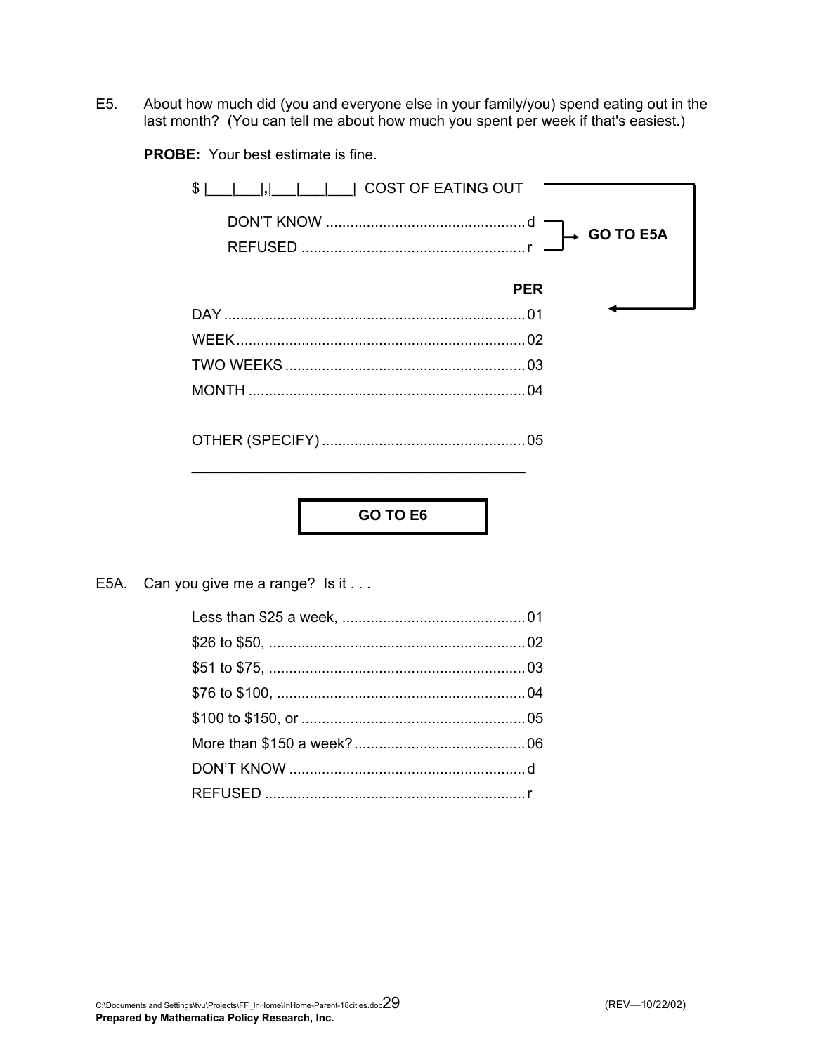E5. About how much did (you and everyone else in your family/you) spend eating out in the last month? (You can tell me about how much you spent per week if that's easiest.)

**PROBE:** Your best estimate is fine.

$ |___|___|,|___|___|___| COST OF EATING OUT

DON'T KNOW ................................................ d → **GO TO E5A**
REFUSED ...................................................... r → **GO TO E5A**

**PER**

DAY ........................................................................ 01
WEEK ...................................................................... 02
TWO WEEKS .......................................................... 03
MONTH ................................................................... 04

OTHER (SPECIFY) ................................................. 05

_________________________________________

**GO TO E6**

E5A. Can you give me a range? Is it . . .

Less than $25 a week, ............................................ 01
$26 to $50, .............................................................. 02
$51 to $75, .............................................................. 03
$76 to $100, ............................................................ 04
$100 to $150, or ...................................................... 05
More than $150 a week? .......................................... 06
DON'T KNOW .......................................................... d
REFUSED ................................................................ r

C:\Documents and Settings\tvu\Projects\FF_InHome\InHome-Parent-18cities.doc (REV—10/22/02)
**Prepared by Mathematica Policy Research, Inc.**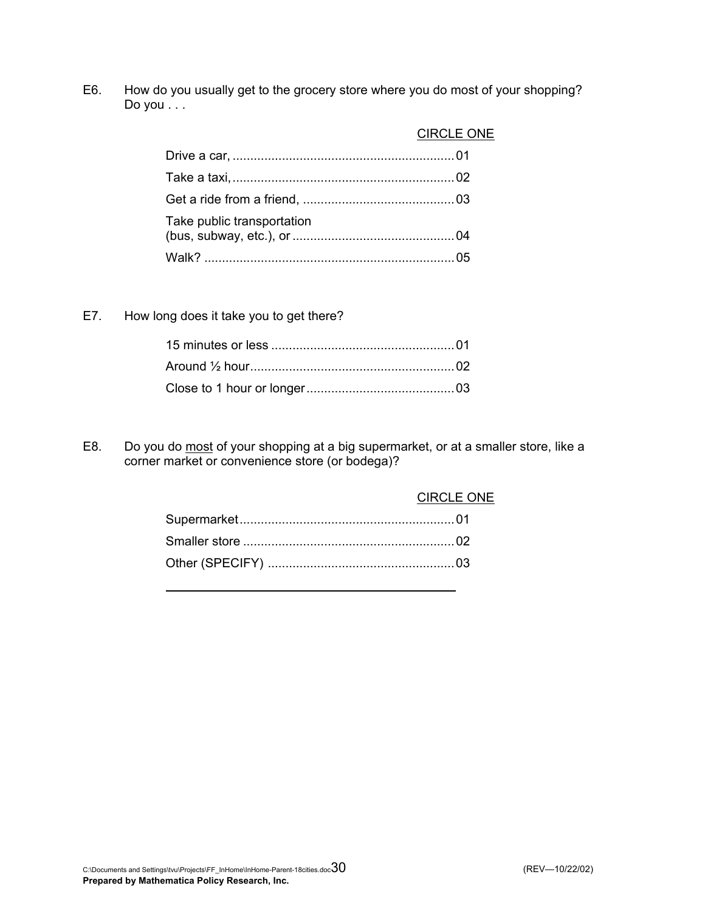E6. How do you usually get to the grocery store where you do most of your shopping? Do you . . .

CIRCLE ONE

| | |
|---|---|
| Drive a car, | 01 |
| Take a taxi, | 02 |
| Get a ride from a friend, | 03 |
| Take public transportation (bus, subway, etc.), or | 04 |
| Walk? | 05 |

E7. How long does it take you to get there?

| | |
|---|---|
| 15 minutes or less | 01 |
| Around ½ hour | 02 |
| Close to 1 hour or longer | 03 |

E8. Do you do <u>most</u> of your shopping at a big supermarket, or at a smaller store, like a corner market or convenience store (or bodega)?

CIRCLE ONE

| | |
|---|---|
| Supermarket | 01 |
| Smaller store | 02 |
| Other (SPECIFY) | 03 |

______________________________________________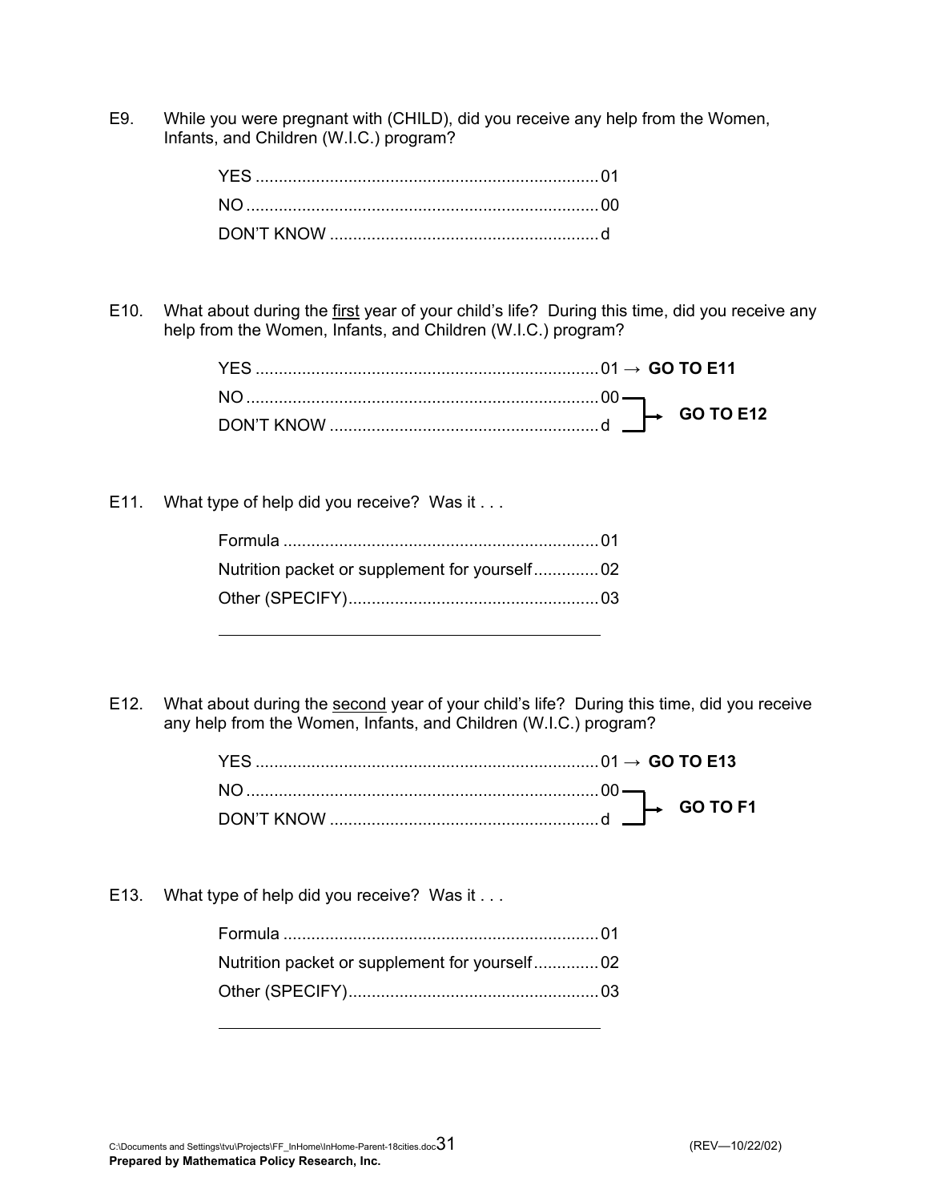E9. While you were pregnant with (CHILD), did you receive any help from the Women, Infants, and Children (W.I.C.) program?

YES .......................................................................... 01
NO ............................................................................ 00
DON'T KNOW .......................................................... d

E10. What about during the <u>first</u> year of your child's life? During this time, did you receive any help from the Women, Infants, and Children (W.I.C.) program?

YES .......................................................................... 01 → **GO TO E11**
NO ............................................................................ 00 ┐
DON'T KNOW .......................................................... d ┘→ **GO TO E12**

E11. What type of help did you receive? Was it . . .

Formula .................................................................... 01
Nutrition packet or supplement for yourself .............. 02
Other (SPECIFY) ...................................................... 03

_____________________________________________

E12. What about during the <u>second</u> year of your child's life? During this time, did you receive any help from the Women, Infants, and Children (W.I.C.) program?

YES .......................................................................... 01 → **GO TO E13**
NO ............................................................................ 00 ┐
DON'T KNOW .......................................................... d ┘→ **GO TO F1**

E13. What type of help did you receive? Was it . . .

Formula .................................................................... 01
Nutrition packet or supplement for yourself .............. 02
Other (SPECIFY) ...................................................... 03

_____________________________________________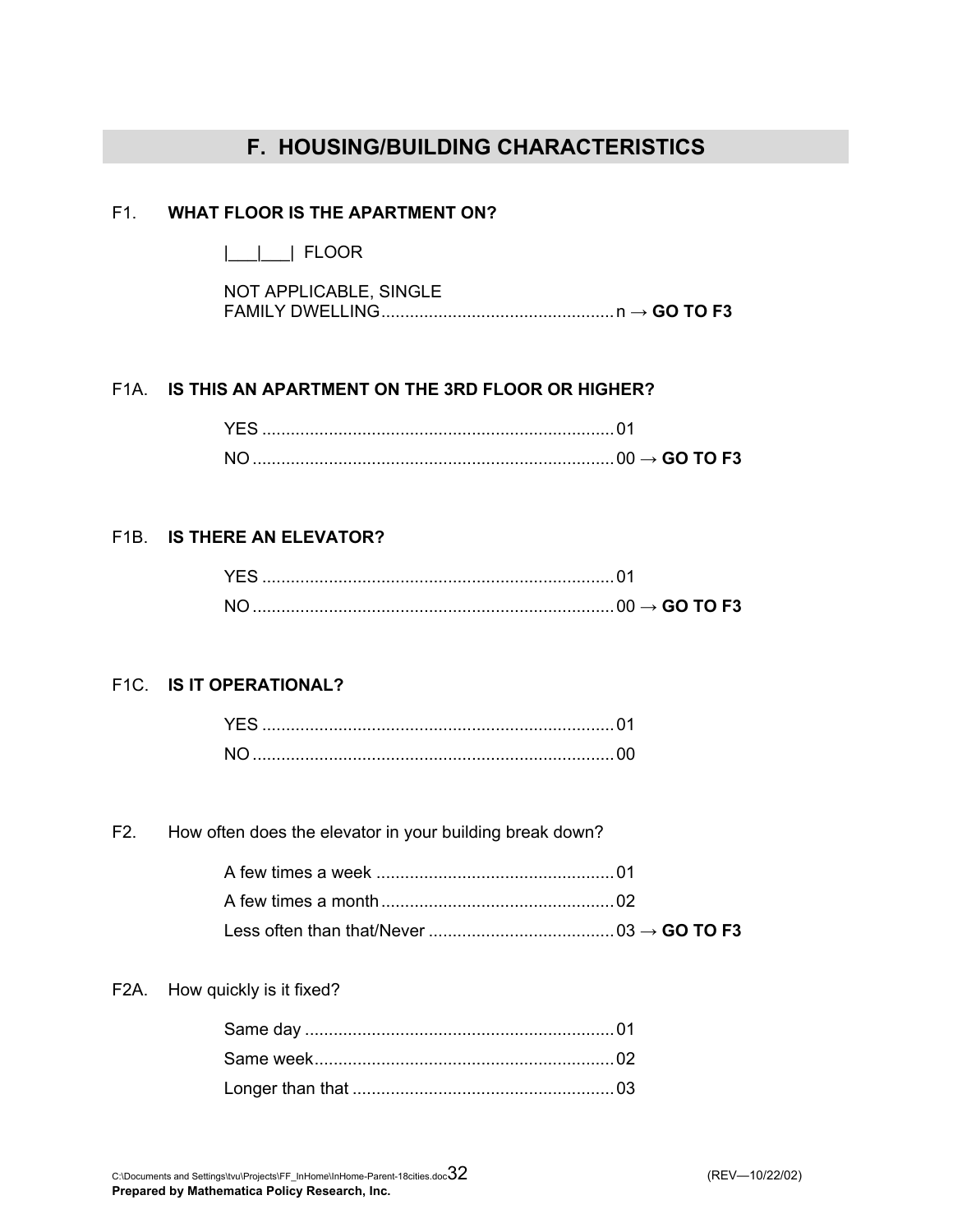## F. HOUSING/BUILDING CHARACTERISTICS

F1. **WHAT FLOOR IS THE APARTMENT ON?**

|___|___| FLOOR

NOT APPLICABLE, SINGLE FAMILY DWELLING................................................n → **GO TO F3**

F1A. **IS THIS AN APARTMENT ON THE 3RD FLOOR OR HIGHER?**

YES .........................................................................01
NO ...........................................................................00 → **GO TO F3**

F1B. **IS THERE AN ELEVATOR?**

YES .........................................................................01
NO ...........................................................................00 → **GO TO F3**

F1C. **IS IT OPERATIONAL?**

YES .........................................................................01
NO ...........................................................................00

F2. How often does the elevator in your building break down?

A few times a week ..................................................01
A few times a month.................................................02
Less often than that/Never .......................................03 → **GO TO F3**

F2A. How quickly is it fixed?

Same day .................................................................01
Same week...............................................................02
Longer than that .......................................................03

C:\Documents and Settings\tvu\Projects\FF_InHome\InHome-Parent-18cities.doc (REV—10/22/02)
**Prepared by Mathematica Policy Research, Inc.**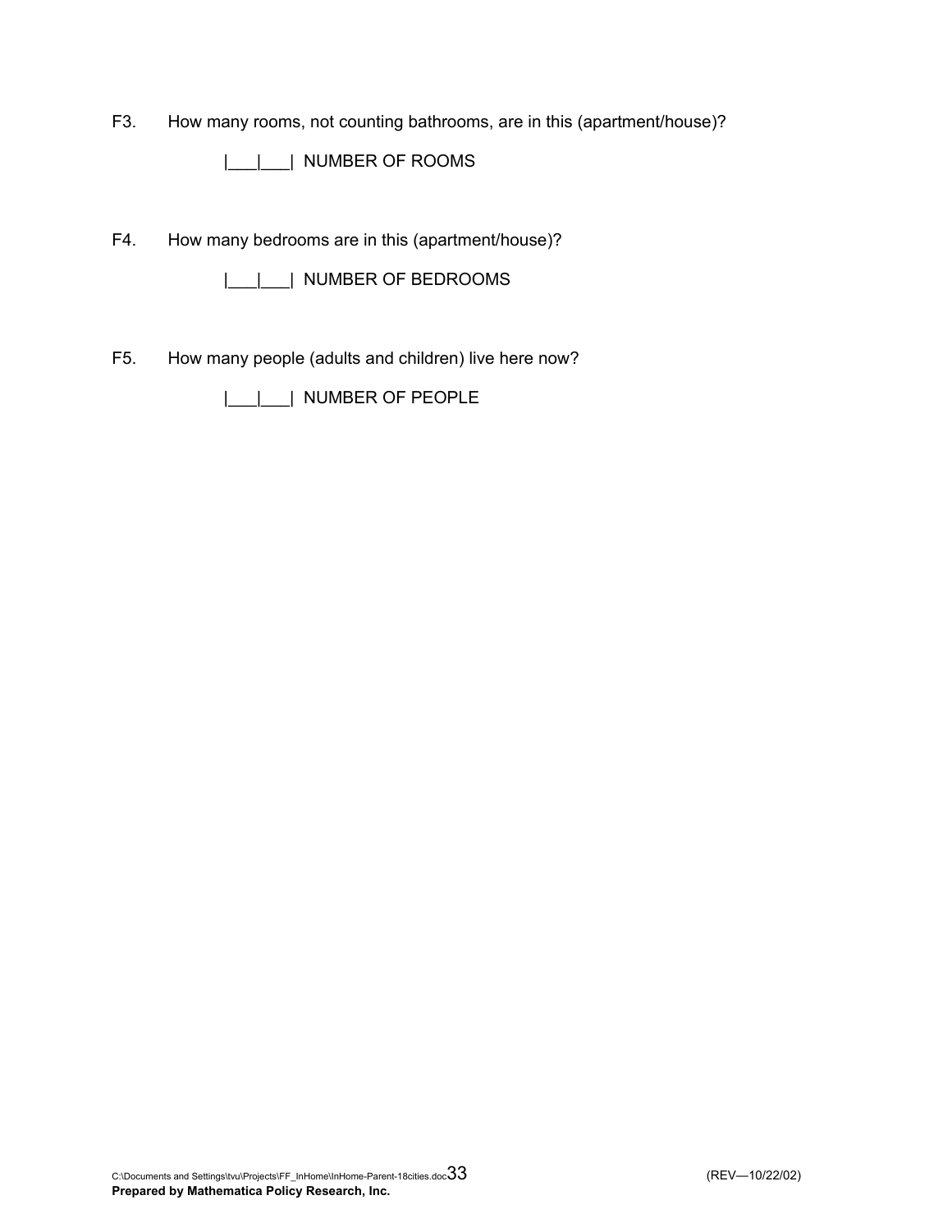F3. How many rooms, not counting bathrooms, are in this (apartment/house)?

|___|___| NUMBER OF ROOMS

F4. How many bedrooms are in this (apartment/house)?

|___|___| NUMBER OF BEDROOMS

F5. How many people (adults and children) live here now?

|___|___| NUMBER OF PEOPLE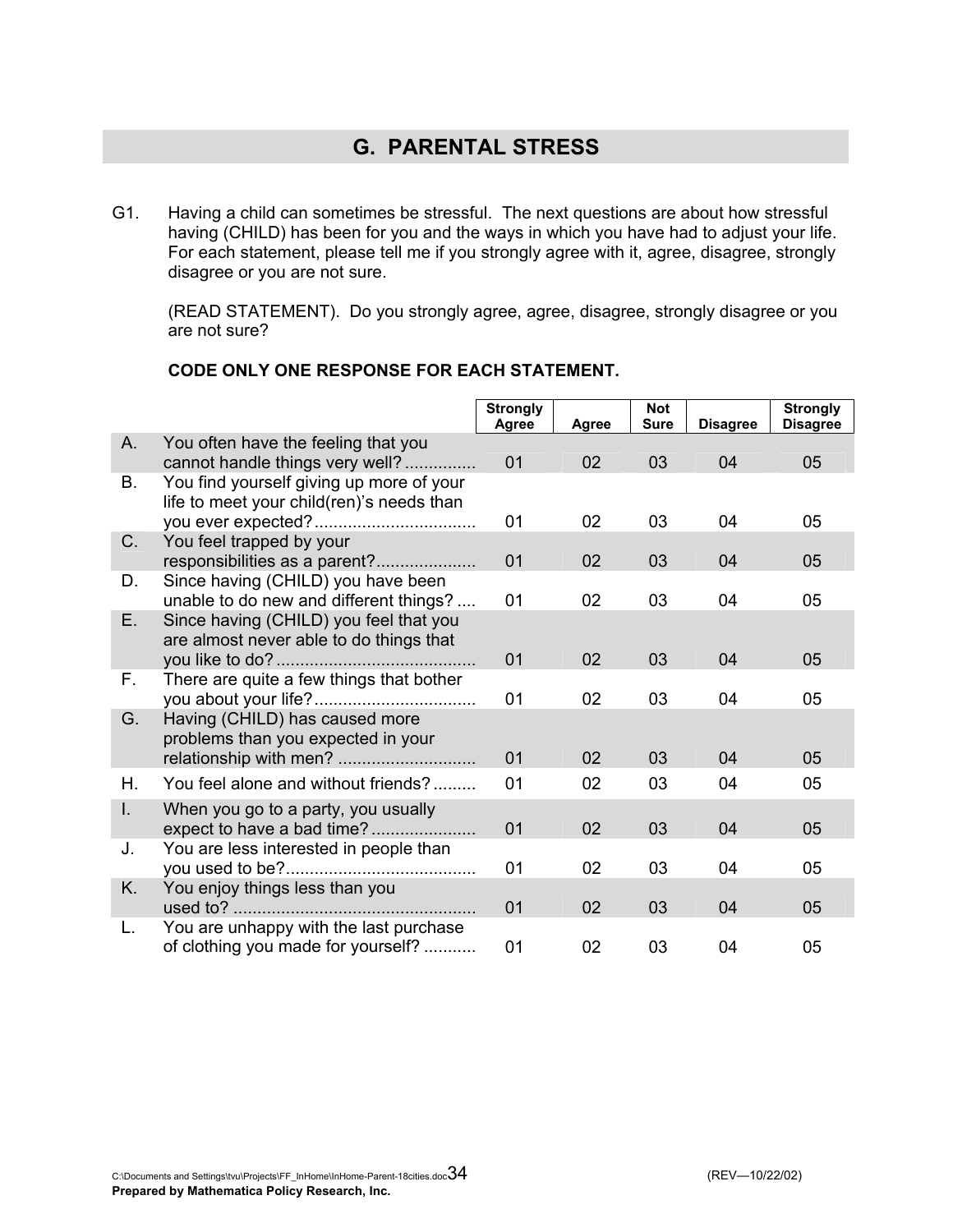## G. PARENTAL STRESS

G1. Having a child can sometimes be stressful. The next questions are about how stressful having (CHILD) has been for you and the ways in which you have had to adjust your life. For each statement, please tell me if you strongly agree with it, agree, disagree, strongly disagree or you are not sure.

(READ STATEMENT). Do you strongly agree, agree, disagree, strongly disagree or you are not sure?

**CODE ONLY ONE RESPONSE FOR EACH STATEMENT.**

| | | Strongly Agree | Agree | Not Sure | Disagree | Strongly Disagree |
|---|---|---|---|---|---|---|
| A. | You often have the feeling that you cannot handle things very well? | 01 | 02 | 03 | 04 | 05 |
| B. | You find yourself giving up more of your life to meet your child(ren)'s needs than you ever expected? | 01 | 02 | 03 | 04 | 05 |
| C. | You feel trapped by your responsibilities as a parent? | 01 | 02 | 03 | 04 | 05 |
| D. | Since having (CHILD) you have been unable to do new and different things? | 01 | 02 | 03 | 04 | 05 |
| E. | Since having (CHILD) you feel that you are almost never able to do things that you like to do? | 01 | 02 | 03 | 04 | 05 |
| F. | There are quite a few things that bother you about your life? | 01 | 02 | 03 | 04 | 05 |
| G. | Having (CHILD) has caused more problems than you expected in your relationship with men? | 01 | 02 | 03 | 04 | 05 |
| H. | You feel alone and without friends? | 01 | 02 | 03 | 04 | 05 |
| I. | When you go to a party, you usually expect to have a bad time? | 01 | 02 | 03 | 04 | 05 |
| J. | You are less interested in people than you used to be? | 01 | 02 | 03 | 04 | 05 |
| K. | You enjoy things less than you used to? | 01 | 02 | 03 | 04 | 05 |
| L. | You are unhappy with the last purchase of clothing you made for yourself? | 01 | 02 | 03 | 04 | 05 |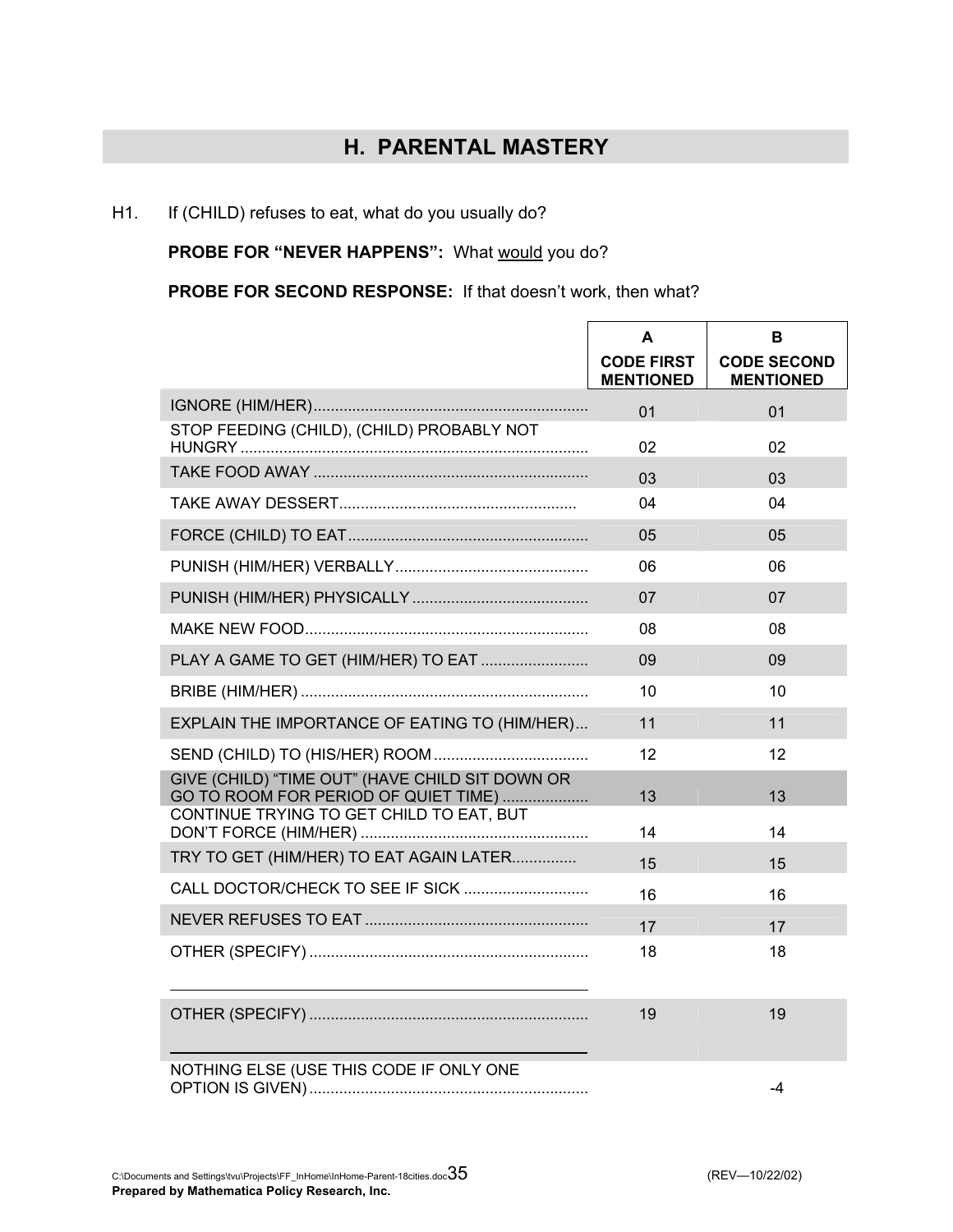## H. PARENTAL MASTERY

H1. If (CHILD) refuses to eat, what do you usually do?

**PROBE FOR "NEVER HAPPENS":** What would you do?

**PROBE FOR SECOND RESPONSE:** If that doesn't work, then what?

| | A<br>CODE FIRST MENTIONED | B<br>CODE SECOND MENTIONED |
|---|---|---|
| IGNORE (HIM/HER) | 01 | 01 |
| STOP FEEDING (CHILD), (CHILD) PROBABLY NOT HUNGRY | 02 | 02 |
| TAKE FOOD AWAY | 03 | 03 |
| TAKE AWAY DESSERT | 04 | 04 |
| FORCE (CHILD) TO EAT | 05 | 05 |
| PUNISH (HIM/HER) VERBALLY | 06 | 06 |
| PUNISH (HIM/HER) PHYSICALLY | 07 | 07 |
| MAKE NEW FOOD | 08 | 08 |
| PLAY A GAME TO GET (HIM/HER) TO EAT | 09 | 09 |
| BRIBE (HIM/HER) | 10 | 10 |
| EXPLAIN THE IMPORTANCE OF EATING TO (HIM/HER) | 11 | 11 |
| SEND (CHILD) TO (HIS/HER) ROOM | 12 | 12 |
| GIVE (CHILD) "TIME OUT" (HAVE CHILD SIT DOWN OR GO TO ROOM FOR PERIOD OF QUIET TIME) | 13 | 13 |
| CONTINUE TRYING TO GET CHILD TO EAT, BUT DON'T FORCE (HIM/HER) | 14 | 14 |
| TRY TO GET (HIM/HER) TO EAT AGAIN LATER | 15 | 15 |
| CALL DOCTOR/CHECK TO SEE IF SICK | 16 | 16 |
| NEVER REFUSES TO EAT | 17 | 17 |
| OTHER (SPECIFY) ______ | 18 | 18 |
| OTHER (SPECIFY) ______ | 19 | 19 |
| NOTHING ELSE (USE THIS CODE IF ONLY ONE OPTION IS GIVEN) | | -4 |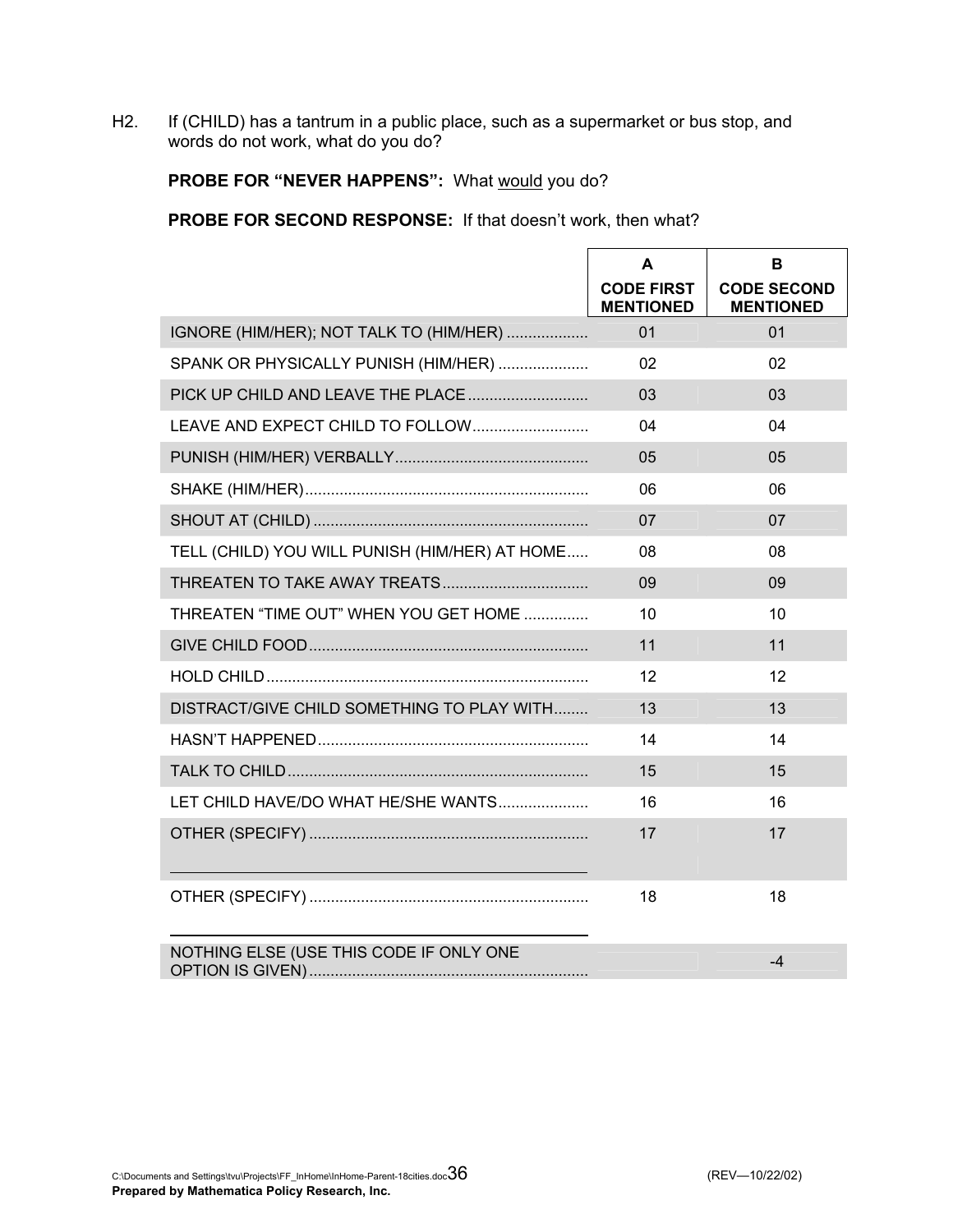H2. If (CHILD) has a tantrum in a public place, such as a supermarket or bus stop, and words do not work, what do you do?

**PROBE FOR "NEVER HAPPENS":** What would you do?

**PROBE FOR SECOND RESPONSE:** If that doesn't work, then what?

| | A<br>CODE FIRST MENTIONED | B<br>CODE SECOND MENTIONED |
|---|---|---|
| IGNORE (HIM/HER); NOT TALK TO (HIM/HER) | 01 | 01 |
| SPANK OR PHYSICALLY PUNISH (HIM/HER) | 02 | 02 |
| PICK UP CHILD AND LEAVE THE PLACE | 03 | 03 |
| LEAVE AND EXPECT CHILD TO FOLLOW | 04 | 04 |
| PUNISH (HIM/HER) VERBALLY | 05 | 05 |
| SHAKE (HIM/HER) | 06 | 06 |
| SHOUT AT (CHILD) | 07 | 07 |
| TELL (CHILD) YOU WILL PUNISH (HIM/HER) AT HOME | 08 | 08 |
| THREATEN TO TAKE AWAY TREATS | 09 | 09 |
| THREATEN "TIME OUT" WHEN YOU GET HOME | 10 | 10 |
| GIVE CHILD FOOD | 11 | 11 |
| HOLD CHILD | 12 | 12 |
| DISTRACT/GIVE CHILD SOMETHING TO PLAY WITH | 13 | 13 |
| HASN'T HAPPENED | 14 | 14 |
| TALK TO CHILD | 15 | 15 |
| LET CHILD HAVE/DO WHAT HE/SHE WANTS | 16 | 16 |
| OTHER (SPECIFY) ______ | 17 | 17 |
| OTHER (SPECIFY) ______ | 18 | 18 |
| NOTHING ELSE (USE THIS CODE IF ONLY ONE OPTION IS GIVEN) | | -4 |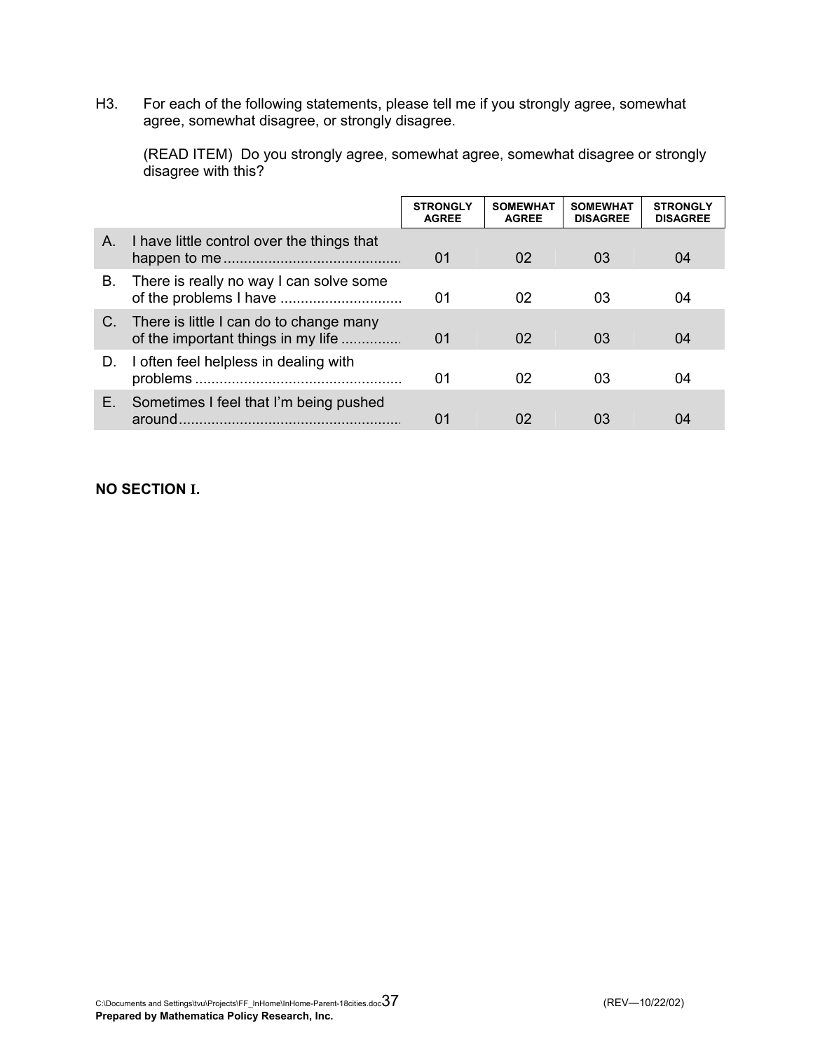H3. For each of the following statements, please tell me if you strongly agree, somewhat agree, somewhat disagree, or strongly disagree.

(READ ITEM) Do you strongly agree, somewhat agree, somewhat disagree or strongly disagree with this?

| | | STRONGLY AGREE | SOMEWHAT AGREE | SOMEWHAT DISAGREE | STRONGLY DISAGREE |
|---|---|---|---|---|---|
| A. | I have little control over the things that happen to me | 01 | 02 | 03 | 04 |
| B. | There is really no way I can solve some of the problems I have | 01 | 02 | 03 | 04 |
| C. | There is little I can do to change many of the important things in my life | 01 | 02 | 03 | 04 |
| D. | I often feel helpless in dealing with problems | 01 | 02 | 03 | 04 |
| E. | Sometimes I feel that I'm being pushed around | 01 | 02 | 03 | 04 |

**NO SECTION I.**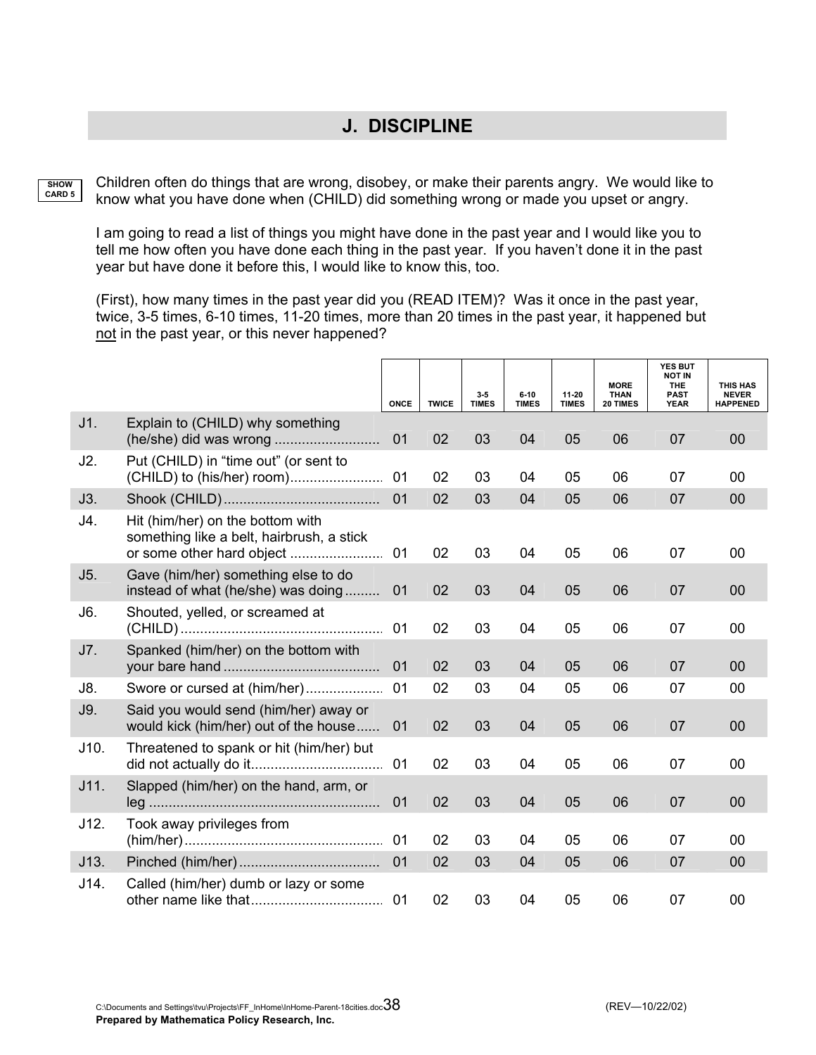## J. DISCIPLINE

SHOW CARD 5

Children often do things that are wrong, disobey, or make their parents angry. We would like to know what you have done when (CHILD) did something wrong or made you upset or angry.

I am going to read a list of things you might have done in the past year and I would like you to tell me how often you have done each thing in the past year. If you haven't done it in the past year but have done it before this, I would like to know this, too.

(First), how many times in the past year did you (READ ITEM)? Was it once in the past year, twice, 3-5 times, 6-10 times, 11-20 times, more than 20 times in the past year, it happened but not in the past year, or this never happened?

| | | ONCE | TWICE | 3-5 TIMES | 6-10 TIMES | 11-20 TIMES | MORE THAN 20 TIMES | YES BUT NOT IN THE PAST YEAR | THIS HAS NEVER HAPPENED |
|---|---|---|---|---|---|---|---|---|---|
| J1. | Explain to (CHILD) why something (he/she) did was wrong | 01 | 02 | 03 | 04 | 05 | 06 | 07 | 00 |
| J2. | Put (CHILD) in "time out" (or sent to (CHILD) to (his/her) room) | 01 | 02 | 03 | 04 | 05 | 06 | 07 | 00 |
| J3. | Shook (CHILD) | 01 | 02 | 03 | 04 | 05 | 06 | 07 | 00 |
| J4. | Hit (him/her) on the bottom with something like a belt, hairbrush, a stick or some other hard object | 01 | 02 | 03 | 04 | 05 | 06 | 07 | 00 |
| J5. | Gave (him/her) something else to do instead of what (he/she) was doing | 01 | 02 | 03 | 04 | 05 | 06 | 07 | 00 |
| J6. | Shouted, yelled, or screamed at (CHILD) | 01 | 02 | 03 | 04 | 05 | 06 | 07 | 00 |
| J7. | Spanked (him/her) on the bottom with your bare hand | 01 | 02 | 03 | 04 | 05 | 06 | 07 | 00 |
| J8. | Swore or cursed at (him/her) | 01 | 02 | 03 | 04 | 05 | 06 | 07 | 00 |
| J9. | Said you would send (him/her) away or would kick (him/her) out of the house | 01 | 02 | 03 | 04 | 05 | 06 | 07 | 00 |
| J10. | Threatened to spank or hit (him/her) but did not actually do it | 01 | 02 | 03 | 04 | 05 | 06 | 07 | 00 |
| J11. | Slapped (him/her) on the hand, arm, or leg | 01 | 02 | 03 | 04 | 05 | 06 | 07 | 00 |
| J12. | Took away privileges from (him/her) | 01 | 02 | 03 | 04 | 05 | 06 | 07 | 00 |
| J13. | Pinched (him/her) | 01 | 02 | 03 | 04 | 05 | 06 | 07 | 00 |
| J14. | Called (him/her) dumb or lazy or some other name like that | 01 | 02 | 03 | 04 | 05 | 06 | 07 | 00 |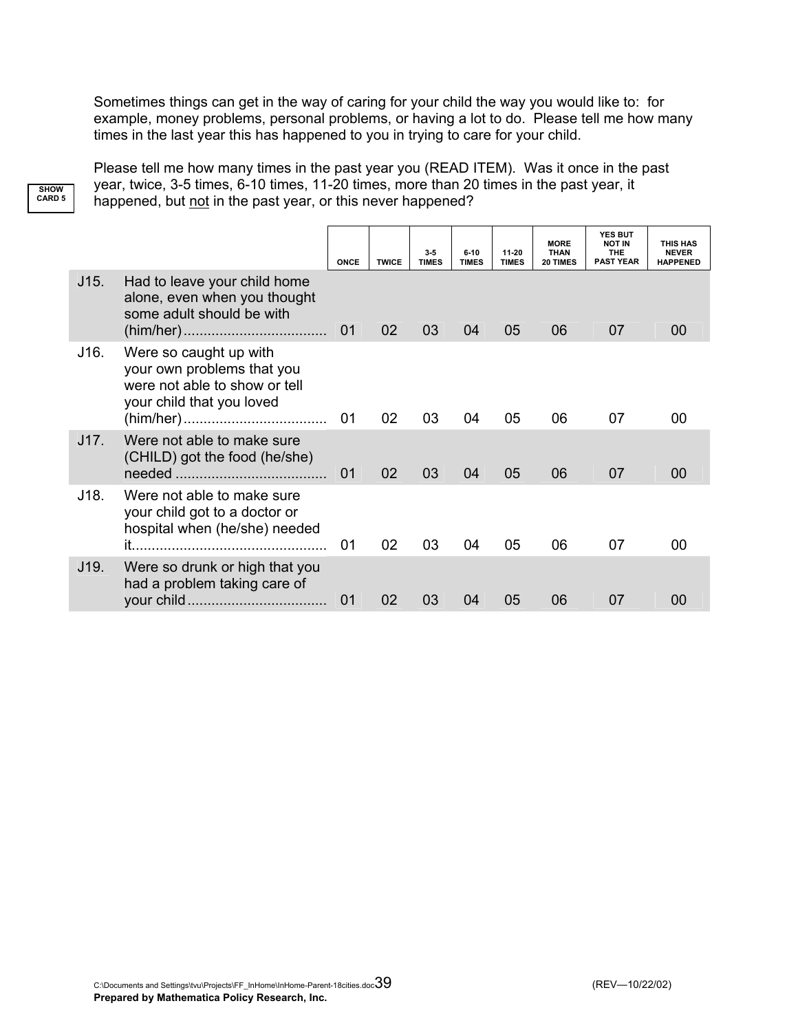Sometimes things can get in the way of caring for your child the way you would like to: for example, money problems, personal problems, or having a lot to do. Please tell me how many times in the last year this has happened to you in trying to care for your child.

SHOW CARD 5

Please tell me how many times in the past year you (READ ITEM). Was it once in the past year, twice, 3-5 times, 6-10 times, 11-20 times, more than 20 times in the past year, it happened, but not in the past year, or this never happened?

| | | ONCE | TWICE | 3-5 TIMES | 6-10 TIMES | 11-20 TIMES | MORE THAN 20 TIMES | YES BUT NOT IN THE PAST YEAR | THIS HAS NEVER HAPPENED |
|---|---|---|---|---|---|---|---|---|---|
| J15. | Had to leave your child home alone, even when you thought some adult should be with (him/her) | 01 | 02 | 03 | 04 | 05 | 06 | 07 | 00 |
| J16. | Were so caught up with your own problems that you were not able to show or tell your child that you loved (him/her) | 01 | 02 | 03 | 04 | 05 | 06 | 07 | 00 |
| J17. | Were not able to make sure (CHILD) got the food (he/she) needed | 01 | 02 | 03 | 04 | 05 | 06 | 07 | 00 |
| J18. | Were not able to make sure your child got to a doctor or hospital when (he/she) needed it | 01 | 02 | 03 | 04 | 05 | 06 | 07 | 00 |
| J19. | Were so drunk or high that you had a problem taking care of your child | 01 | 02 | 03 | 04 | 05 | 06 | 07 | 00 |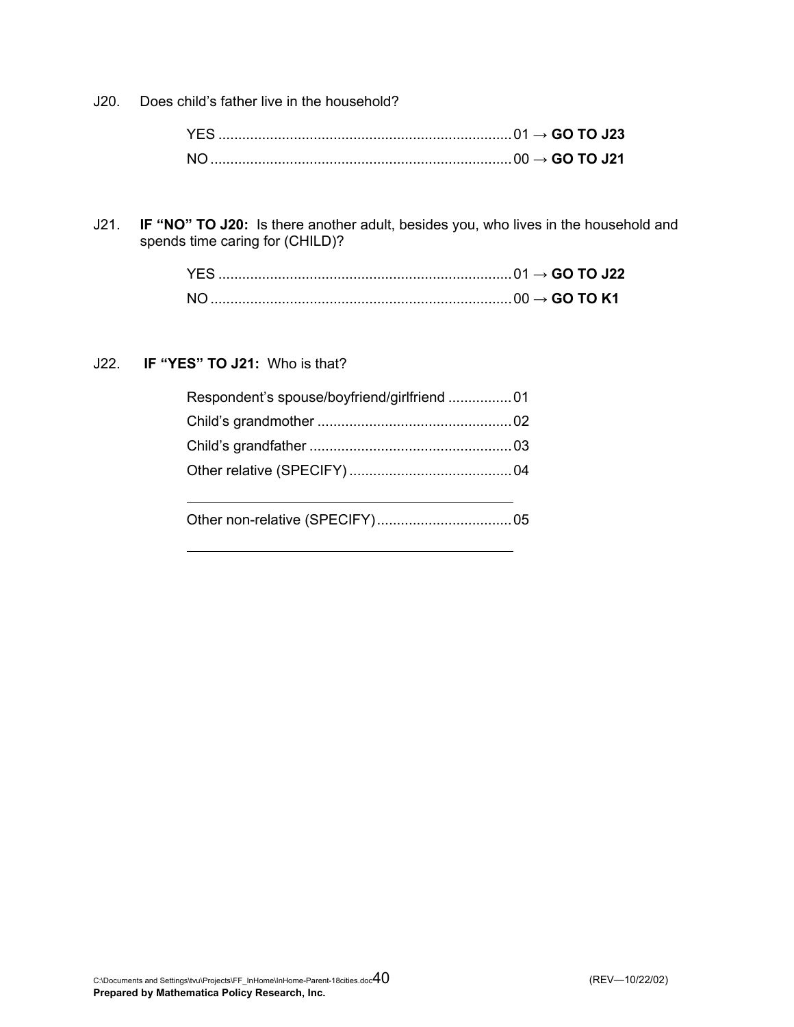J20. Does child's father live in the household?

YES ........................................................................ 01 → **GO TO J23**
NO .......................................................................... 00 → **GO TO J21**

J21. **IF "NO" TO J20:** Is there another adult, besides you, who lives in the household and spends time caring for (CHILD)?

YES ........................................................................ 01 → **GO TO J22**
NO .......................................................................... 00 → **GO TO K1**

J22. **IF "YES" TO J21:** Who is that?

Respondent's spouse/boyfriend/girlfriend ................ 01
Child's grandmother ................................................ 02
Child's grandfather .................................................. 03
Other relative (SPECIFY) ......................................... 04

\_\_\_\_\_\_\_\_\_\_\_\_\_\_\_\_\_\_\_\_\_\_\_\_\_\_\_\_\_\_\_\_\_\_\_\_\_\_\_\_

Other non-relative (SPECIFY) .................................. 05

\_\_\_\_\_\_\_\_\_\_\_\_\_\_\_\_\_\_\_\_\_\_\_\_\_\_\_\_\_\_\_\_\_\_\_\_\_\_\_\_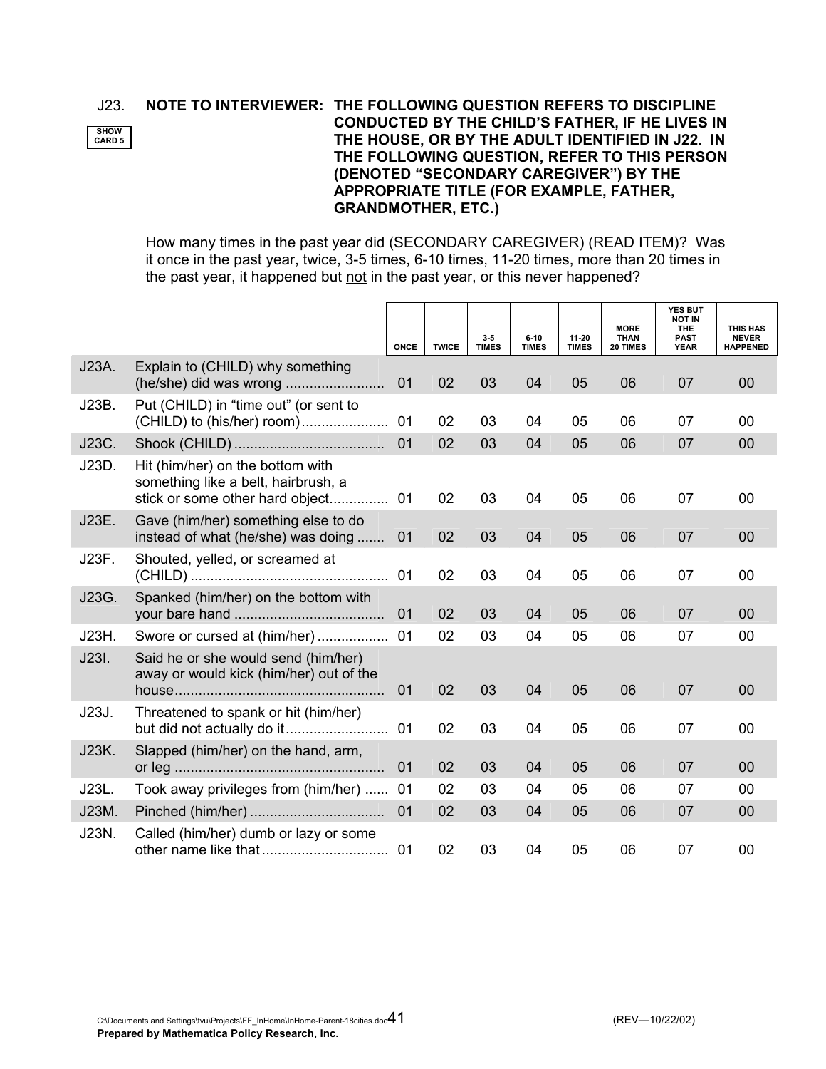J23. **NOTE TO INTERVIEWER: THE FOLLOWING QUESTION REFERS TO DISCIPLINE CONDUCTED BY THE CHILD'S FATHER, IF HE LIVES IN THE HOUSE, OR BY THE ADULT IDENTIFIED IN J22. IN THE FOLLOWING QUESTION, REFER TO THIS PERSON (DENOTED "SECONDARY CAREGIVER") BY THE APPROPRIATE TITLE (FOR EXAMPLE, FATHER, GRANDMOTHER, ETC.)**

SHOW CARD 5

How many times in the past year did (SECONDARY CAREGIVER) (READ ITEM)? Was it once in the past year, twice, 3-5 times, 6-10 times, 11-20 times, more than 20 times in the past year, it happened but not in the past year, or this never happened?

| | | ONCE | TWICE | 3-5 TIMES | 6-10 TIMES | 11-20 TIMES | MORE THAN 20 TIMES | YES BUT NOT IN THE PAST YEAR | THIS HAS NEVER HAPPENED |
|---|---|---|---|---|---|---|---|---|---|
| J23A. | Explain to (CHILD) why something (he/she) did was wrong ......................... | 01 | 02 | 03 | 04 | 05 | 06 | 07 | 00 |
| J23B. | Put (CHILD) in "time out" (or sent to (CHILD) to (his/her) room)...................... | 01 | 02 | 03 | 04 | 05 | 06 | 07 | 00 |
| J23C. | Shook (CHILD) ...................................... | 01 | 02 | 03 | 04 | 05 | 06 | 07 | 00 |
| J23D. | Hit (him/her) on the bottom with something like a belt, hairbrush, a stick or some other hard object............... | 01 | 02 | 03 | 04 | 05 | 06 | 07 | 00 |
| J23E. | Gave (him/her) something else to do instead of what (he/she) was doing ....... | 01 | 02 | 03 | 04 | 05 | 06 | 07 | 00 |
| J23F. | Shouted, yelled, or screamed at (CHILD) .................................................. | 01 | 02 | 03 | 04 | 05 | 06 | 07 | 00 |
| J23G. | Spanked (him/her) on the bottom with your bare hand ...................................... | 01 | 02 | 03 | 04 | 05 | 06 | 07 | 00 |
| J23H. | Swore or cursed at (him/her) .................. | 01 | 02 | 03 | 04 | 05 | 06 | 07 | 00 |
| J23I. | Said he or she would send (him/her) away or would kick (him/her) out of the house..................................................... | 01 | 02 | 03 | 04 | 05 | 06 | 07 | 00 |
| J23J. | Threatened to spank or hit (him/her) but did not actually do it.......................... | 01 | 02 | 03 | 04 | 05 | 06 | 07 | 00 |
| J23K. | Slapped (him/her) on the hand, arm, or leg ..................................................... | 01 | 02 | 03 | 04 | 05 | 06 | 07 | 00 |
| J23L. | Took away privileges from (him/her) ...... | 01 | 02 | 03 | 04 | 05 | 06 | 07 | 00 |
| J23M. | Pinched (him/her) .................................. | 01 | 02 | 03 | 04 | 05 | 06 | 07 | 00 |
| J23N. | Called (him/her) dumb or lazy or some other name like that ................................ | 01 | 02 | 03 | 04 | 05 | 06 | 07 | 00 |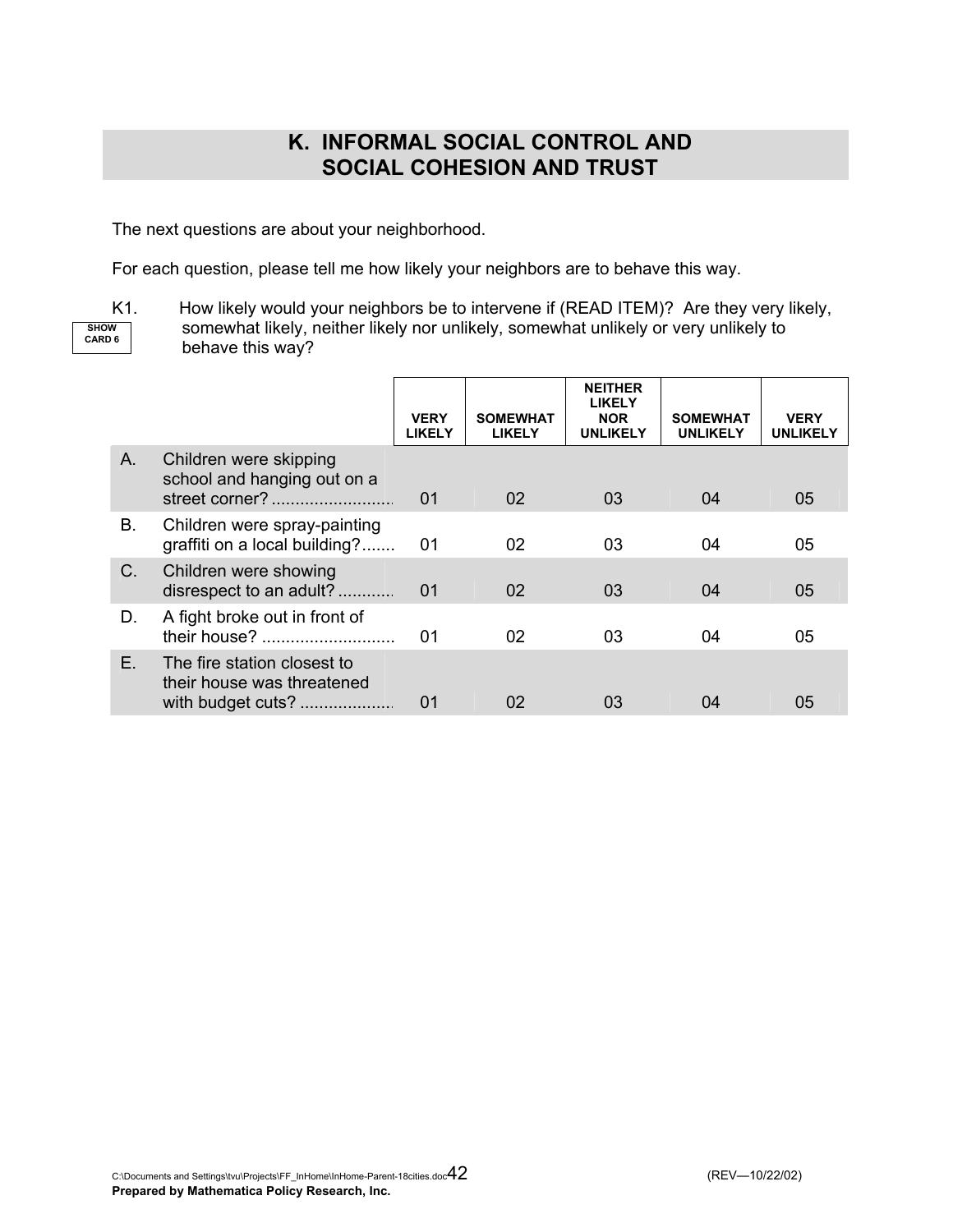## K. INFORMAL SOCIAL CONTROL AND SOCIAL COHESION AND TRUST

The next questions are about your neighborhood.

For each question, please tell me how likely your neighbors are to behave this way.

K1. How likely would your neighbors be to intervene if (READ ITEM)? Are they very likely, somewhat likely, neither likely nor unlikely, somewhat unlikely or very unlikely to behave this way?

SHOW CARD 6

| | | VERY LIKELY | SOMEWHAT LIKELY | NEITHER LIKELY NOR UNLIKELY | SOMEWHAT UNLIKELY | VERY UNLIKELY |
|---|---|---|---|---|---|---|
| A. | Children were skipping school and hanging out on a street corner? .......................... | 01 | 02 | 03 | 04 | 05 |
| B. | Children were spray-painting graffiti on a local building?....... | 01 | 02 | 03 | 04 | 05 |
| C. | Children were showing disrespect to an adult? ............ | 01 | 02 | 03 | 04 | 05 |
| D. | A fight broke out in front of their house? ............................ | 01 | 02 | 03 | 04 | 05 |
| E. | The fire station closest to their house was threatened with budget cuts? .................... | 01 | 02 | 03 | 04 | 05 |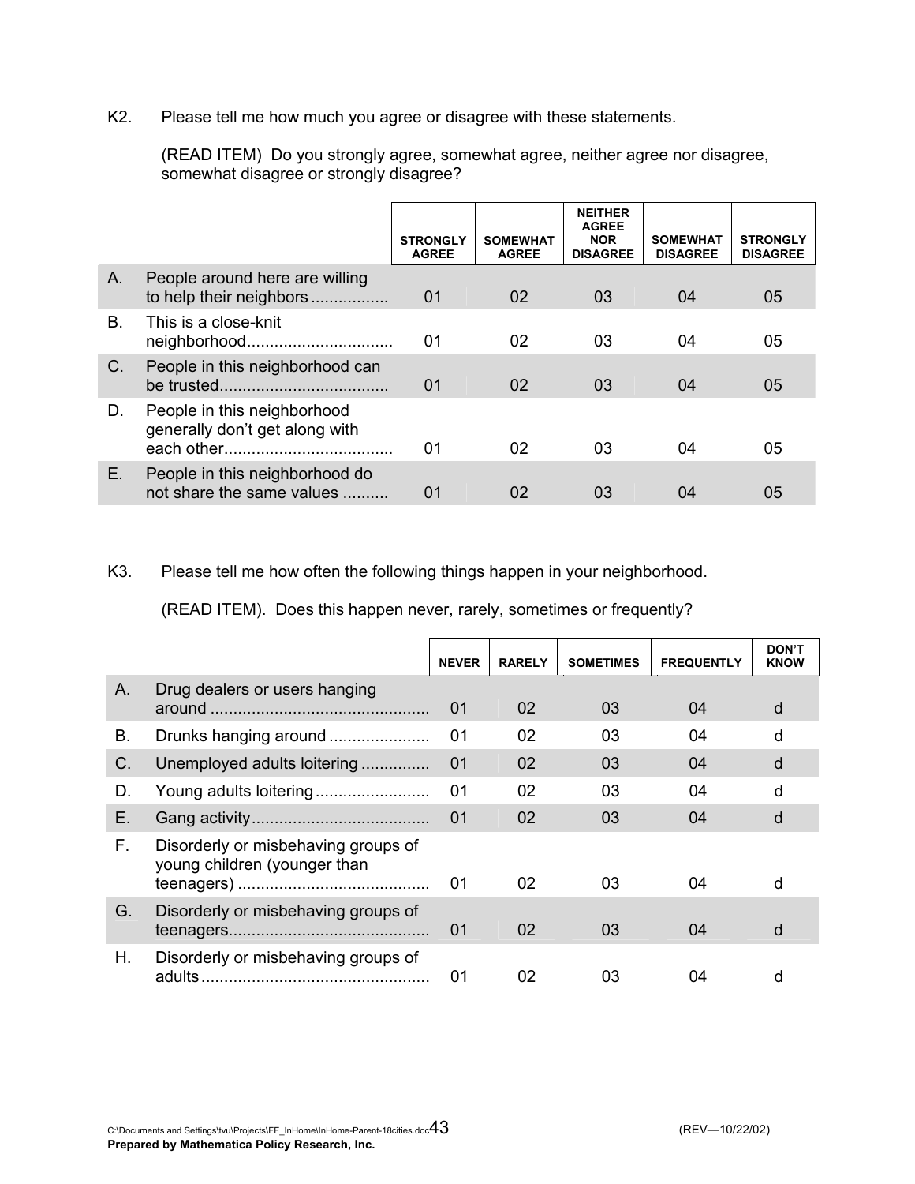K2. Please tell me how much you agree or disagree with these statements.

(READ ITEM) Do you strongly agree, somewhat agree, neither agree nor disagree, somewhat disagree or strongly disagree?

| | | STRONGLY AGREE | SOMEWHAT AGREE | NEITHER AGREE NOR DISAGREE | SOMEWHAT DISAGREE | STRONGLY DISAGREE |
|---|---|---|---|---|---|---|
| A. | People around here are willing to help their neighbors................. | 01 | 02 | 03 | 04 | 05 |
| B. | This is a close-knit neighborhood................................ | 01 | 02 | 03 | 04 | 05 |
| C. | People in this neighborhood can be trusted..................................... | 01 | 02 | 03 | 04 | 05 |
| D. | People in this neighborhood generally don't get along with each other..................................... | 01 | 02 | 03 | 04 | 05 |
| E. | People in this neighborhood do not share the same values .......... | 01 | 02 | 03 | 04 | 05 |

K3. Please tell me how often the following things happen in your neighborhood.

(READ ITEM). Does this happen never, rarely, sometimes or frequently?

| | | NEVER | RARELY | SOMETIMES | FREQUENTLY | DON'T KNOW |
|---|---|---|---|---|---|---|
| A. | Drug dealers or users hanging around ............................................... | 01 | 02 | 03 | 04 | d |
| B. | Drunks hanging around ...................... | 01 | 02 | 03 | 04 | d |
| C. | Unemployed adults loitering .............. | 01 | 02 | 03 | 04 | d |
| D. | Young adults loitering ......................... | 01 | 02 | 03 | 04 | d |
| E. | Gang activity...................................... | 01 | 02 | 03 | 04 | d |
| F. | Disorderly or misbehaving groups of young children (younger than teenagers) .......................................... | 01 | 02 | 03 | 04 | d |
| G. | Disorderly or misbehaving groups of teenagers........................................... | 01 | 02 | 03 | 04 | d |
| H. | Disorderly or misbehaving groups of adults................................................. | 01 | 02 | 03 | 04 | d |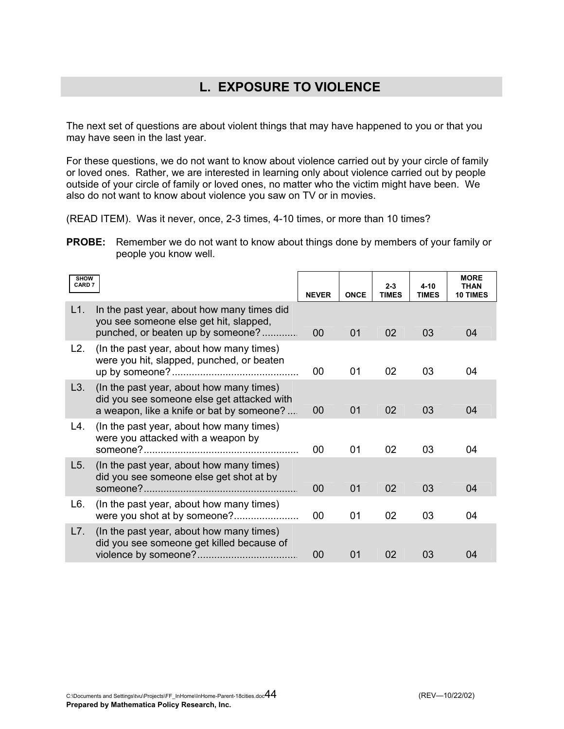## L. EXPOSURE TO VIOLENCE

The next set of questions are about violent things that may have happened to you or that you may have seen in the last year.

For these questions, we do not want to know about violence carried out by your circle of family or loved ones. Rather, we are interested in learning only about violence carried out by people outside of your circle of family or loved ones, no matter who the victim might have been. We also do not want to know about violence you saw on TV or in movies.

(READ ITEM). Was it never, once, 2-3 times, 4-10 times, or more than 10 times?

**PROBE:** Remember we do not want to know about things done by members of your family or people you know well.

| SHOW CARD 7 | NEVER | ONCE | 2-3 TIMES | 4-10 TIMES | MORE THAN 10 TIMES |
|---|---|---|---|---|---|
| L1. In the past year, about how many times did you see someone else get hit, slapped, punched, or beaten up by someone? | 00 | 01 | 02 | 03 | 04 |
| L2. (In the past year, about how many times) were you hit, slapped, punched, or beaten up by someone? | 00 | 01 | 02 | 03 | 04 |
| L3. (In the past year, about how many times) did you see someone else get attacked with a weapon, like a knife or bat by someone? | 00 | 01 | 02 | 03 | 04 |
| L4. (In the past year, about how many times) were you attacked with a weapon by someone? | 00 | 01 | 02 | 03 | 04 |
| L5. (In the past year, about how many times) did you see someone else get shot at by someone? | 00 | 01 | 02 | 03 | 04 |
| L6. (In the past year, about how many times) were you shot at by someone? | 00 | 01 | 02 | 03 | 04 |
| L7. (In the past year, about how many times) did you see someone get killed because of violence by someone? | 00 | 01 | 02 | 03 | 04 |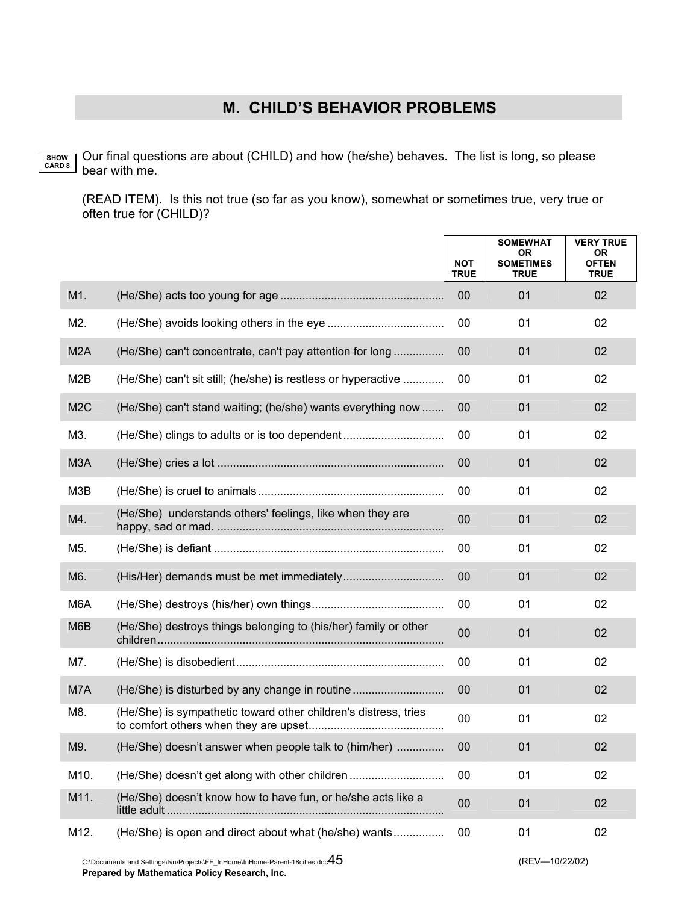## M. CHILD'S BEHAVIOR PROBLEMS

SHOW CARD 8

Our final questions are about (CHILD) and how (he/she) behaves. The list is long, so please bear with me.

(READ ITEM). Is this not true (so far as you know), somewhat or sometimes true, very true or often true for (CHILD)?

| | | NOT TRUE | SOMEWHAT OR SOMETIMES TRUE | VERY TRUE OR OFTEN TRUE |
|---|---|---|---|---|
| M1. | (He/She) acts too young for age | 00 | 01 | 02 |
| M2. | (He/She) avoids looking others in the eye | 00 | 01 | 02 |
| M2A | (He/She) can't concentrate, can't pay attention for long | 00 | 01 | 02 |
| M2B | (He/She) can't sit still; (he/she) is restless or hyperactive | 00 | 01 | 02 |
| M2C | (He/She) can't stand waiting; (he/she) wants everything now | 00 | 01 | 02 |
| M3. | (He/She) clings to adults or is too dependent | 00 | 01 | 02 |
| M3A | (He/She) cries a lot | 00 | 01 | 02 |
| M3B | (He/She) is cruel to animals | 00 | 01 | 02 |
| M4. | (He/She) understands others' feelings, like when they are happy, sad or mad. | 00 | 01 | 02 |
| M5. | (He/She) is defiant | 00 | 01 | 02 |
| M6. | (His/Her) demands must be met immediately | 00 | 01 | 02 |
| M6A | (He/She) destroys (his/her) own things | 00 | 01 | 02 |
| M6B | (He/She) destroys things belonging to (his/her) family or other children | 00 | 01 | 02 |
| M7. | (He/She) is disobedient | 00 | 01 | 02 |
| M7A | (He/She) is disturbed by any change in routine | 00 | 01 | 02 |
| M8. | (He/She) is sympathetic toward other children's distress, tries to comfort others when they are upset | 00 | 01 | 02 |
| M9. | (He/She) doesn't answer when people talk to (him/her) | 00 | 01 | 02 |
| M10. | (He/She) doesn't get along with other children | 00 | 01 | 02 |
| M11. | (He/She) doesn't know how to have fun, or he/she acts like a little adult | 00 | 01 | 02 |
| M12. | (He/She) is open and direct about what (he/she) wants | 00 | 01 | 02 |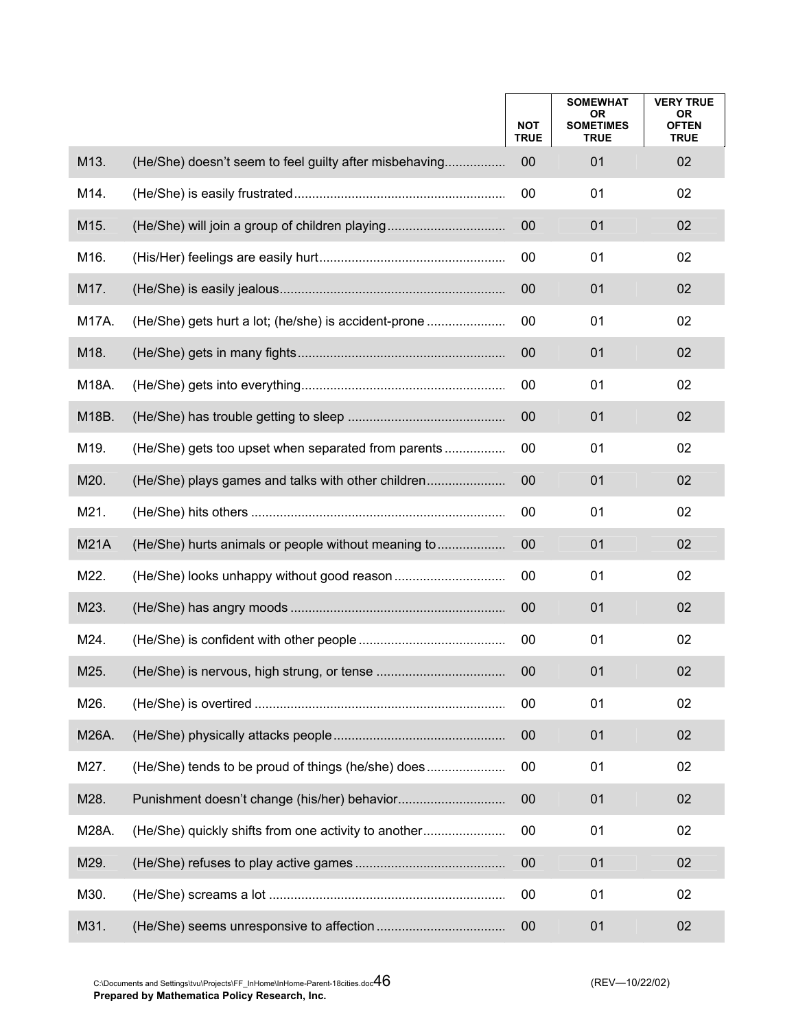| | | NOT TRUE | SOMEWHAT OR SOMETIMES TRUE | VERY TRUE OR OFTEN TRUE |
|---|---|---|---|---|
| M13. | (He/She) doesn't seem to feel guilty after misbehaving................ | 00 | 01 | 02 |
| M14. | (He/She) is easily frustrated.......................................................... | 00 | 01 | 02 |
| M15. | (He/She) will join a group of children playing................................ | 00 | 01 | 02 |
| M16. | (His/Her) feelings are easily hurt................................................... | 00 | 01 | 02 |
| M17. | (He/She) is easily jealous.............................................................. | 00 | 01 | 02 |
| M17A. | (He/She) gets hurt a lot; (he/she) is accident-prone ..................... | 00 | 01 | 02 |
| M18. | (He/She) gets in many fights......................................................... | 00 | 01 | 02 |
| M18A. | (He/She) gets into everything........................................................ | 00 | 01 | 02 |
| M18B. | (He/She) has trouble getting to sleep ........................................... | 00 | 01 | 02 |
| M19. | (He/She) gets too upset when separated from parents ................. | 00 | 01 | 02 |
| M20. | (He/She) plays games and talks with other children...................... | 00 | 01 | 02 |
| M21. | (He/She) hits others ...................................................................... | 00 | 01 | 02 |
| M21A | (He/She) hurts animals or people without meaning to................... | 00 | 01 | 02 |
| M22. | (He/She) looks unhappy without good reason .............................. | 00 | 01 | 02 |
| M23. | (He/She) has angry moods ........................................................... | 00 | 01 | 02 |
| M24. | (He/She) is confident with other people ........................................ | 00 | 01 | 02 |
| M25. | (He/She) is nervous, high strung, or tense ................................... | 00 | 01 | 02 |
| M26. | (He/She) is overtired ..................................................................... | 00 | 01 | 02 |
| M26A. | (He/She) physically attacks people............................................... | 00 | 01 | 02 |
| M27. | (He/She) tends to be proud of things (he/she) does...................... | 00 | 01 | 02 |
| M28. | Punishment doesn't change (his/her) behavior............................. | 00 | 01 | 02 |
| M28A. | (He/She) quickly shifts from one activity to another....................... | 00 | 01 | 02 |
| M29. | (He/She) refuses to play active games ......................................... | 00 | 01 | 02 |
| M30. | (He/She) screams a lot ................................................................. | 00 | 01 | 02 |
| M31. | (He/She) seems unresponsive to affection ................................... | 00 | 01 | 02 |

C:\Documents and Settings\tvu\Projects\FF_InHome\InHome-Parent-18cities.doc 46 (REV—10/22/02)
**Prepared by Mathematica Policy Research, Inc.**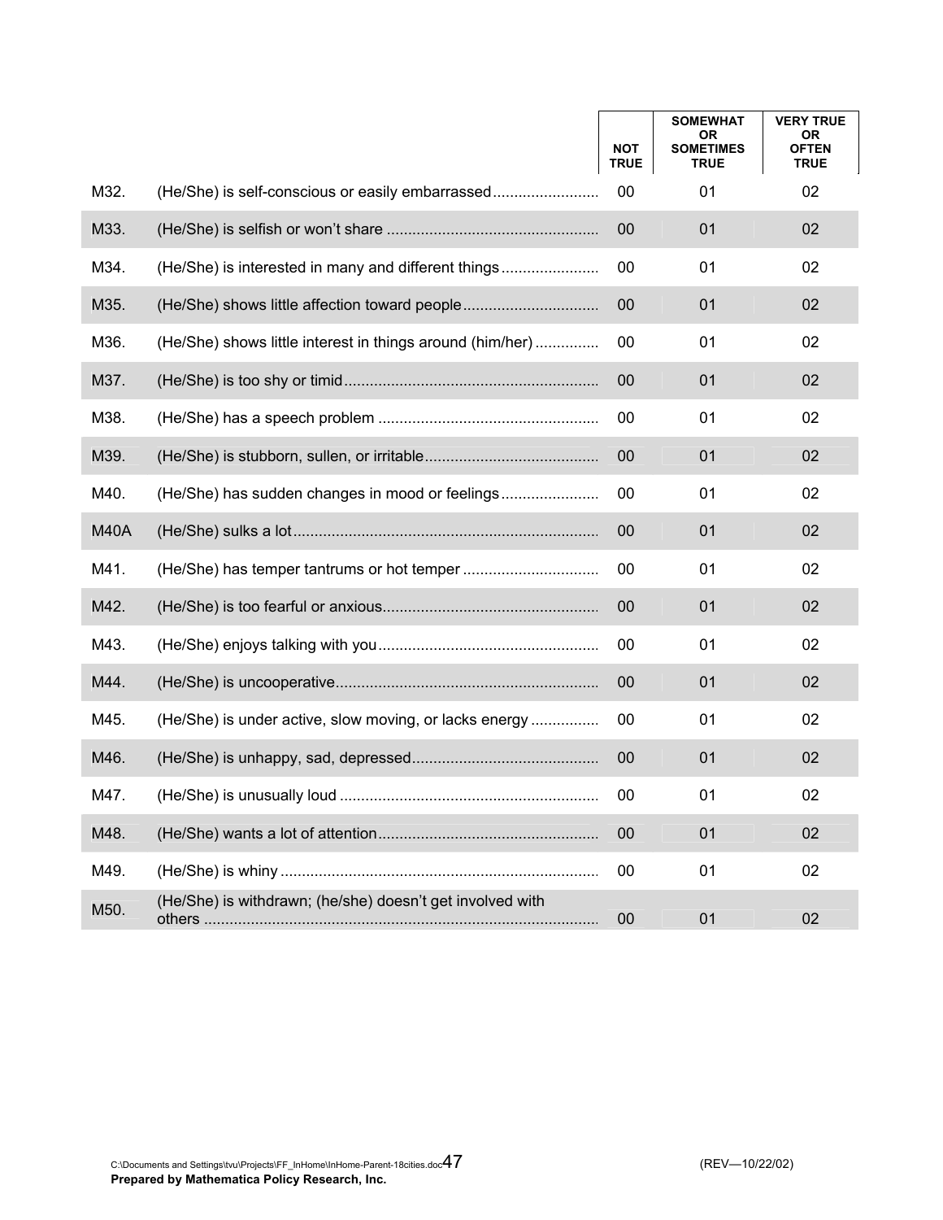| | | NOT TRUE | SOMEWHAT OR SOMETIMES TRUE | VERY TRUE OR OFTEN TRUE |
|---|---|---|---|---|
| M32. | (He/She) is self-conscious or easily embarrassed | 00 | 01 | 02 |
| M33. | (He/She) is selfish or won't share | 00 | 01 | 02 |
| M34. | (He/She) is interested in many and different things | 00 | 01 | 02 |
| M35. | (He/She) shows little affection toward people | 00 | 01 | 02 |
| M36. | (He/She) shows little interest in things around (him/her) | 00 | 01 | 02 |
| M37. | (He/She) is too shy or timid | 00 | 01 | 02 |
| M38. | (He/She) has a speech problem | 00 | 01 | 02 |
| M39. | (He/She) is stubborn, sullen, or irritable | 00 | 01 | 02 |
| M40. | (He/She) has sudden changes in mood or feelings | 00 | 01 | 02 |
| M40A | (He/She) sulks a lot | 00 | 01 | 02 |
| M41. | (He/She) has temper tantrums or hot temper | 00 | 01 | 02 |
| M42. | (He/She) is too fearful or anxious | 00 | 01 | 02 |
| M43. | (He/She) enjoys talking with you | 00 | 01 | 02 |
| M44. | (He/She) is uncooperative | 00 | 01 | 02 |
| M45. | (He/She) is under active, slow moving, or lacks energy | 00 | 01 | 02 |
| M46. | (He/She) is unhappy, sad, depressed | 00 | 01 | 02 |
| M47. | (He/She) is unusually loud | 00 | 01 | 02 |
| M48. | (He/She) wants a lot of attention | 00 | 01 | 02 |
| M49. | (He/She) is whiny | 00 | 01 | 02 |
| M50. | (He/She) is withdrawn; (he/she) doesn't get involved with others | 00 | 01 | 02 |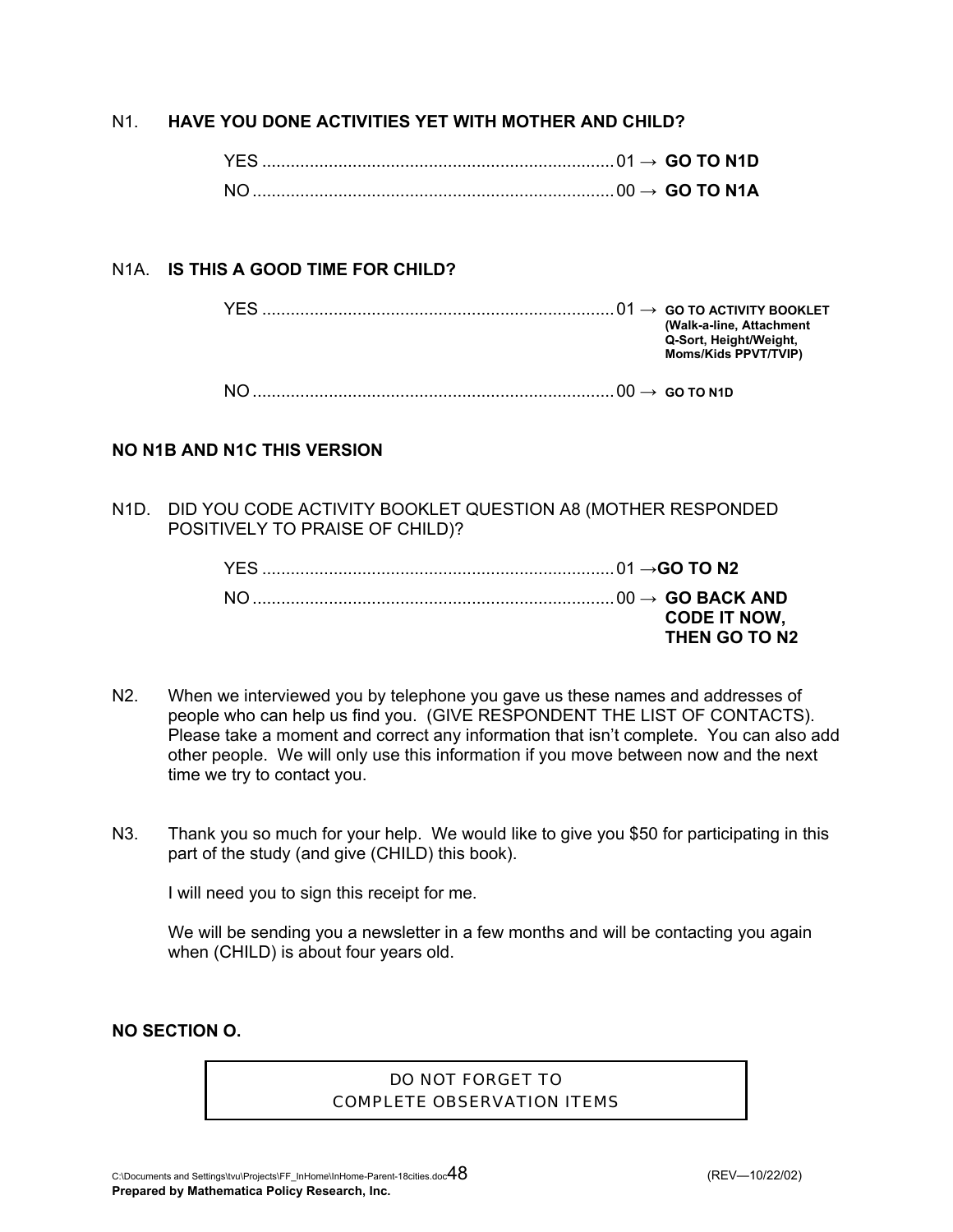N1. **HAVE YOU DONE ACTIVITIES YET WITH MOTHER AND CHILD?**

YES .......................................................................... 01 → **GO TO N1D**

NO ............................................................................ 00 → **GO TO N1A**

N1A. **IS THIS A GOOD TIME FOR CHILD?**

YES .......................................................................... 01 → **GO TO ACTIVITY BOOKLET (Walk-a-line, Attachment Q-Sort, Height/Weight, Moms/Kids PPVT/TVIP)**

NO ............................................................................ 00 → **GO TO N1D**

**NO N1B AND N1C THIS VERSION**

N1D. DID YOU CODE ACTIVITY BOOKLET QUESTION A8 (MOTHER RESPONDED POSITIVELY TO PRAISE OF CHILD)?

YES .......................................................................... 01 → **GO TO N2**

NO ............................................................................ 00 → **GO BACK AND CODE IT NOW, THEN GO TO N2**

N2. When we interviewed you by telephone you gave us these names and addresses of people who can help us find you. (GIVE RESPONDENT THE LIST OF CONTACTS). Please take a moment and correct any information that isn't complete. You can also add other people. We will only use this information if you move between now and the next time we try to contact you.

N3. Thank you so much for your help. We would like to give you $50 for participating in this part of the study (and give (CHILD) this book).

I will need you to sign this receipt for me.

We will be sending you a newsletter in a few months and will be contacting you again when (CHILD) is about four years old.

**NO SECTION O.**

| DO NOT FORGET TO COMPLETE OBSERVATION ITEMS |
|---|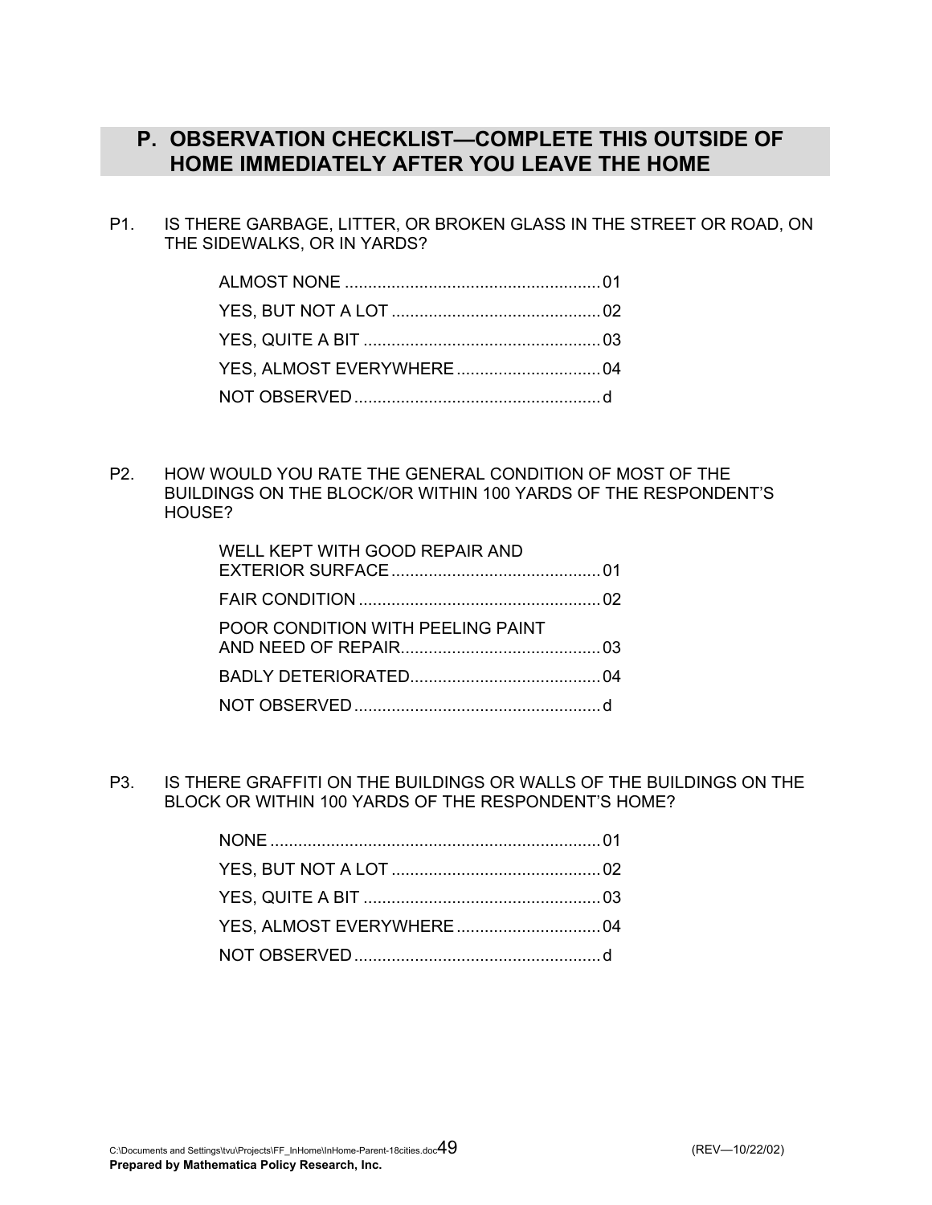## P. OBSERVATION CHECKLIST—COMPLETE THIS OUTSIDE OF HOME IMMEDIATELY AFTER YOU LEAVE THE HOME

P1. IS THERE GARBAGE, LITTER, OR BROKEN GLASS IN THE STREET OR ROAD, ON THE SIDEWALKS, OR IN YARDS?

ALMOST NONE ....................................................... 01
YES, BUT NOT A LOT ............................................. 02
YES, QUITE A BIT ................................................... 03
YES, ALMOST EVERYWHERE ............................... 04
NOT OBSERVED ..................................................... d

P2. HOW WOULD YOU RATE THE GENERAL CONDITION OF MOST OF THE BUILDINGS ON THE BLOCK/OR WITHIN 100 YARDS OF THE RESPONDENT'S HOUSE?

WELL KEPT WITH GOOD REPAIR AND EXTERIOR SURFACE ............................................. 01
FAIR CONDITION .................................................... 02
POOR CONDITION WITH PEELING PAINT AND NEED OF REPAIR........................................... 03
BADLY DETERIORATED......................................... 04
NOT OBSERVED ..................................................... d

P3. IS THERE GRAFFITI ON THE BUILDINGS OR WALLS OF THE BUILDINGS ON THE BLOCK OR WITHIN 100 YARDS OF THE RESPONDENT'S HOME?

NONE ....................................................................... 01
YES, BUT NOT A LOT ............................................. 02
YES, QUITE A BIT ................................................... 03
YES, ALMOST EVERYWHERE ............................... 04
NOT OBSERVED ..................................................... d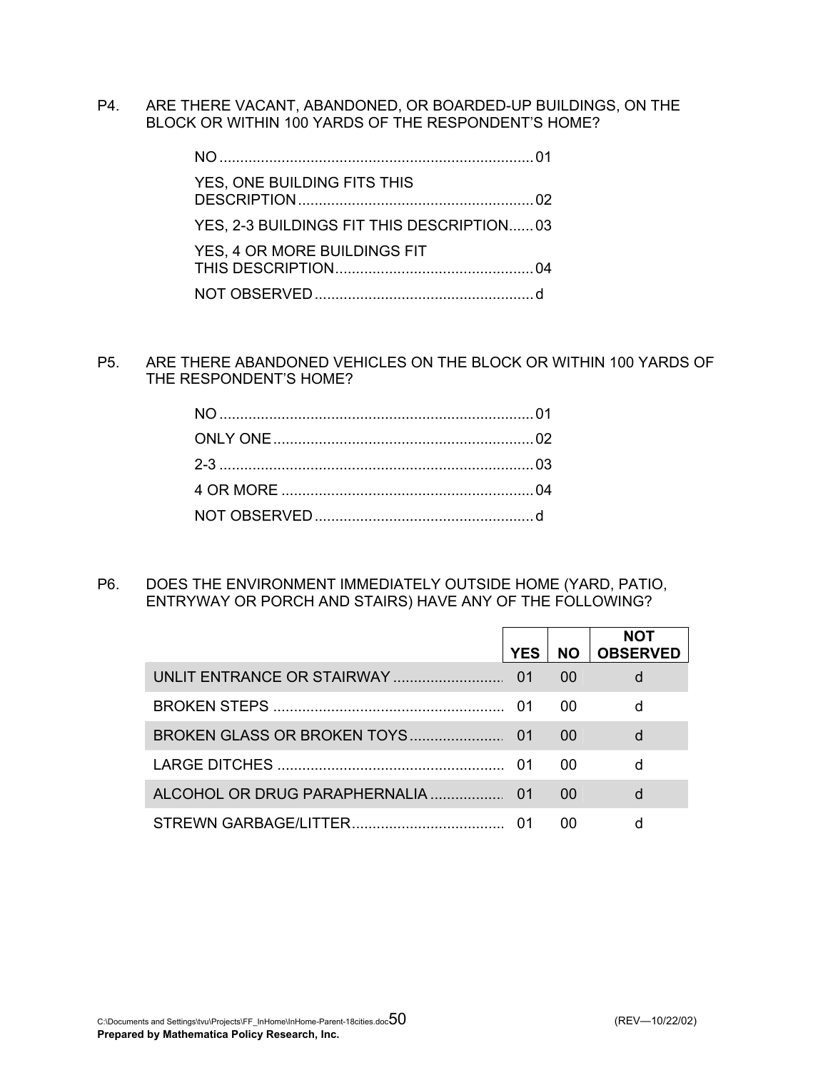P4. ARE THERE VACANT, ABANDONED, OR BOARDED-UP BUILDINGS, ON THE BLOCK OR WITHIN 100 YARDS OF THE RESPONDENT'S HOME?

- NO .......... 01
- YES, ONE BUILDING FITS THIS DESCRIPTION .......... 02
- YES, 2-3 BUILDINGS FIT THIS DESCRIPTION .......... 03
- YES, 4 OR MORE BUILDINGS FIT THIS DESCRIPTION .......... 04
- NOT OBSERVED .......... d

P5. ARE THERE ABANDONED VEHICLES ON THE BLOCK OR WITHIN 100 YARDS OF THE RESPONDENT'S HOME?

- NO .......... 01
- ONLY ONE .......... 02
- 2-3 .......... 03
- 4 OR MORE .......... 04
- NOT OBSERVED .......... d

P6. DOES THE ENVIRONMENT IMMEDIATELY OUTSIDE HOME (YARD, PATIO, ENTRYWAY OR PORCH AND STAIRS) HAVE ANY OF THE FOLLOWING?

| | YES | NO | NOT OBSERVED |
|---|---|---|---|
| UNLIT ENTRANCE OR STAIRWAY .......... | 01 | 00 | d |
| BROKEN STEPS .......... | 01 | 00 | d |
| BROKEN GLASS OR BROKEN TOYS .......... | 01 | 00 | d |
| LARGE DITCHES .......... | 01 | 00 | d |
| ALCOHOL OR DRUG PARAPHERNALIA .......... | 01 | 00 | d |
| STREWN GARBAGE/LITTER .......... | 01 | 00 | d |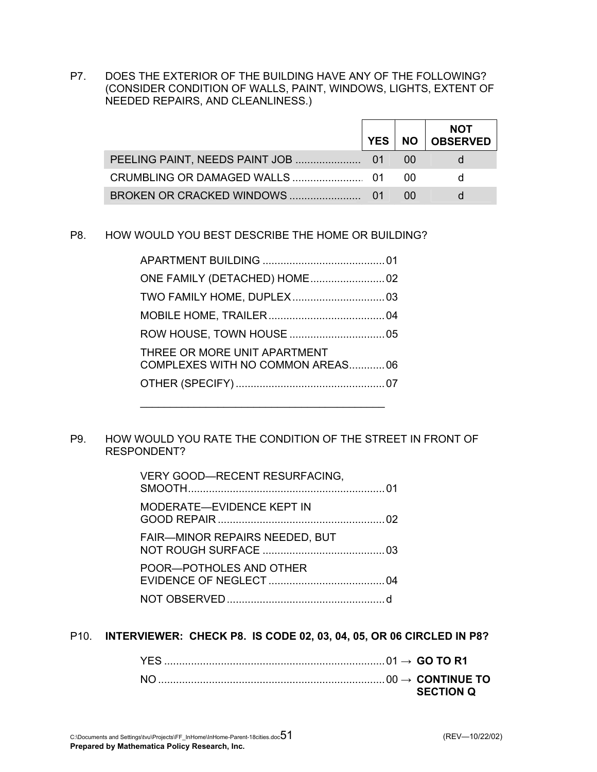P7. DOES THE EXTERIOR OF THE BUILDING HAVE ANY OF THE FOLLOWING? (CONSIDER CONDITION OF WALLS, PAINT, WINDOWS, LIGHTS, EXTENT OF NEEDED REPAIRS, AND CLEANLINESS.)

| | YES | NO | NOT OBSERVED |
|---|---|---|---|
| PEELING PAINT, NEEDS PAINT JOB ...................... | 01 | 00 | d |
| CRUMBLING OR DAMAGED WALLS ........................ | 01 | 00 | d |
| BROKEN OR CRACKED WINDOWS ........................ | 01 | 00 | d |

P8. HOW WOULD YOU BEST DESCRIBE THE HOME OR BUILDING?

APARTMENT BUILDING ......................................... 01
ONE FAMILY (DETACHED) HOME......................... 02
TWO FAMILY HOME, DUPLEX ............................... 03
MOBILE HOME, TRAILER....................................... 04
ROW HOUSE, TOWN HOUSE ................................ 05
THREE OR MORE UNIT APARTMENT COMPLEXES WITH NO COMMON AREAS............ 06
OTHER (SPECIFY) .................................................. 07

_________________________________________

P9. HOW WOULD YOU RATE THE CONDITION OF THE STREET IN FRONT OF RESPONDENT?

VERY GOOD—RECENT RESURFACING, SMOOTH................................................................. 01
MODERATE—EVIDENCE KEPT IN GOOD REPAIR ........................................................ 02
FAIR—MINOR REPAIRS NEEDED, BUT NOT ROUGH SURFACE ......................................... 03
POOR—POTHOLES AND OTHER EVIDENCE OF NEGLECT ....................................... 04
NOT OBSERVED..................................................... d

P10. **INTERVIEWER: CHECK P8. IS CODE 02, 03, 04, 05, OR 06 CIRCLED IN P8?**

YES .......................................................................... 01 → **GO TO R1**
NO ............................................................................ 00 → **CONTINUE TO SECTION Q**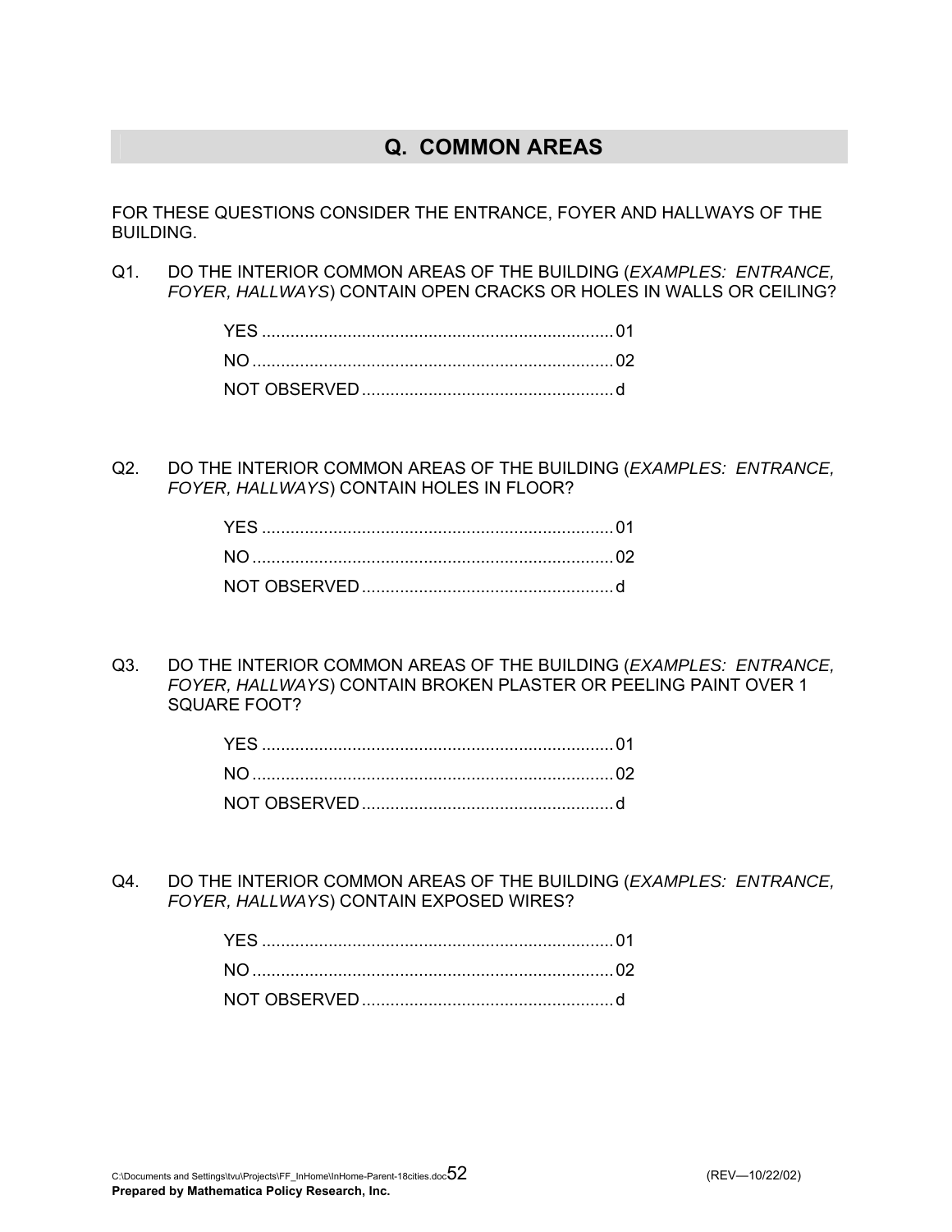## Q. COMMON AREAS

FOR THESE QUESTIONS CONSIDER THE ENTRANCE, FOYER AND HALLWAYS OF THE BUILDING.

Q1. DO THE INTERIOR COMMON AREAS OF THE BUILDING (*EXAMPLES: ENTRANCE, FOYER, HALLWAYS*) CONTAIN OPEN CRACKS OR HOLES IN WALLS OR CEILING?

- YES .......................................................................... 01
- NO ............................................................................ 02
- NOT OBSERVED ..................................................... d

Q2. DO THE INTERIOR COMMON AREAS OF THE BUILDING (*EXAMPLES: ENTRANCE, FOYER, HALLWAYS*) CONTAIN HOLES IN FLOOR?

- YES .......................................................................... 01
- NO ............................................................................ 02
- NOT OBSERVED ..................................................... d

Q3. DO THE INTERIOR COMMON AREAS OF THE BUILDING (*EXAMPLES: ENTRANCE, FOYER, HALLWAYS*) CONTAIN BROKEN PLASTER OR PEELING PAINT OVER 1 SQUARE FOOT?

- YES .......................................................................... 01
- NO ............................................................................ 02
- NOT OBSERVED ..................................................... d

Q4. DO THE INTERIOR COMMON AREAS OF THE BUILDING (*EXAMPLES: ENTRANCE, FOYER, HALLWAYS*) CONTAIN EXPOSED WIRES?

- YES .......................................................................... 01
- NO ............................................................................ 02
- NOT OBSERVED ..................................................... d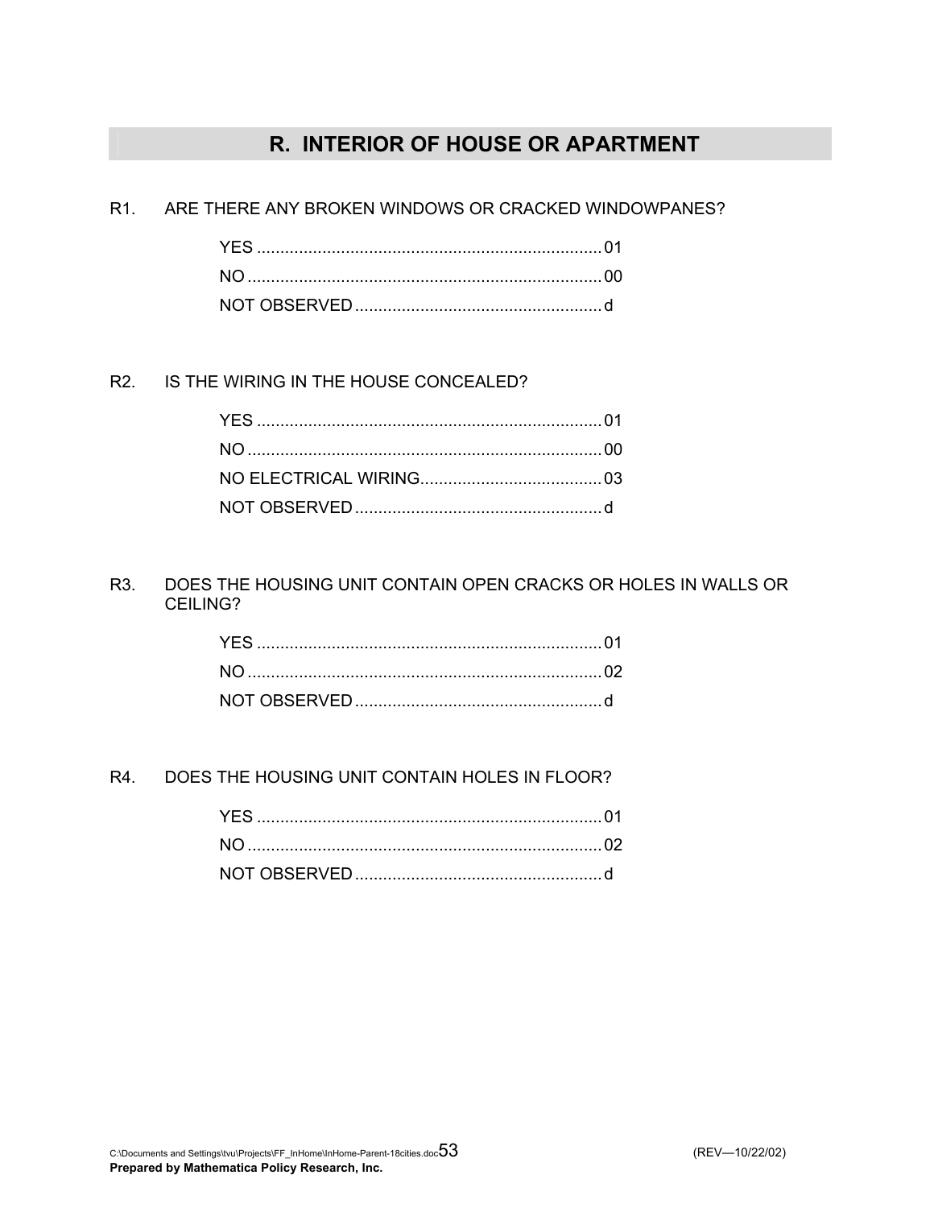## R. INTERIOR OF HOUSE OR APARTMENT

R1. ARE THERE ANY BROKEN WINDOWS OR CRACKED WINDOWPANES?

YES ........................................................................ 01
NO .......................................................................... 00
NOT OBSERVED ................................................... d

R2. IS THE WIRING IN THE HOUSE CONCEALED?

YES ........................................................................ 01
NO .......................................................................... 00
NO ELECTRICAL WIRING..................................... 03
NOT OBSERVED ................................................... d

R3. DOES THE HOUSING UNIT CONTAIN OPEN CRACKS OR HOLES IN WALLS OR CEILING?

YES ........................................................................ 01
NO .......................................................................... 02
NOT OBSERVED ................................................... d

R4. DOES THE HOUSING UNIT CONTAIN HOLES IN FLOOR?

YES ........................................................................ 01
NO .......................................................................... 02
NOT OBSERVED ................................................... d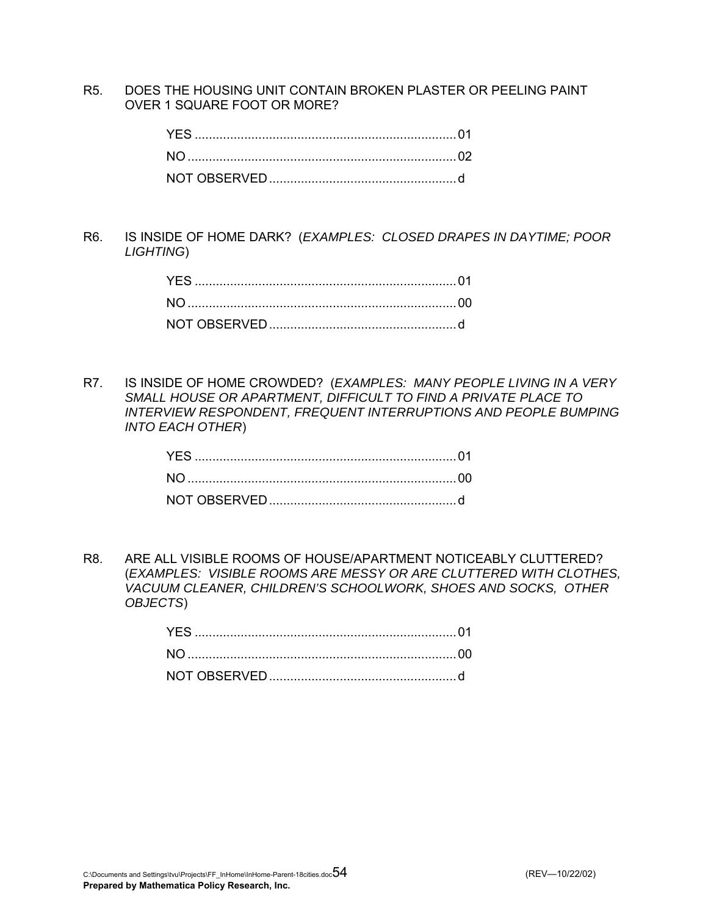R5. DOES THE HOUSING UNIT CONTAIN BROKEN PLASTER OR PEELING PAINT OVER 1 SQUARE FOOT OR MORE?

YES .......................................................................... 01
NO ............................................................................ 02
NOT OBSERVED ..................................................... d

R6. IS INSIDE OF HOME DARK? (*EXAMPLES: CLOSED DRAPES IN DAYTIME; POOR LIGHTING*)

YES .......................................................................... 01
NO ............................................................................ 00
NOT OBSERVED ..................................................... d

R7. IS INSIDE OF HOME CROWDED? (*EXAMPLES: MANY PEOPLE LIVING IN A VERY SMALL HOUSE OR APARTMENT, DIFFICULT TO FIND A PRIVATE PLACE TO INTERVIEW RESPONDENT, FREQUENT INTERRUPTIONS AND PEOPLE BUMPING INTO EACH OTHER*)

YES .......................................................................... 01
NO ............................................................................ 00
NOT OBSERVED ..................................................... d

R8. ARE ALL VISIBLE ROOMS OF HOUSE/APARTMENT NOTICEABLY CLUTTERED? (*EXAMPLES: VISIBLE ROOMS ARE MESSY OR ARE CLUTTERED WITH CLOTHES, VACUUM CLEANER, CHILDREN'S SCHOOLWORK, SHOES AND SOCKS, OTHER OBJECTS*)

YES .......................................................................... 01
NO ............................................................................ 00
NOT OBSERVED ..................................................... d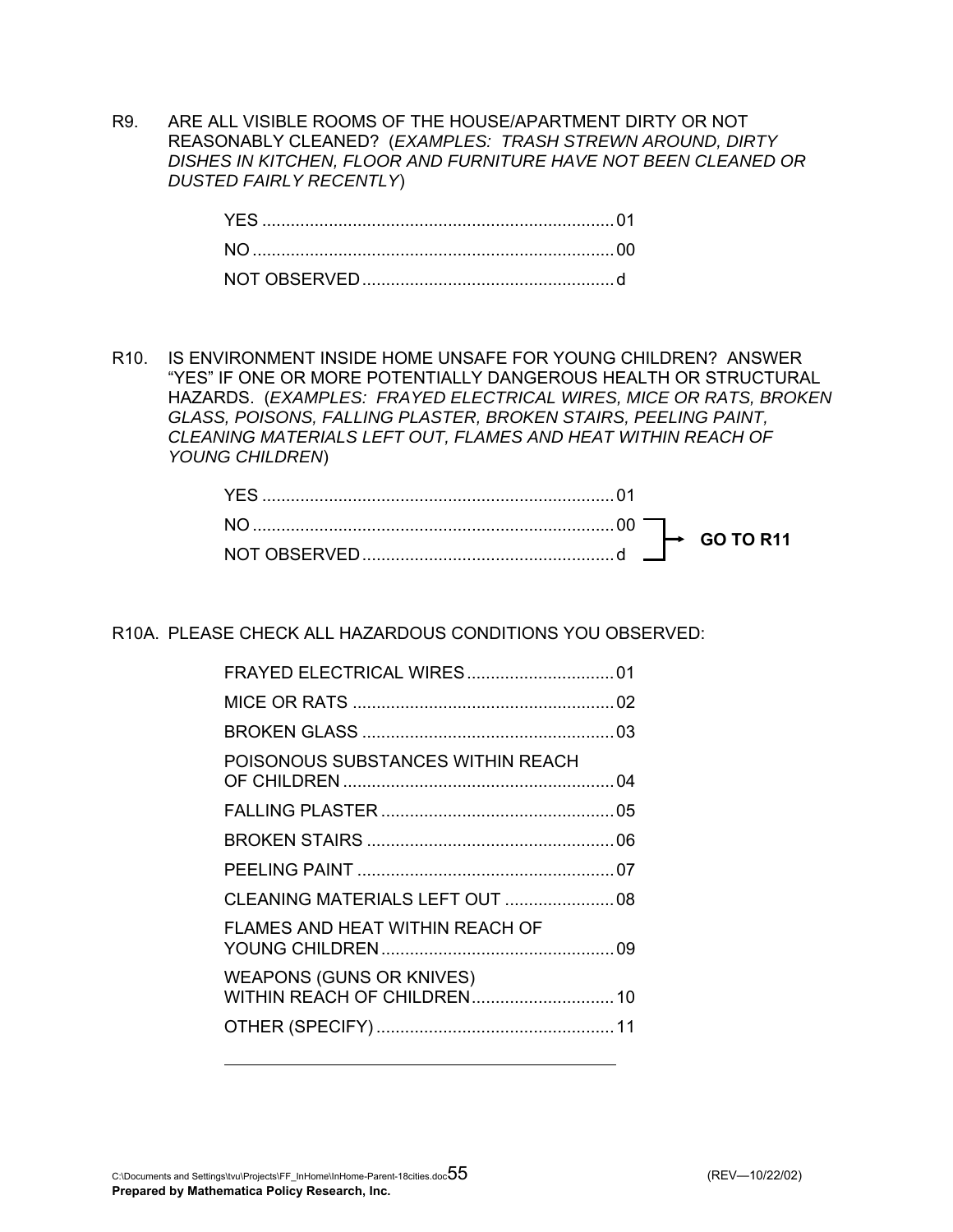R9. ARE ALL VISIBLE ROOMS OF THE HOUSE/APARTMENT DIRTY OR NOT REASONABLY CLEANED? (*EXAMPLES: TRASH STREWN AROUND, DIRTY DISHES IN KITCHEN, FLOOR AND FURNITURE HAVE NOT BEEN CLEANED OR DUSTED FAIRLY RECENTLY*)

| | |
|---|---|
| YES | 01 |
| NO | 00 |
| NOT OBSERVED | d |

R10. IS ENVIRONMENT INSIDE HOME UNSAFE FOR YOUNG CHILDREN? ANSWER "YES" IF ONE OR MORE POTENTIALLY DANGEROUS HEALTH OR STRUCTURAL HAZARDS. (*EXAMPLES: FRAYED ELECTRICAL WIRES, MICE OR RATS, BROKEN GLASS, POISONS, FALLING PLASTER, BROKEN STAIRS, PEELING PAINT, CLEANING MATERIALS LEFT OUT, FLAMES AND HEAT WITHIN REACH OF YOUNG CHILDREN*)

| | | |
|---|---|---|
| YES | 01 | |
| NO | 00 | **GO TO R11** |
| NOT OBSERVED | d | **GO TO R11** |

R10A. PLEASE CHECK ALL HAZARDOUS CONDITIONS YOU OBSERVED:

| | |
|---|---|
| FRAYED ELECTRICAL WIRES | 01 |
| MICE OR RATS | 02 |
| BROKEN GLASS | 03 |
| POISONOUS SUBSTANCES WITHIN REACH OF CHILDREN | 04 |
| FALLING PLASTER | 05 |
| BROKEN STAIRS | 06 |
| PEELING PAINT | 07 |
| CLEANING MATERIALS LEFT OUT | 08 |
| FLAMES AND HEAT WITHIN REACH OF YOUNG CHILDREN | 09 |
| WEAPONS (GUNS OR KNIVES) WITHIN REACH OF CHILDREN | 10 |
| OTHER (SPECIFY) | 11 |

\_\_\_\_\_\_\_\_\_\_\_\_\_\_\_\_\_\_\_\_\_\_\_\_\_\_\_\_\_\_\_\_\_\_\_\_\_\_\_\_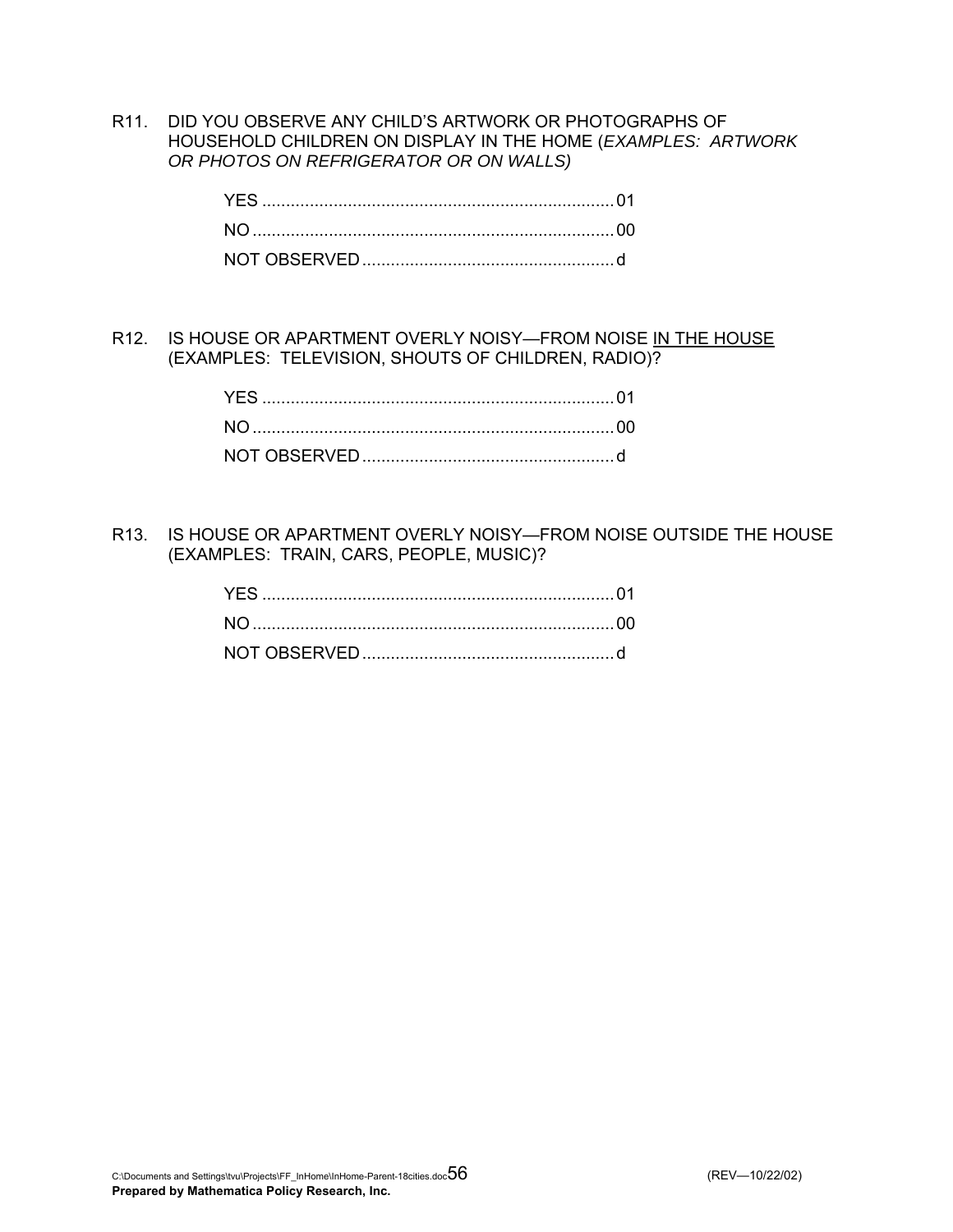R11. DID YOU OBSERVE ANY CHILD'S ARTWORK OR PHOTOGRAPHS OF HOUSEHOLD CHILDREN ON DISPLAY IN THE HOME (*EXAMPLES: ARTWORK OR PHOTOS ON REFRIGERATOR OR ON WALLS)*

YES ........................................................................ 01
NO .......................................................................... 00
NOT OBSERVED ..................................................... d

R12. IS HOUSE OR APARTMENT OVERLY NOISY—FROM NOISE <u>IN THE HOUSE</u> (EXAMPLES: TELEVISION, SHOUTS OF CHILDREN, RADIO)?

YES ........................................................................ 01
NO .......................................................................... 00
NOT OBSERVED ..................................................... d

R13. IS HOUSE OR APARTMENT OVERLY NOISY—FROM NOISE OUTSIDE THE HOUSE (EXAMPLES: TRAIN, CARS, PEOPLE, MUSIC)?

YES ........................................................................ 01
NO .......................................................................... 00
NOT OBSERVED ..................................................... d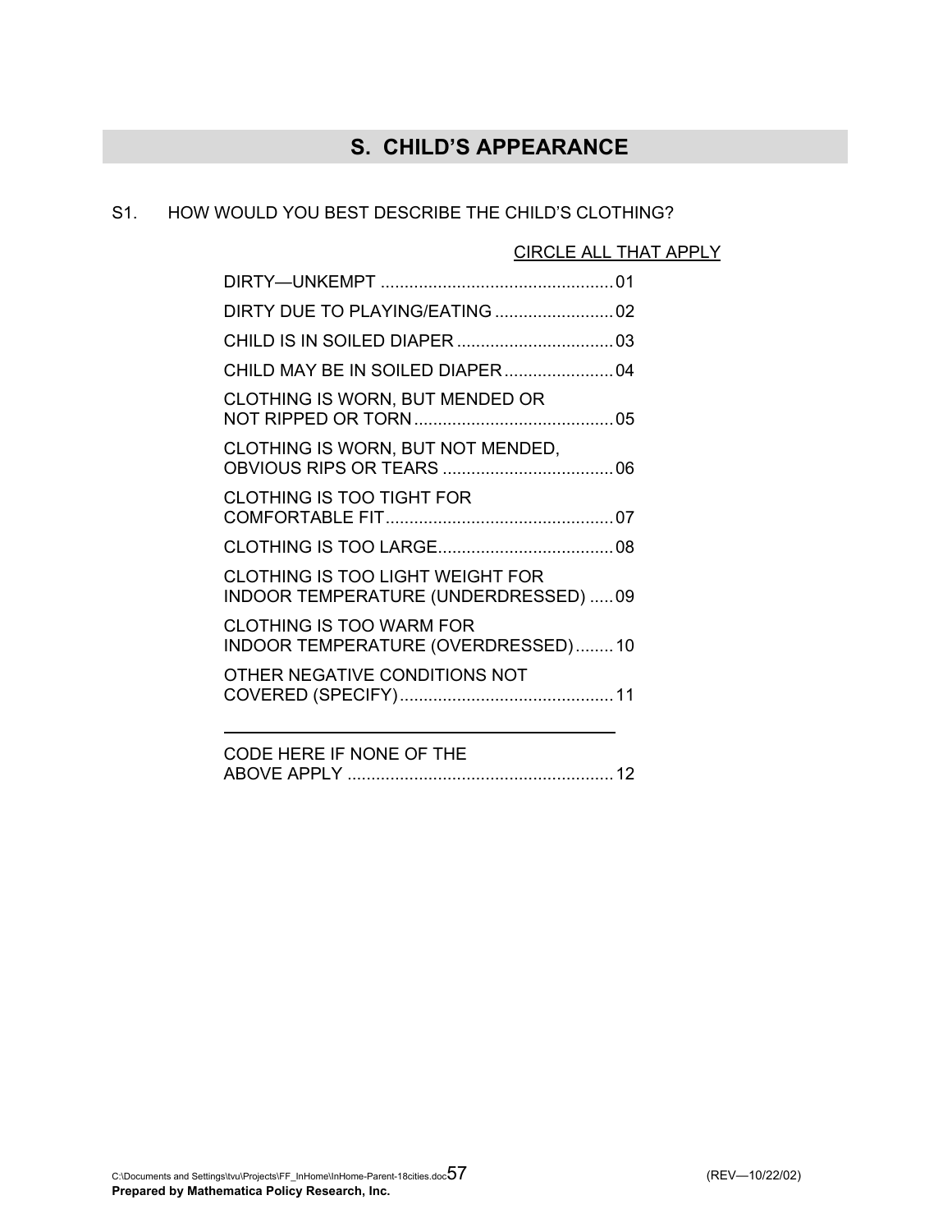## S. CHILD'S APPEARANCE

S1. HOW WOULD YOU BEST DESCRIBE THE CHILD'S CLOTHING?

CIRCLE ALL THAT APPLY

DIRTY—UNKEMPT .................................................01

DIRTY DUE TO PLAYING/EATING .........................02

CHILD IS IN SOILED DIAPER .................................03

CHILD MAY BE IN SOILED DIAPER.......................04

CLOTHING IS WORN, BUT MENDED OR NOT RIPPED OR TORN..........................................05

CLOTHING IS WORN, BUT NOT MENDED, OBVIOUS RIPS OR TEARS ....................................06

CLOTHING IS TOO TIGHT FOR COMFORTABLE FIT................................................07

CLOTHING IS TOO LARGE.....................................08

CLOTHING IS TOO LIGHT WEIGHT FOR INDOOR TEMPERATURE (UNDERDRESSED) .....09

CLOTHING IS TOO WARM FOR INDOOR TEMPERATURE (OVERDRESSED)........10

OTHER NEGATIVE CONDITIONS NOT COVERED (SPECIFY).............................................11

_______________________________________________

CODE HERE IF NONE OF THE ABOVE APPLY ........................................................12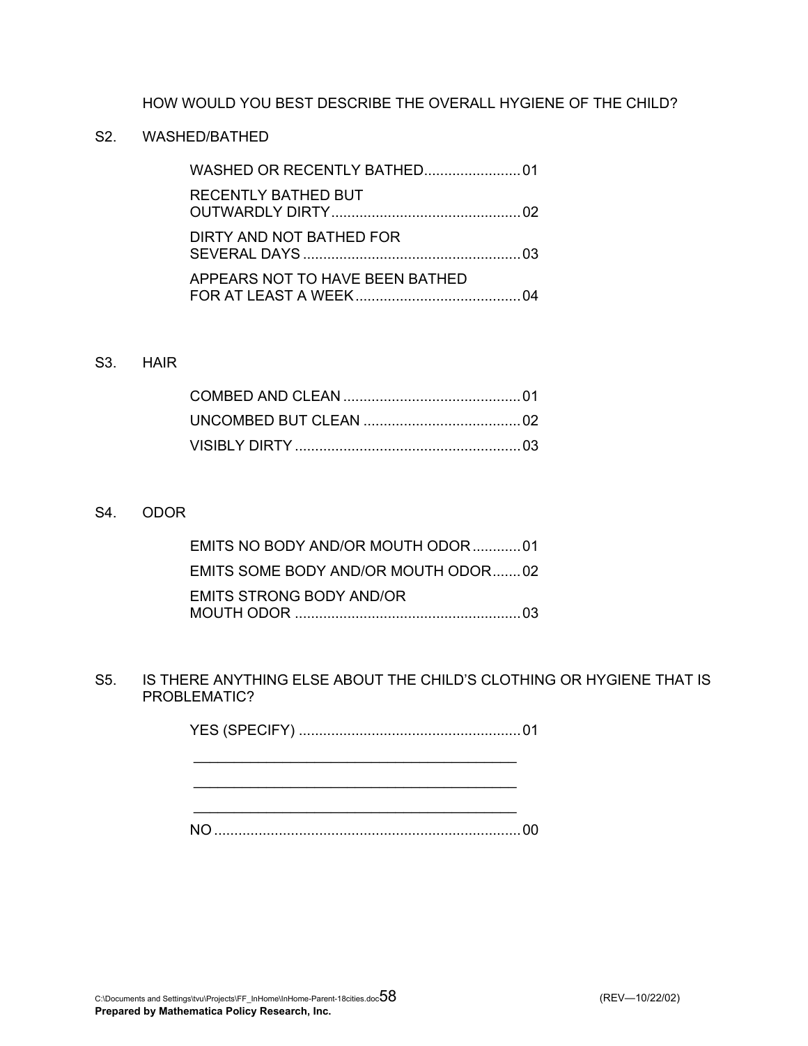HOW WOULD YOU BEST DESCRIBE THE OVERALL HYGIENE OF THE CHILD?

S2. WASHED/BATHED

- WASHED OR RECENTLY BATHED........................01
- RECENTLY BATHED BUT OUTWARDLY DIRTY...............................................02
- DIRTY AND NOT BATHED FOR SEVERAL DAYS.....................................................03
- APPEARS NOT TO HAVE BEEN BATHED FOR AT LEAST A WEEK.........................................04

S3. HAIR

- COMBED AND CLEAN............................................01
- UNCOMBED BUT CLEAN.......................................02
- VISIBLY DIRTY.......................................................03

S4. ODOR

- EMITS NO BODY AND/OR MOUTH ODOR............01
- EMITS SOME BODY AND/OR MOUTH ODOR.......02
- EMITS STRONG BODY AND/OR MOUTH ODOR.......................................................03

S5. IS THERE ANYTHING ELSE ABOUT THE CHILD'S CLOTHING OR HYGIENE THAT IS PROBLEMATIC?

- YES (SPECIFY)......................................................01

  ________________________________________

  ________________________________________

  ________________________________________
- NO...........................................................................00

C:\Documents and Settings\tvu\Projects\FF_InHome\InHome-Parent-18cities.doc (REV—10/22/02)
**Prepared by Mathematica Policy Research, Inc.**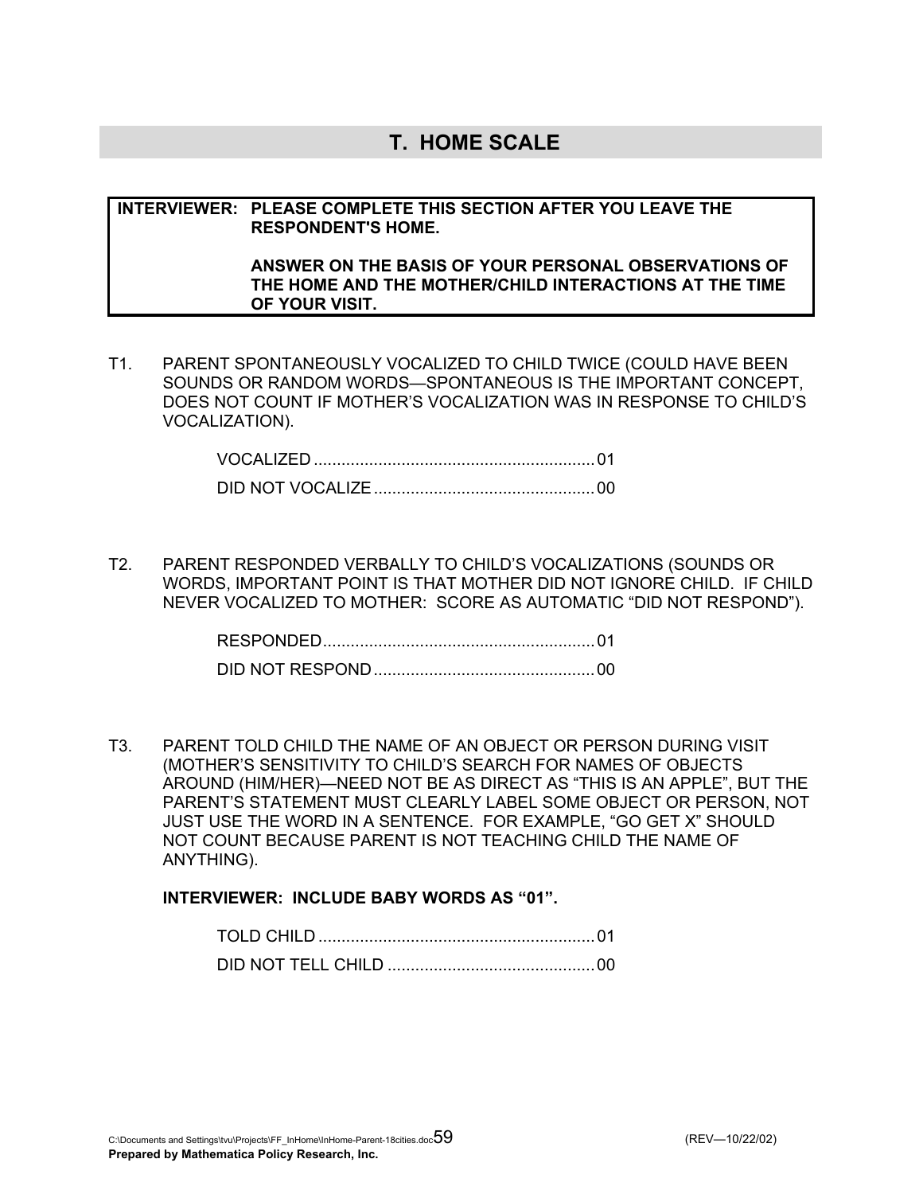# T. HOME SCALE

**INTERVIEWER: PLEASE COMPLETE THIS SECTION AFTER YOU LEAVE THE RESPONDENT'S HOME.**

**ANSWER ON THE BASIS OF YOUR PERSONAL OBSERVATIONS OF THE HOME AND THE MOTHER/CHILD INTERACTIONS AT THE TIME OF YOUR VISIT.**

T1. PARENT SPONTANEOUSLY VOCALIZED TO CHILD TWICE (COULD HAVE BEEN SOUNDS OR RANDOM WORDS—SPONTANEOUS IS THE IMPORTANT CONCEPT, DOES NOT COUNT IF MOTHER'S VOCALIZATION WAS IN RESPONSE TO CHILD'S VOCALIZATION).

VOCALIZED .......... 01
DID NOT VOCALIZE .......... 00

T2. PARENT RESPONDED VERBALLY TO CHILD'S VOCALIZATIONS (SOUNDS OR WORDS, IMPORTANT POINT IS THAT MOTHER DID NOT IGNORE CHILD. IF CHILD NEVER VOCALIZED TO MOTHER: SCORE AS AUTOMATIC "DID NOT RESPOND").

RESPONDED .......... 01
DID NOT RESPOND .......... 00

T3. PARENT TOLD CHILD THE NAME OF AN OBJECT OR PERSON DURING VISIT (MOTHER'S SENSITIVITY TO CHILD'S SEARCH FOR NAMES OF OBJECTS AROUND (HIM/HER)—NEED NOT BE AS DIRECT AS "THIS IS AN APPLE", BUT THE PARENT'S STATEMENT MUST CLEARLY LABEL SOME OBJECT OR PERSON, NOT JUST USE THE WORD IN A SENTENCE. FOR EXAMPLE, "GO GET X" SHOULD NOT COUNT BECAUSE PARENT IS NOT TEACHING CHILD THE NAME OF ANYTHING).

**INTERVIEWER: INCLUDE BABY WORDS AS "01".**

TOLD CHILD .......... 01
DID NOT TELL CHILD .......... 00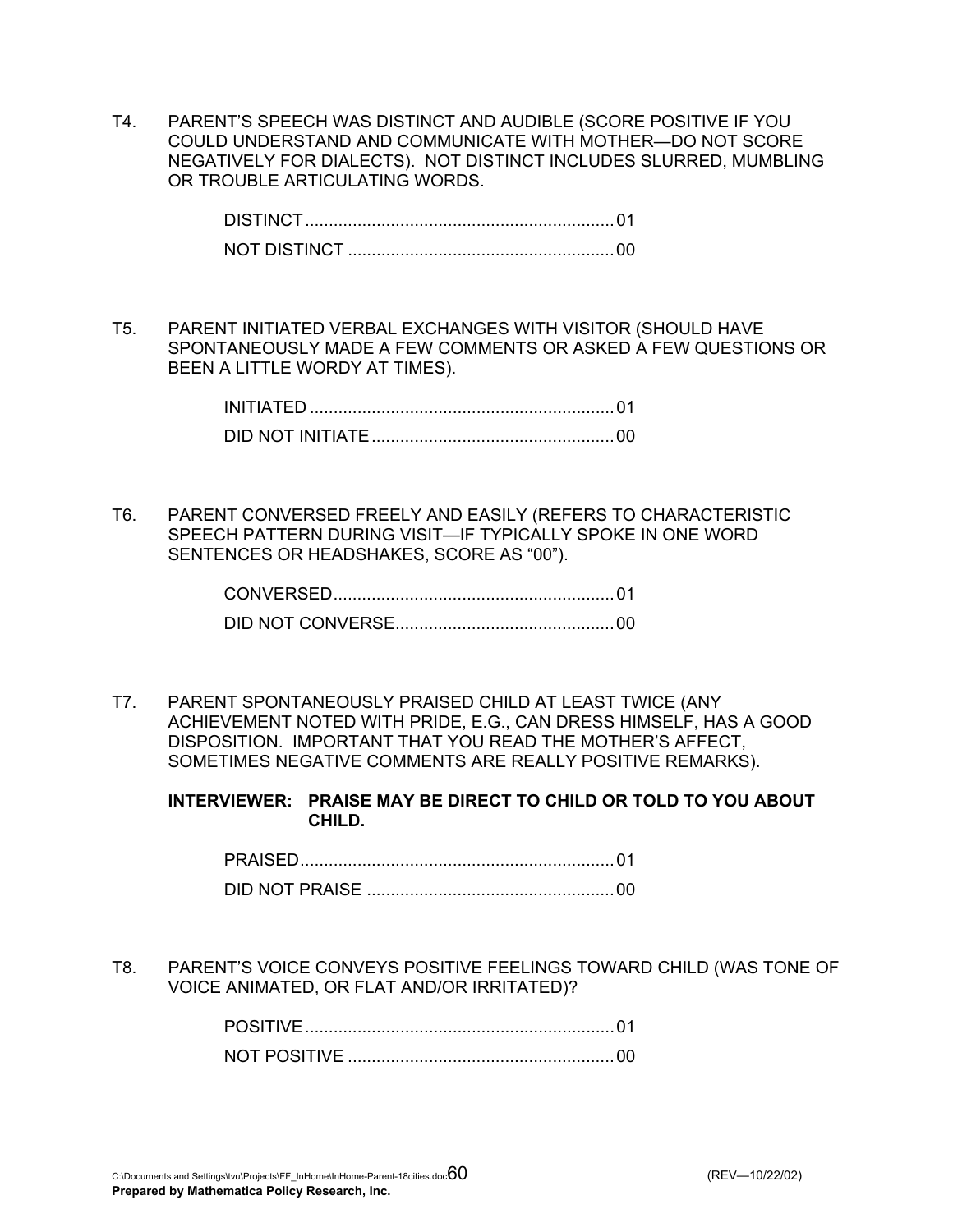T4. PARENT'S SPEECH WAS DISTINCT AND AUDIBLE (SCORE POSITIVE IF YOU COULD UNDERSTAND AND COMMUNICATE WITH MOTHER—DO NOT SCORE NEGATIVELY FOR DIALECTS). NOT DISTINCT INCLUDES SLURRED, MUMBLING OR TROUBLE ARTICULATING WORDS.

- DISTINCT.................................................................01
- NOT DISTINCT ........................................................00

T5. PARENT INITIATED VERBAL EXCHANGES WITH VISITOR (SHOULD HAVE SPONTANEOUSLY MADE A FEW COMMENTS OR ASKED A FEW QUESTIONS OR BEEN A LITTLE WORDY AT TIMES).

- INITIATED ................................................................01
- DID NOT INITIATE ...................................................00

T6. PARENT CONVERSED FREELY AND EASILY (REFERS TO CHARACTERISTIC SPEECH PATTERN DURING VISIT—IF TYPICALLY SPOKE IN ONE WORD SENTENCES OR HEADSHAKES, SCORE AS "00").

- CONVERSED...........................................................01
- DID NOT CONVERSE..............................................00

T7. PARENT SPONTANEOUSLY PRAISED CHILD AT LEAST TWICE (ANY ACHIEVEMENT NOTED WITH PRIDE, E.G., CAN DRESS HIMSELF, HAS A GOOD DISPOSITION. IMPORTANT THAT YOU READ THE MOTHER'S AFFECT, SOMETIMES NEGATIVE COMMENTS ARE REALLY POSITIVE REMARKS).

**INTERVIEWER: PRAISE MAY BE DIRECT TO CHILD OR TOLD TO YOU ABOUT CHILD.**

- PRAISED..................................................................01
- DID NOT PRAISE ....................................................00

T8. PARENT'S VOICE CONVEYS POSITIVE FEELINGS TOWARD CHILD (WAS TONE OF VOICE ANIMATED, OR FLAT AND/OR IRRITATED)?

- POSITIVE.................................................................01
- NOT POSITIVE ........................................................00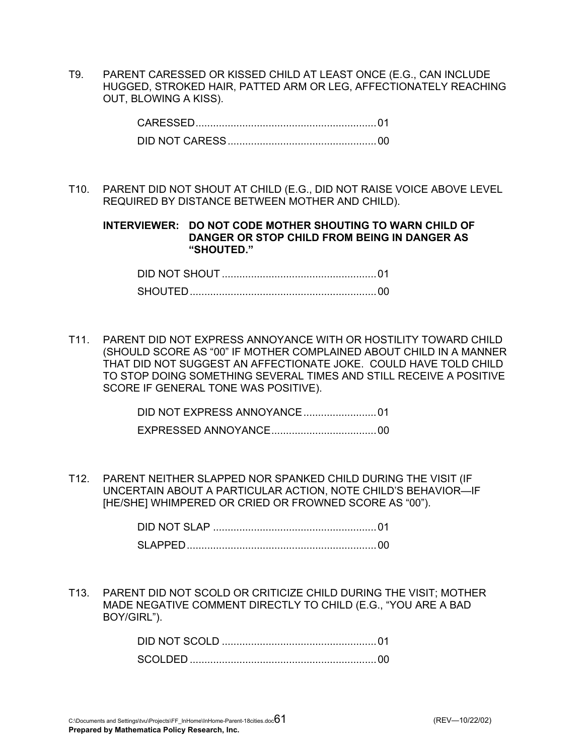T9. PARENT CARESSED OR KISSED CHILD AT LEAST ONCE (E.G., CAN INCLUDE HUGGED, STROKED HAIR, PATTED ARM OR LEG, AFFECTIONATELY REACHING OUT, BLOWING A KISS).

CARESSED.............................................................01
DID NOT CARESS..................................................00

T10. PARENT DID NOT SHOUT AT CHILD (E.G., DID NOT RAISE VOICE ABOVE LEVEL REQUIRED BY DISTANCE BETWEEN MOTHER AND CHILD).

**INTERVIEWER: DO NOT CODE MOTHER SHOUTING TO WARN CHILD OF DANGER OR STOP CHILD FROM BEING IN DANGER AS "SHOUTED."**

DID NOT SHOUT ....................................................01
SHOUTED...............................................................00

T11. PARENT DID NOT EXPRESS ANNOYANCE WITH OR HOSTILITY TOWARD CHILD (SHOULD SCORE AS "00" IF MOTHER COMPLAINED ABOUT CHILD IN A MANNER THAT DID NOT SUGGEST AN AFFECTIONATE JOKE. COULD HAVE TOLD CHILD TO STOP DOING SOMETHING SEVERAL TIMES AND STILL RECEIVE A POSITIVE SCORE IF GENERAL TONE WAS POSITIVE).

DID NOT EXPRESS ANNOYANCE.........................01
EXPRESSED ANNOYANCE....................................00

T12. PARENT NEITHER SLAPPED NOR SPANKED CHILD DURING THE VISIT (IF UNCERTAIN ABOUT A PARTICULAR ACTION, NOTE CHILD'S BEHAVIOR—IF [HE/SHE] WHIMPERED OR CRIED OR FROWNED SCORE AS "00").

DID NOT SLAP .......................................................01
SLAPPED................................................................00

T13. PARENT DID NOT SCOLD OR CRITICIZE CHILD DURING THE VISIT; MOTHER MADE NEGATIVE COMMENT DIRECTLY TO CHILD (E.G., "YOU ARE A BAD BOY/GIRL").

DID NOT SCOLD ....................................................01
SCOLDED ...............................................................00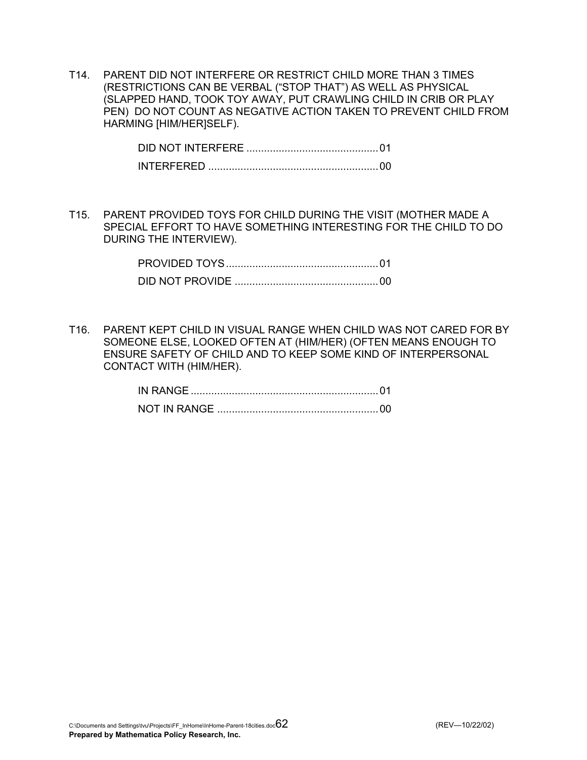T14. PARENT DID NOT INTERFERE OR RESTRICT CHILD MORE THAN 3 TIMES (RESTRICTIONS CAN BE VERBAL ("STOP THAT") AS WELL AS PHYSICAL (SLAPPED HAND, TOOK TOY AWAY, PUT CRAWLING CHILD IN CRIB OR PLAY PEN) DO NOT COUNT AS NEGATIVE ACTION TAKEN TO PREVENT CHILD FROM HARMING [HIM/HER]SELF).

DID NOT INTERFERE ............................................ 01
INTERFERED .......................................................... 00

T15. PARENT PROVIDED TOYS FOR CHILD DURING THE VISIT (MOTHER MADE A SPECIAL EFFORT TO HAVE SOMETHING INTERESTING FOR THE CHILD TO DO DURING THE INTERVIEW).

PROVIDED TOYS ................................................... 01
DID NOT PROVIDE ................................................ 00

T16. PARENT KEPT CHILD IN VISUAL RANGE WHEN CHILD WAS NOT CARED FOR BY SOMEONE ELSE, LOOKED OFTEN AT (HIM/HER) (OFTEN MEANS ENOUGH TO ENSURE SAFETY OF CHILD AND TO KEEP SOME KIND OF INTERPERSONAL CONTACT WITH (HIM/HER).

IN RANGE ............................................................... 01
NOT IN RANGE ...................................................... 00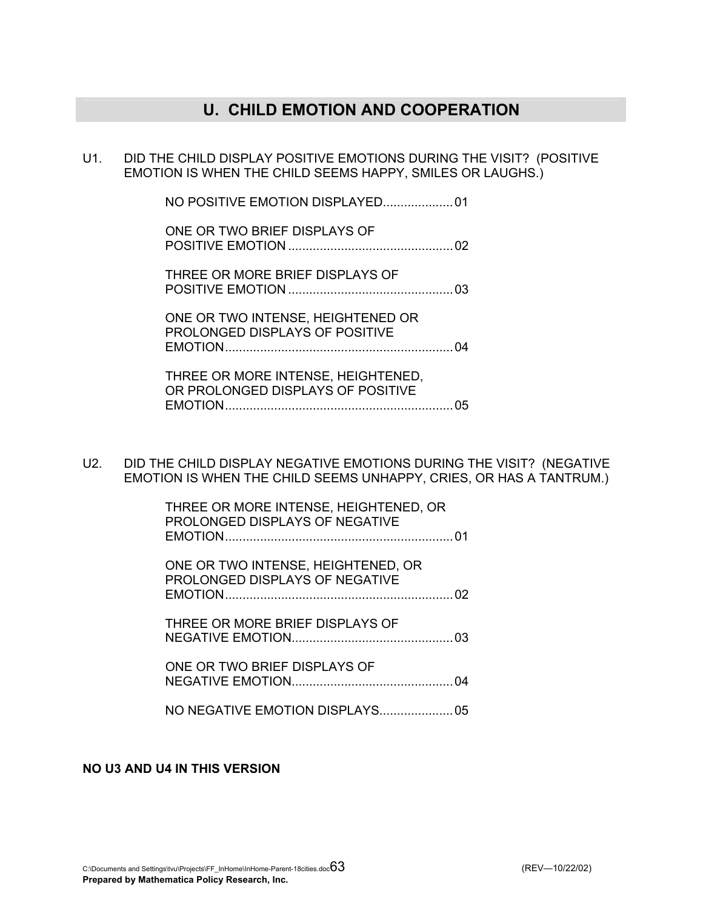## U. CHILD EMOTION AND COOPERATION

U1. DID THE CHILD DISPLAY POSITIVE EMOTIONS DURING THE VISIT? (POSITIVE EMOTION IS WHEN THE CHILD SEEMS HAPPY, SMILES OR LAUGHS.)

- NO POSITIVE EMOTION DISPLAYED.................... 01
- ONE OR TWO BRIEF DISPLAYS OF POSITIVE EMOTION ............................................... 02
- THREE OR MORE BRIEF DISPLAYS OF POSITIVE EMOTION ............................................... 03
- ONE OR TWO INTENSE, HEIGHTENED OR PROLONGED DISPLAYS OF POSITIVE EMOTION................................................................. 04
- THREE OR MORE INTENSE, HEIGHTENED, OR PROLONGED DISPLAYS OF POSITIVE EMOTION................................................................. 05

U2. DID THE CHILD DISPLAY NEGATIVE EMOTIONS DURING THE VISIT? (NEGATIVE EMOTION IS WHEN THE CHILD SEEMS UNHAPPY, CRIES, OR HAS A TANTRUM.)

- THREE OR MORE INTENSE, HEIGHTENED, OR PROLONGED DISPLAYS OF NEGATIVE EMOTION................................................................. 01
- ONE OR TWO INTENSE, HEIGHTENED, OR PROLONGED DISPLAYS OF NEGATIVE EMOTION................................................................. 02
- THREE OR MORE BRIEF DISPLAYS OF NEGATIVE EMOTION.............................................. 03
- ONE OR TWO BRIEF DISPLAYS OF NEGATIVE EMOTION.............................................. 04
- NO NEGATIVE EMOTION DISPLAYS..................... 05

**NO U3 AND U4 IN THIS VERSION**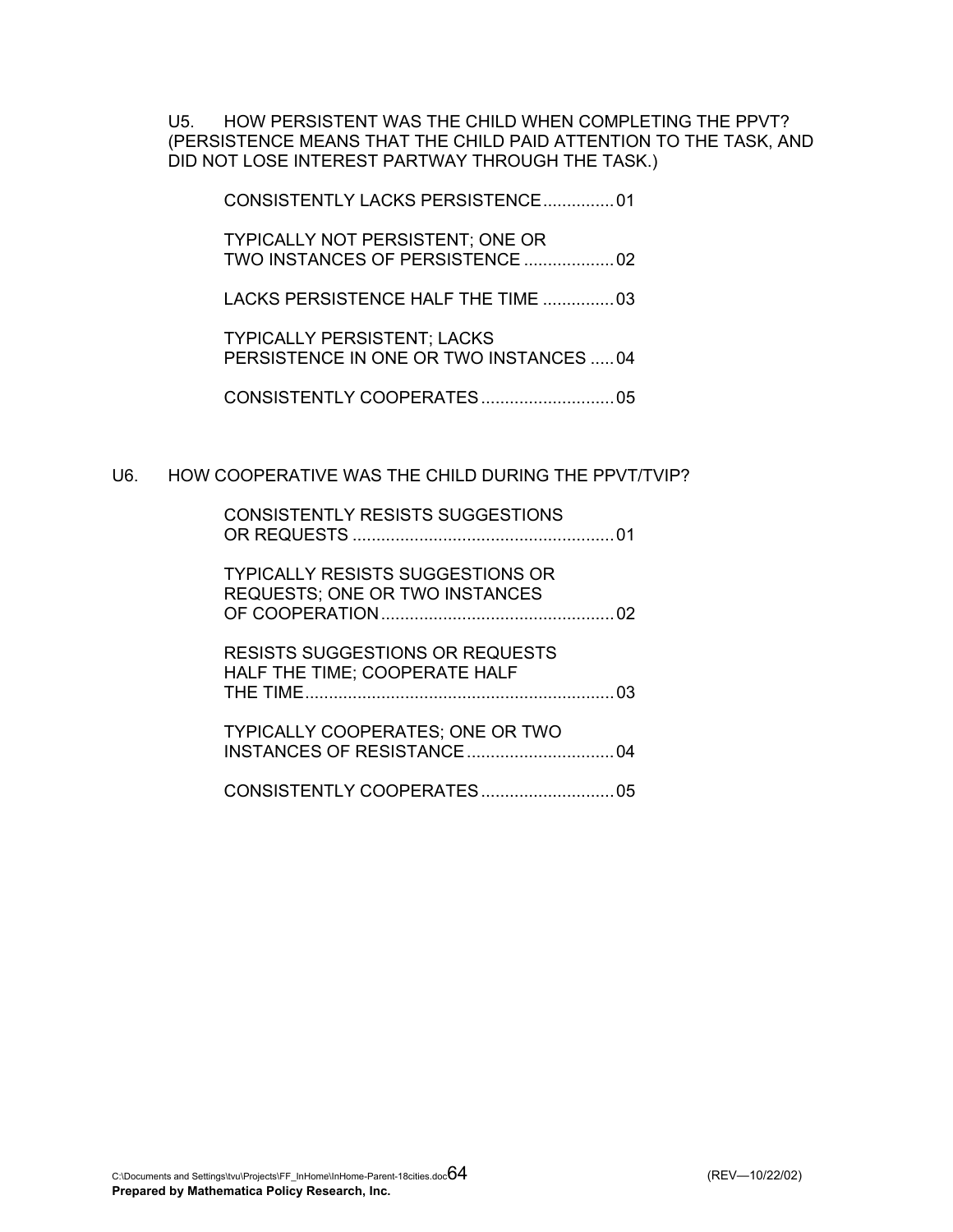U5. HOW PERSISTENT WAS THE CHILD WHEN COMPLETING THE PPVT? (PERSISTENCE MEANS THAT THE CHILD PAID ATTENTION TO THE TASK, AND DID NOT LOSE INTEREST PARTWAY THROUGH THE TASK.)

CONSISTENTLY LACKS PERSISTENCE ............... 01

TYPICALLY NOT PERSISTENT; ONE OR TWO INSTANCES OF PERSISTENCE ................... 02

LACKS PERSISTENCE HALF THE TIME ............... 03

TYPICALLY PERSISTENT; LACKS PERSISTENCE IN ONE OR TWO INSTANCES ..... 04

CONSISTENTLY COOPERATES ............................ 05

U6. HOW COOPERATIVE WAS THE CHILD DURING THE PPVT/TVIP?

CONSISTENTLY RESISTS SUGGESTIONS OR REQUESTS ....................................................... 01

TYPICALLY RESISTS SUGGESTIONS OR REQUESTS; ONE OR TWO INSTANCES OF COOPERATION ................................................ 02

RESISTS SUGGESTIONS OR REQUESTS HALF THE TIME; COOPERATE HALF THE TIME ................................................................. 03

TYPICALLY COOPERATES; ONE OR TWO INSTANCES OF RESISTANCE ............................... 04

CONSISTENTLY COOPERATES ............................ 05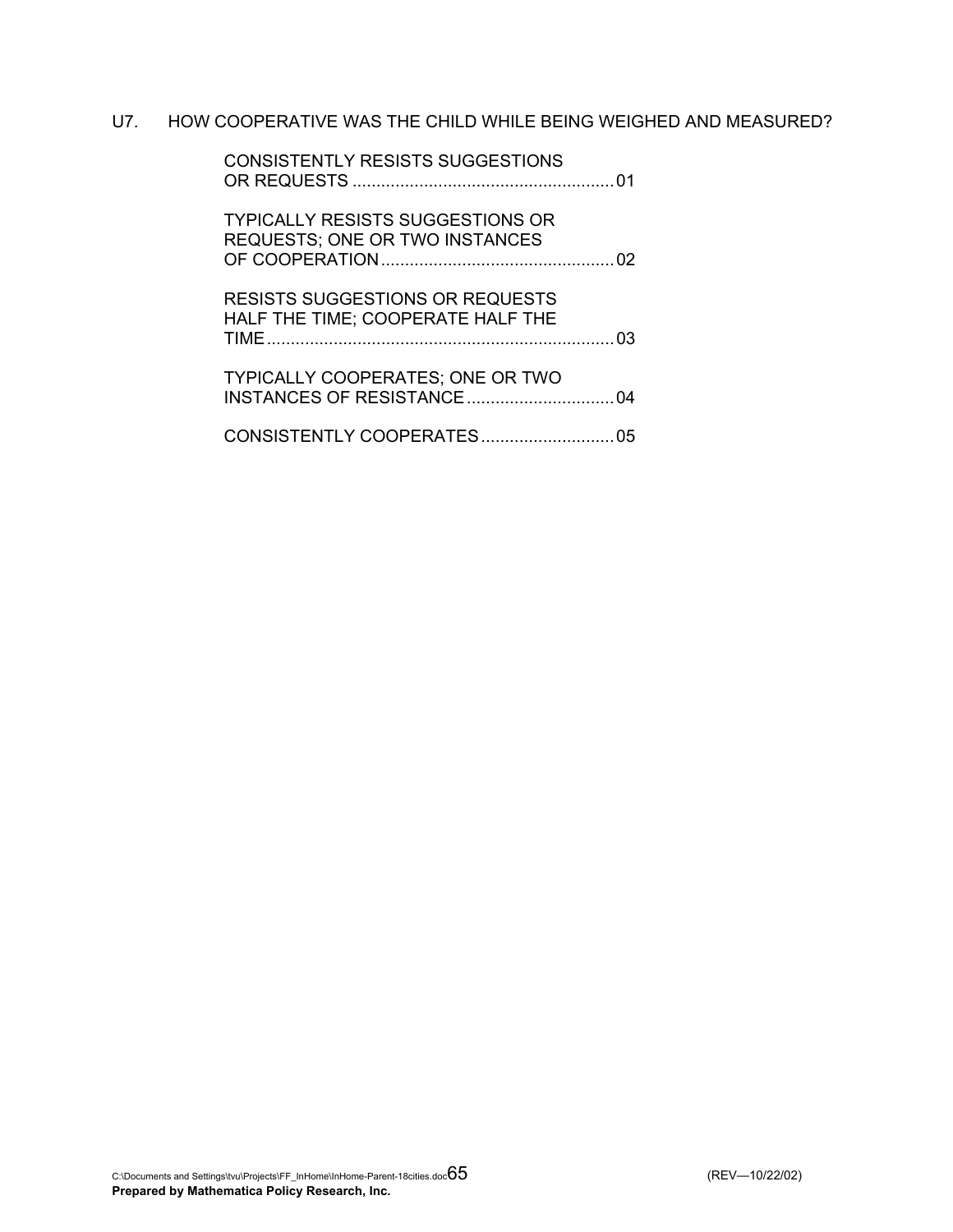U7. HOW COOPERATIVE WAS THE CHILD WHILE BEING WEIGHED AND MEASURED?

CONSISTENTLY RESISTS SUGGESTIONS OR REQUESTS .......................................................01

TYPICALLY RESISTS SUGGESTIONS OR REQUESTS; ONE OR TWO INSTANCES OF COOPERATION.................................................02

RESISTS SUGGESTIONS OR REQUESTS HALF THE TIME; COOPERATE HALF THE TIME.........................................................................03

TYPICALLY COOPERATES; ONE OR TWO INSTANCES OF RESISTANCE...............................04

CONSISTENTLY COOPERATES............................05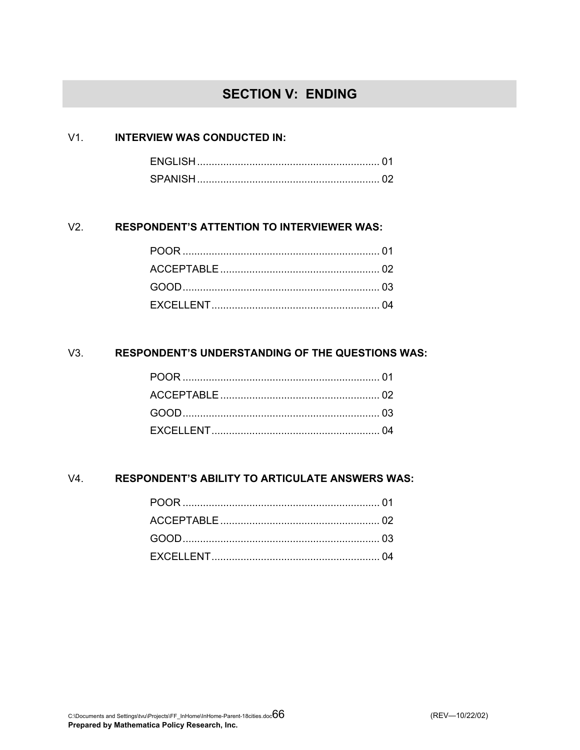## SECTION V: ENDING

V1. **INTERVIEW WAS CONDUCTED IN:**

ENGLISH .............................................................. 01
SPANISH .............................................................. 02

V2. **RESPONDENT'S ATTENTION TO INTERVIEWER WAS:**

POOR .................................................................... 01
ACCEPTABLE ....................................................... 02
GOOD .................................................................... 03
EXCELLENT .......................................................... 04

V3. **RESPONDENT'S UNDERSTANDING OF THE QUESTIONS WAS:**

POOR .................................................................... 01
ACCEPTABLE ....................................................... 02
GOOD .................................................................... 03
EXCELLENT .......................................................... 04

V4. **RESPONDENT'S ABILITY TO ARTICULATE ANSWERS WAS:**

POOR .................................................................... 01
ACCEPTABLE ....................................................... 02
GOOD .................................................................... 03
EXCELLENT .......................................................... 04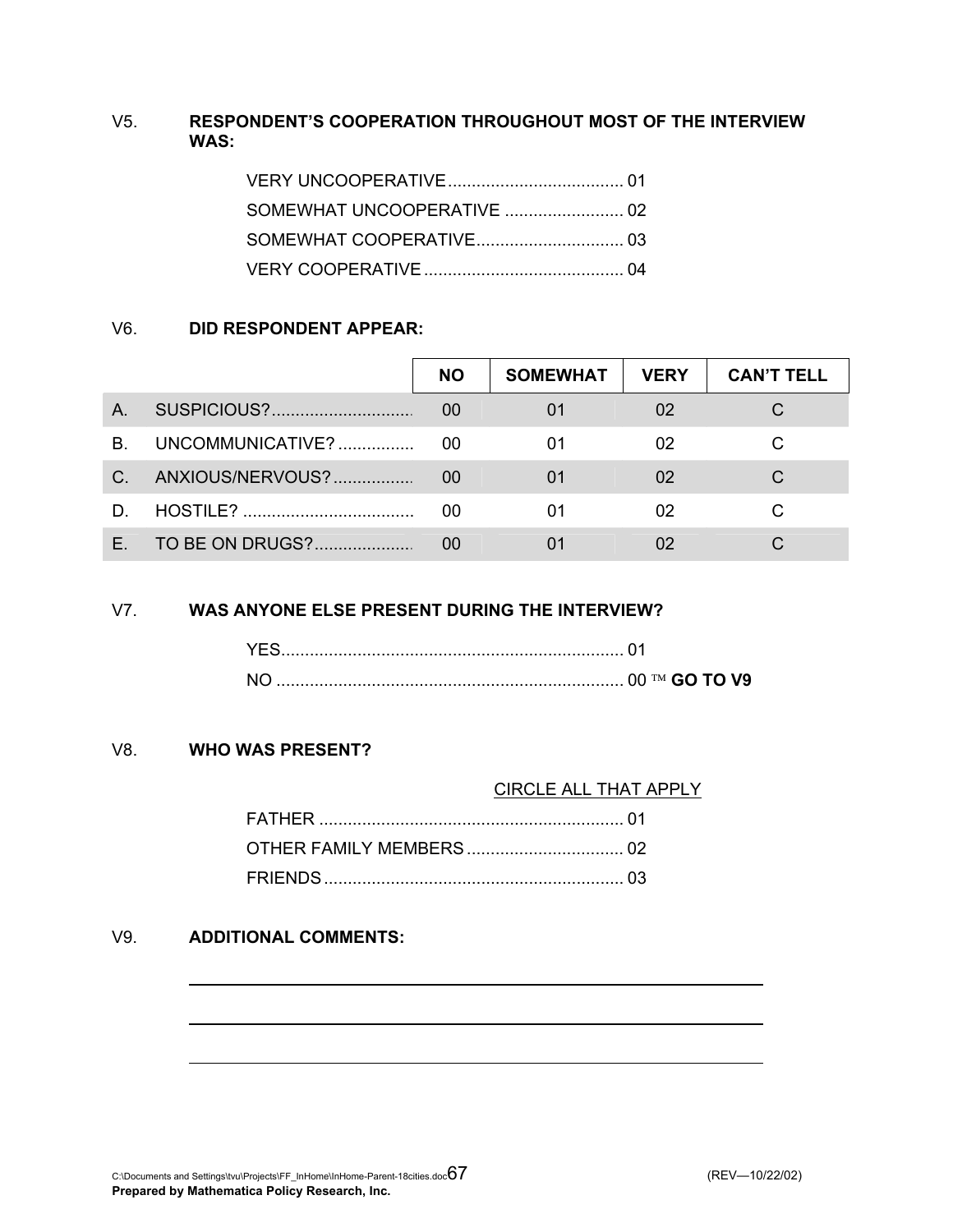V5. **RESPONDENT'S COOPERATION THROUGHOUT MOST OF THE INTERVIEW WAS:**

VERY UNCOOPERATIVE..................................... 01
SOMEWHAT UNCOOPERATIVE ......................... 02
SOMEWHAT COOPERATIVE............................... 03
VERY COOPERATIVE .......................................... 04

V6. **DID RESPONDENT APPEAR:**

| | | NO | SOMEWHAT | VERY | CAN'T TELL |
|---|---|---|---|---|---|
| A. | SUSPICIOUS?............................. | 00 | 01 | 02 | C |
| B. | UNCOMMUNICATIVE? ................ | 00 | 01 | 02 | C |
| C. | ANXIOUS/NERVOUS?................. | 00 | 01 | 02 | C |
| D. | HOSTILE? .................................... | 00 | 01 | 02 | C |
| E. | TO BE ON DRUGS?..................... | 00 | 01 | 02 | C |

V7. **WAS ANYONE ELSE PRESENT DURING THE INTERVIEW?**

YES........................................................................ 01
NO ......................................................................... 00 ™ **GO TO V9**

V8. **WHO WAS PRESENT?**

CIRCLE ALL THAT APPLY

FATHER ................................................................ 01
OTHER FAMILY MEMBERS ................................. 02
FRIENDS ............................................................... 03

V9. **ADDITIONAL COMMENTS:**

______________________________________________

______________________________________________

______________________________________________